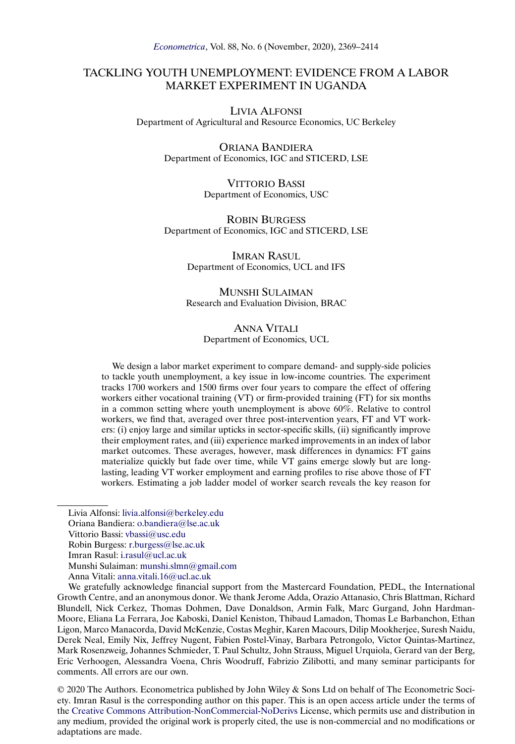# TACKLING YOUTH UNEMPLOYMENT: EVIDENCE FROM A LABOR MARKET EXPERIMENT IN UGANDA

LIVIA ALFONSI
Department of Agricultural and Resource Economics, UC Berkeley

ORIANA BANDIERA
Department of Economics, IGC and STICERD, LSE

VITTORIO BASSI
Department of Economics, USC

ROBIN BURGESS
Department of Economics, IGC and STICERD, LSE

IMRAN RASUL
Department of Economics, UCL and IFS

MUNSHI SULAIMAN
Research and Evaluation Division, BRAC

ANNA VITALI
Department of Economics, UCL

We design a labor market experiment to compare demand- and supply-side policies to tackle youth unemployment, a key issue in low-income countries. The experiment tracks 1700 workers and 1500 firms over four years to compare the effect of offering workers either vocational training (VT) or firm-provided training (FT) for six months in a common setting where youth unemployment is above 60%. Relative to control workers, we find that, averaged over three post-intervention years, FT and VT workers: (i) enjoy large and similar upticks in sector-specific skills, (ii) significantly improve their employment rates, and (iii) experience marked improvements in an index of labor market outcomes. These averages, however, mask differences in dynamics: FT gains materialize quickly but fade over time, while VT gains emerge slowly but are long-lasting, leading VT worker employment and earning profiles to rise above those of FT workers. Estimating a job ladder model of worker search reveals the key reason for

---

Livia Alfonsi: livia.alfonsi@berkeley.edu
Oriana Bandiera: o.bandiera@lse.ac.uk
Vittorio Bassi: vbassi@usc.edu
Robin Burgess: r.burgess@lse.ac.uk
Imran Rasul: i.rasul@ucl.ac.uk
Munshi Sulaiman: munshi.slmn@gmail.com
Anna Vitali: anna.vitali.16@ucl.ac.uk

We gratefully acknowledge financial support from the Mastercard Foundation, PEDL, the International Growth Centre, and an anonymous donor. We thank Jerome Adda, Orazio Attanasio, Chris Blattman, Richard Blundell, Nick Cerkez, Thomas Dohmen, Dave Donaldson, Armin Falk, Marc Gurgand, John Hardman-Moore, Eliana La Ferrara, Joe Kaboski, Daniel Keniston, Thibaud Lamadon, Thomas Le Barbanchon, Ethan Ligon, Marco Manacorda, David McKenzie, Costas Meghir, Karen Macours, Dilip Mookherjee, Suresh Naidu, Derek Neal, Emily Nix, Jeffrey Nugent, Fabien Postel-Vinay, Barbara Petrongolo, Victor Quintas-Martinez, Mark Rosenzweig, Johannes Schmieder, T. Paul Schultz, John Strauss, Miguel Urquiola, Gerard van der Berg, Eric Verhoogen, Alessandra Voena, Chris Woodruff, Fabrizio Zilibotti, and many seminar participants for comments. All errors are our own.

© 2020 The Authors. Econometrica published by John Wiley & Sons Ltd on behalf of The Econometric Society. Imran Rasul is the corresponding author on this paper. This is an open access article under the terms of the Creative Commons Attribution-NonCommercial-NoDerivs License, which permits use and distribution in any medium, provided the original work is properly cited, the use is non-commercial and no modifications or adaptations are made.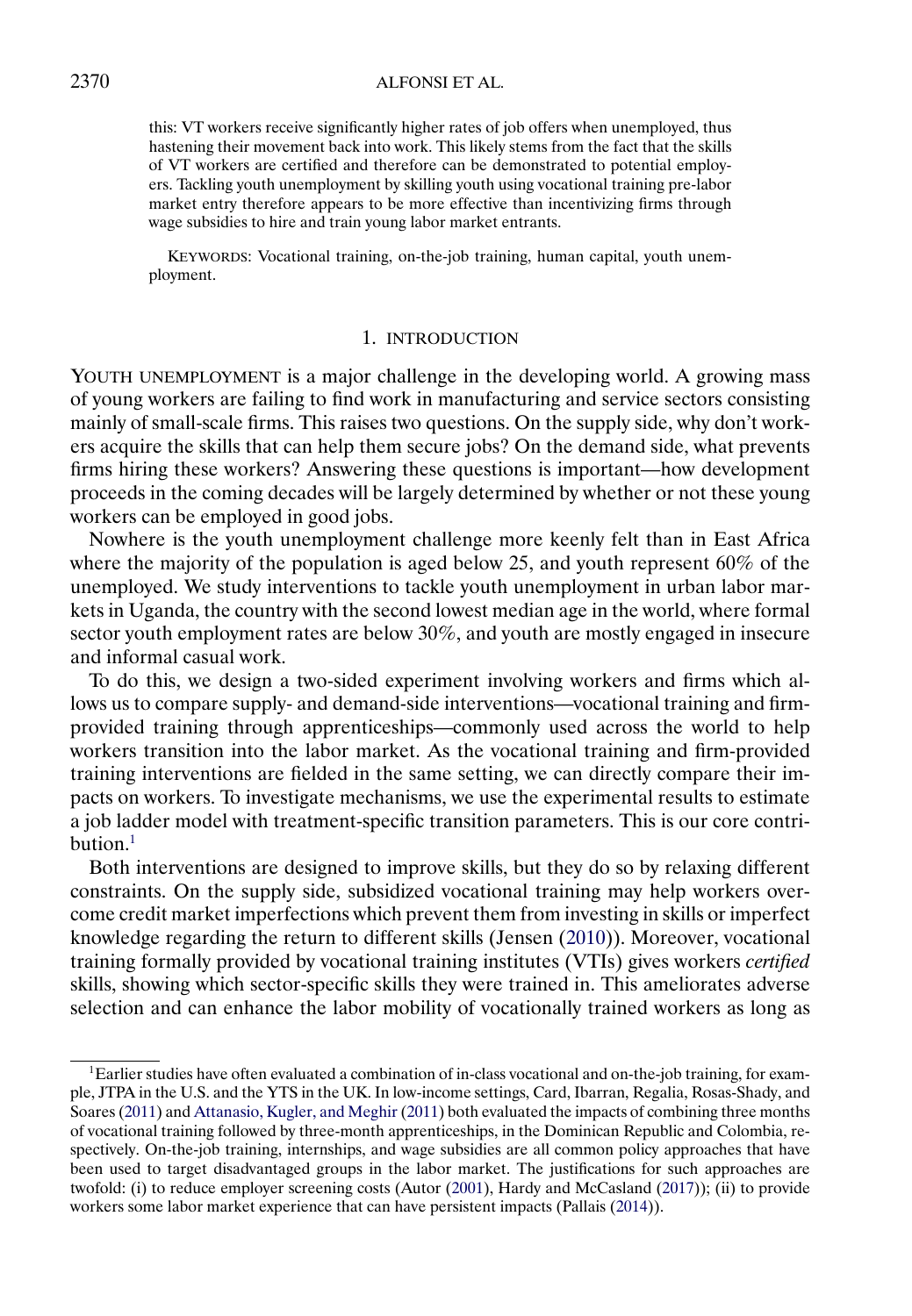this: VT workers receive significantly higher rates of job offers when unemployed, thus hastening their movement back into work. This likely stems from the fact that the skills of VT workers are certified and therefore can be demonstrated to potential employers. Tackling youth unemployment by skilling youth using vocational training pre-labor market entry therefore appears to be more effective than incentivizing firms through wage subsidies to hire and train young labor market entrants.

KEYWORDS: Vocational training, on-the-job training, human capital, youth unemployment.

## 1. INTRODUCTION

YOUTH UNEMPLOYMENT is a major challenge in the developing world. A growing mass of young workers are failing to find work in manufacturing and service sectors consisting mainly of small-scale firms. This raises two questions. On the supply side, why don't workers acquire the skills that can help them secure jobs? On the demand side, what prevents firms hiring these workers? Answering these questions is important—how development proceeds in the coming decades will be largely determined by whether or not these young workers can be employed in good jobs.

Nowhere is the youth unemployment challenge more keenly felt than in East Africa where the majority of the population is aged below 25, and youth represent 60% of the unemployed. We study interventions to tackle youth unemployment in urban labor markets in Uganda, the country with the second lowest median age in the world, where formal sector youth employment rates are below 30%, and youth are mostly engaged in insecure and informal casual work.

To do this, we design a two-sided experiment involving workers and firms which allows us to compare supply- and demand-side interventions—vocational training and firm-provided training through apprenticeships—commonly used across the world to help workers transition into the labor market. As the vocational training and firm-provided training interventions are fielded in the same setting, we can directly compare their impacts on workers. To investigate mechanisms, we use the experimental results to estimate a job ladder model with treatment-specific transition parameters. This is our core contribution.[1]

Both interventions are designed to improve skills, but they do so by relaxing different constraints. On the supply side, subsidized vocational training may help workers overcome credit market imperfections which prevent them from investing in skills or imperfect knowledge regarding the return to different skills (Jensen (2010)). Moreover, vocational training formally provided by vocational training institutes (VTIs) gives workers *certified* skills, showing which sector-specific skills they were trained in. This ameliorates adverse selection and can enhance the labor mobility of vocationally trained workers as long as

[1] Earlier studies have often evaluated a combination of in-class vocational and on-the-job training, for example, JTPA in the U.S. and the YTS in the UK. In low-income settings, Card, Ibarran, Regalia, Rosas-Shady, and Soares (2011) and Attanasio, Kugler, and Meghir (2011) both evaluated the impacts of combining three months of vocational training followed by three-month apprenticeships, in the Dominican Republic and Colombia, respectively. On-the-job training, internships, and wage subsidies are all common policy approaches that have been used to target disadvantaged groups in the labor market. The justifications for such approaches are twofold: (i) to reduce employer screening costs (Autor (2001), Hardy and McCasland (2017)); (ii) to provide workers some labor market experience that can have persistent impacts (Pallais (2014)).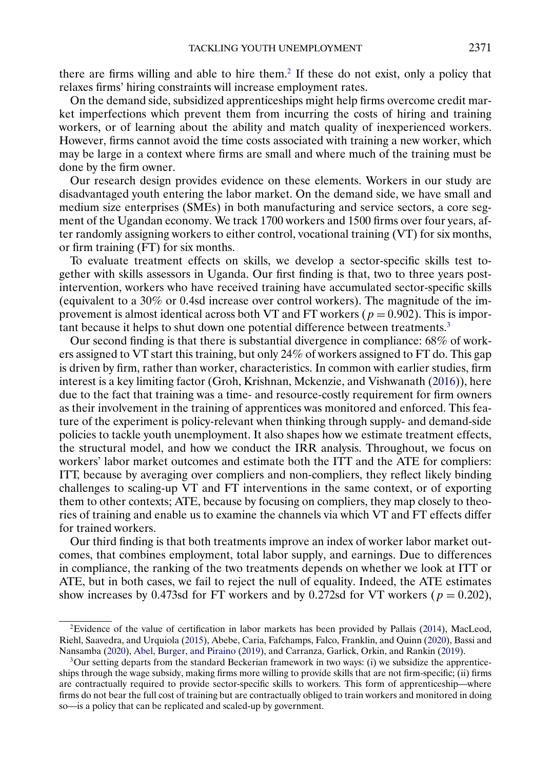there are firms willing and able to hire them.[2] If these do not exist, only a policy that relaxes firms' hiring constraints will increase employment rates.

On the demand side, subsidized apprenticeships might help firms overcome credit market imperfections which prevent them from incurring the costs of hiring and training workers, or of learning about the ability and match quality of inexperienced workers. However, firms cannot avoid the time costs associated with training a new worker, which may be large in a context where firms are small and where much of the training must be done by the firm owner.

Our research design provides evidence on these elements. Workers in our study are disadvantaged youth entering the labor market. On the demand side, we have small and medium size enterprises (SMEs) in both manufacturing and service sectors, a core segment of the Ugandan economy. We track 1700 workers and 1500 firms over four years, after randomly assigning workers to either control, vocational training (VT) for six months, or firm training (FT) for six months.

To evaluate treatment effects on skills, we develop a sector-specific skills test together with skills assessors in Uganda. Our first finding is that, two to three years post-intervention, workers who have received training have accumulated sector-specific skills (equivalent to a 30% or 0.4sd increase over control workers). The magnitude of the improvement is almost identical across both VT and FT workers ($p = 0.902$). This is important because it helps to shut down one potential difference between treatments.[3]

Our second finding is that there is substantial divergence in compliance: 68% of workers assigned to VT start this training, but only 24% of workers assigned to FT do. This gap is driven by firm, rather than worker, characteristics. In common with earlier studies, firm interest is a key limiting factor (Groh, Krishnan, Mckenzie, and Vishwanath (2016)), here due to the fact that training was a time- and resource-costly requirement for firm owners as their involvement in the training of apprentices was monitored and enforced. This feature of the experiment is policy-relevant when thinking through supply- and demand-side policies to tackle youth unemployment. It also shapes how we estimate treatment effects, the structural model, and how we conduct the IRR analysis. Throughout, we focus on workers' labor market outcomes and estimate both the ITT and the ATE for compliers: ITT, because by averaging over compliers and non-compliers, they reflect likely binding challenges to scaling-up VT and FT interventions in the same context, or of exporting them to other contexts; ATE, because by focusing on compliers, they map closely to theories of training and enable us to examine the channels via which VT and FT effects differ for trained workers.

Our third finding is that both treatments improve an index of worker labor market outcomes, that combines employment, total labor supply, and earnings. Due to differences in compliance, the ranking of the two treatments depends on whether we look at ITT or ATE, but in both cases, we fail to reject the null of equality. Indeed, the ATE estimates show increases by 0.473sd for FT workers and by 0.272sd for VT workers ($p = 0.202$),

[2]Evidence of the value of certification in labor markets has been provided by Pallais (2014), MacLeod, Riehl, Saavedra, and Urquiola (2015), Abebe, Caria, Fafchamps, Falco, Franklin, and Quinn (2020), Bassi and Nansamba (2020), Abel, Burger, and Piraino (2019), and Carranza, Garlick, Orkin, and Rankin (2019).

[3]Our setting departs from the standard Beckerian framework in two ways: (i) we subsidize the apprenticeships through the wage subsidy, making firms more willing to provide skills that are not firm-specific; (ii) firms are contractually required to provide sector-specific skills to workers. This form of apprenticeship—where firms do not bear the full cost of training but are contractually obliged to train workers and monitored in doing so—is a policy that can be replicated and scaled-up by government.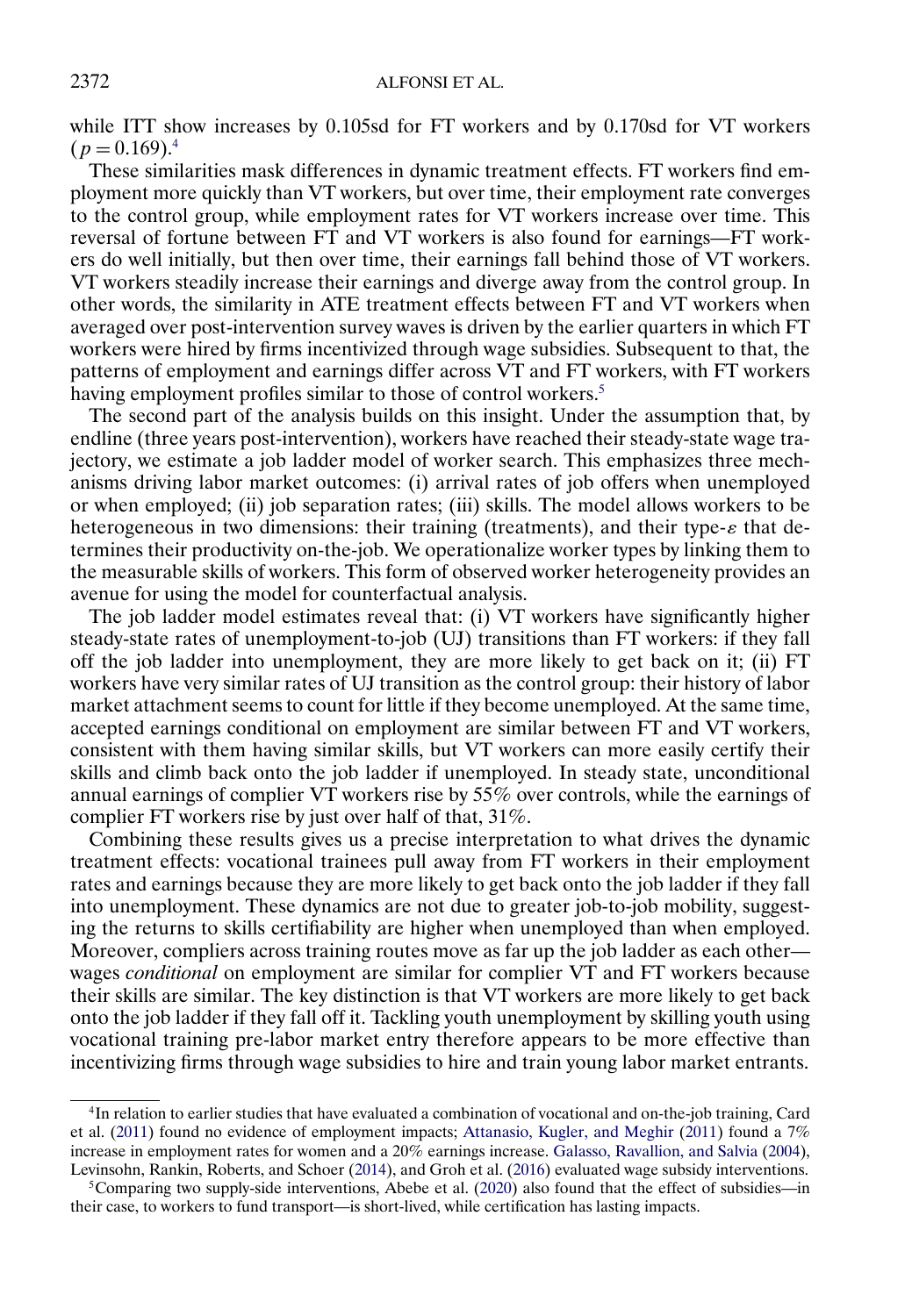while ITT show increases by 0.105sd for FT workers and by 0.170sd for VT workers ($p = 0.169$).[4]

These similarities mask differences in dynamic treatment effects. FT workers find employment more quickly than VT workers, but over time, their employment rate converges to the control group, while employment rates for VT workers increase over time. This reversal of fortune between FT and VT workers is also found for earnings—FT workers do well initially, but then over time, their earnings fall behind those of VT workers. VT workers steadily increase their earnings and diverge away from the control group. In other words, the similarity in ATE treatment effects between FT and VT workers when averaged over post-intervention survey waves is driven by the earlier quarters in which FT workers were hired by firms incentivized through wage subsidies. Subsequent to that, the patterns of employment and earnings differ across VT and FT workers, with FT workers having employment profiles similar to those of control workers.[5]

The second part of the analysis builds on this insight. Under the assumption that, by endline (three years post-intervention), workers have reached their steady-state wage trajectory, we estimate a job ladder model of worker search. This emphasizes three mechanisms driving labor market outcomes: (i) arrival rates of job offers when unemployed or when employed; (ii) job separation rates; (iii) skills. The model allows workers to be heterogeneous in two dimensions: their training (treatments), and their type-$\varepsilon$ that determines their productivity on-the-job. We operationalize worker types by linking them to the measurable skills of workers. This form of observed worker heterogeneity provides an avenue for using the model for counterfactual analysis.

The job ladder model estimates reveal that: (i) VT workers have significantly higher steady-state rates of unemployment-to-job (UJ) transitions than FT workers: if they fall off the job ladder into unemployment, they are more likely to get back on it; (ii) FT workers have very similar rates of UJ transition as the control group: their history of labor market attachment seems to count for little if they become unemployed. At the same time, accepted earnings conditional on employment are similar between FT and VT workers, consistent with them having similar skills, but VT workers can more easily certify their skills and climb back onto the job ladder if unemployed. In steady state, unconditional annual earnings of complier VT workers rise by 55% over controls, while the earnings of complier FT workers rise by just over half of that, 31%.

Combining these results gives us a precise interpretation to what drives the dynamic treatment effects: vocational trainees pull away from FT workers in their employment rates and earnings because they are more likely to get back onto the job ladder if they fall into unemployment. These dynamics are not due to greater job-to-job mobility, suggesting the returns to skills certifiability are higher when unemployed than when employed. Moreover, compliers across training routes move as far up the job ladder as each other—wages *conditional* on employment are similar for complier VT and FT workers because their skills are similar. The key distinction is that VT workers are more likely to get back onto the job ladder if they fall off it. Tackling youth unemployment by skilling youth using vocational training pre-labor market entry therefore appears to be more effective than incentivizing firms through wage subsidies to hire and train young labor market entrants.

[4] In relation to earlier studies that have evaluated a combination of vocational and on-the-job training, Card et al. (2011) found no evidence of employment impacts; Attanasio, Kugler, and Meghir (2011) found a 7% increase in employment rates for women and a 20% earnings increase. Galasso, Ravallion, and Salvia (2004), Levinsohn, Rankin, Roberts, and Schoer (2014), and Groh et al. (2016) evaluated wage subsidy interventions.

[5] Comparing two supply-side interventions, Abebe et al. (2020) also found that the effect of subsidies—in their case, to workers to fund transport—is short-lived, while certification has lasting impacts.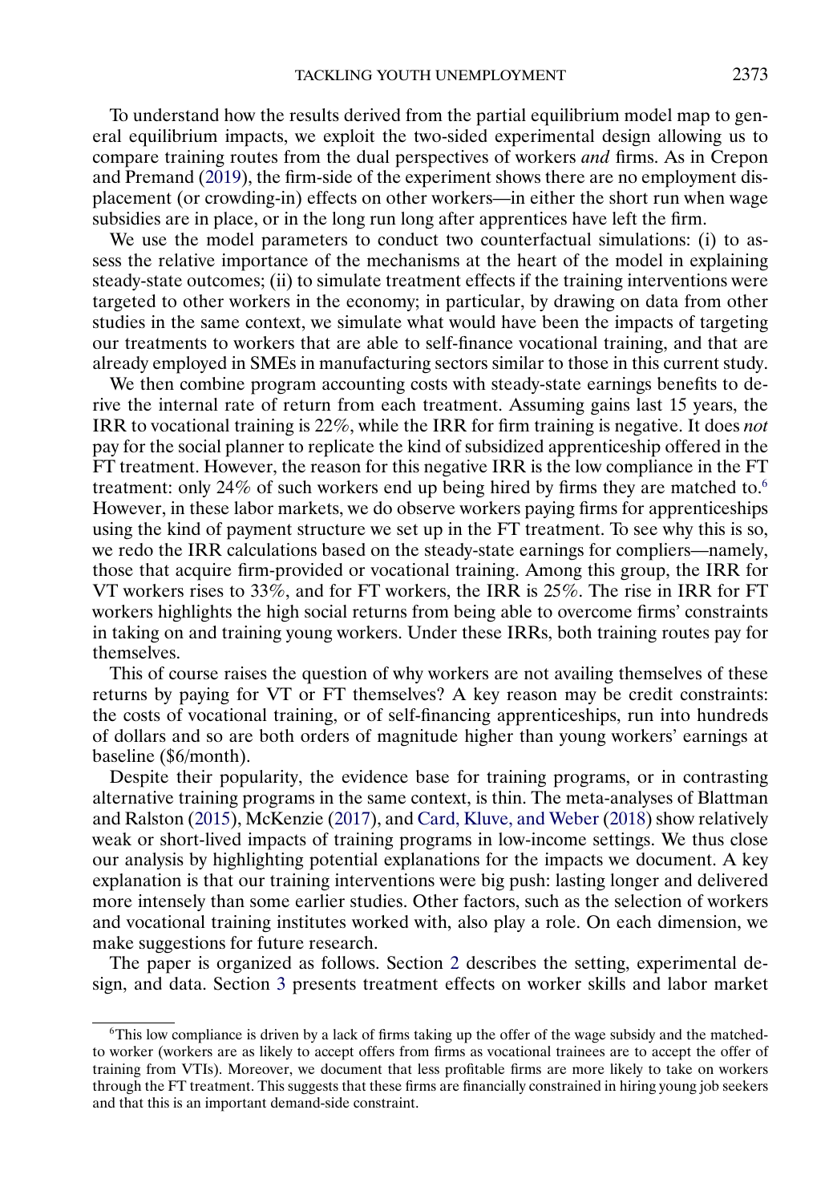To understand how the results derived from the partial equilibrium model map to general equilibrium impacts, we exploit the two-sided experimental design allowing us to compare training routes from the dual perspectives of workers *and* firms. As in Crepon and Premand (2019), the firm-side of the experiment shows there are no employment displacement (or crowding-in) effects on other workers—in either the short run when wage subsidies are in place, or in the long run long after apprentices have left the firm.

We use the model parameters to conduct two counterfactual simulations: (i) to assess the relative importance of the mechanisms at the heart of the model in explaining steady-state outcomes; (ii) to simulate treatment effects if the training interventions were targeted to other workers in the economy; in particular, by drawing on data from other studies in the same context, we simulate what would have been the impacts of targeting our treatments to workers that are able to self-finance vocational training, and that are already employed in SMEs in manufacturing sectors similar to those in this current study.

We then combine program accounting costs with steady-state earnings benefits to derive the internal rate of return from each treatment. Assuming gains last 15 years, the IRR to vocational training is 22%, while the IRR for firm training is negative. It does *not* pay for the social planner to replicate the kind of subsidized apprenticeship offered in the FT treatment. However, the reason for this negative IRR is the low compliance in the FT treatment: only 24% of such workers end up being hired by firms they are matched to.[6] However, in these labor markets, we do observe workers paying firms for apprenticeships using the kind of payment structure we set up in the FT treatment. To see why this is so, we redo the IRR calculations based on the steady-state earnings for compliers—namely, those that acquire firm-provided or vocational training. Among this group, the IRR for VT workers rises to 33%, and for FT workers, the IRR is 25%. The rise in IRR for FT workers highlights the high social returns from being able to overcome firms' constraints in taking on and training young workers. Under these IRRs, both training routes pay for themselves.

This of course raises the question of why workers are not availing themselves of these returns by paying for VT or FT themselves? A key reason may be credit constraints: the costs of vocational training, or of self-financing apprenticeships, run into hundreds of dollars and so are both orders of magnitude higher than young workers' earnings at baseline ($6/month).

Despite their popularity, the evidence base for training programs, or in contrasting alternative training programs in the same context, is thin. The meta-analyses of Blattman and Ralston (2015), McKenzie (2017), and Card, Kluve, and Weber (2018) show relatively weak or short-lived impacts of training programs in low-income settings. We thus close our analysis by highlighting potential explanations for the impacts we document. A key explanation is that our training interventions were big push: lasting longer and delivered more intensely than some earlier studies. Other factors, such as the selection of workers and vocational training institutes worked with, also play a role. On each dimension, we make suggestions for future research.

The paper is organized as follows. Section 2 describes the setting, experimental design, and data. Section 3 presents treatment effects on worker skills and labor market

[6] This low compliance is driven by a lack of firms taking up the offer of the wage subsidy and the matched-to worker (workers are as likely to accept offers from firms as vocational trainees are to accept the offer of training from VTIs). Moreover, we document that less profitable firms are more likely to take on workers through the FT treatment. This suggests that these firms are financially constrained in hiring young job seekers and that this is an important demand-side constraint.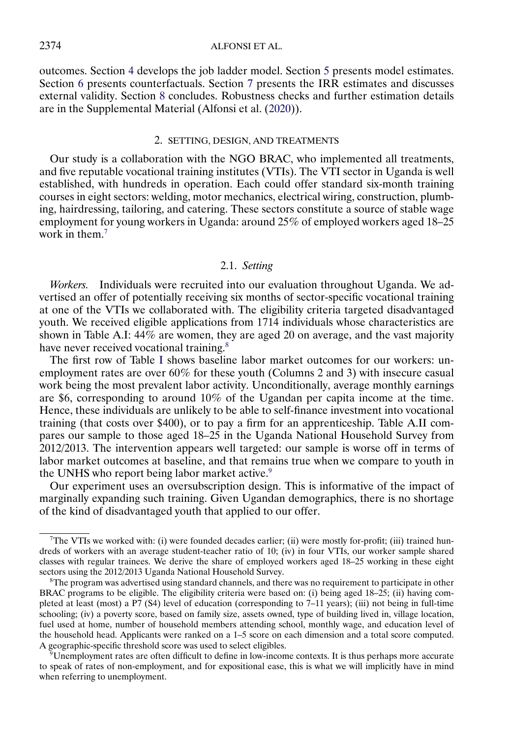outcomes. Section 4 develops the job ladder model. Section 5 presents model estimates. Section 6 presents counterfactuals. Section 7 presents the IRR estimates and discusses external validity. Section 8 concludes. Robustness checks and further estimation details are in the Supplemental Material (Alfonsi et al. (2020)).

## 2. SETTING, DESIGN, AND TREATMENTS

Our study is a collaboration with the NGO BRAC, who implemented all treatments, and five reputable vocational training institutes (VTIs). The VTI sector in Uganda is well established, with hundreds in operation. Each could offer standard six-month training courses in eight sectors: welding, motor mechanics, electrical wiring, construction, plumbing, hairdressing, tailoring, and catering. These sectors constitute a source of stable wage employment for young workers in Uganda: around 25% of employed workers aged 18–25 work in them.[7]

### 2.1. *Setting*

*Workers.* Individuals were recruited into our evaluation throughout Uganda. We advertised an offer of potentially receiving six months of sector-specific vocational training at one of the VTIs we collaborated with. The eligibility criteria targeted disadvantaged youth. We received eligible applications from 1714 individuals whose characteristics are shown in Table A.I: 44% are women, they are aged 20 on average, and the vast majority have never received vocational training.[8]

The first row of Table I shows baseline labor market outcomes for our workers: unemployment rates are over 60% for these youth (Columns 2 and 3) with insecure casual work being the most prevalent labor activity. Unconditionally, average monthly earnings are \$6, corresponding to around 10% of the Ugandan per capita income at the time. Hence, these individuals are unlikely to be able to self-finance investment into vocational training (that costs over \$400), or to pay a firm for an apprenticeship. Table A.II compares our sample to those aged 18–25 in the Uganda National Household Survey from 2012/2013. The intervention appears well targeted: our sample is worse off in terms of labor market outcomes at baseline, and that remains true when we compare to youth in the UNHS who report being labor market active.[9]

Our experiment uses an oversubscription design. This is informative of the impact of marginally expanding such training. Given Ugandan demographics, there is no shortage of the kind of disadvantaged youth that applied to our offer.

---

[7]The VTIs we worked with: (i) were founded decades earlier; (ii) were mostly for-profit; (iii) trained hundreds of workers with an average student-teacher ratio of 10; (iv) in four VTIs, our worker sample shared classes with regular trainees. We derive the share of employed workers aged 18–25 working in these eight sectors using the 2012/2013 Uganda National Household Survey.

[8]The program was advertised using standard channels, and there was no requirement to participate in other BRAC programs to be eligible. The eligibility criteria were based on: (i) being aged 18–25; (ii) having completed at least (most) a P7 (S4) level of education (corresponding to 7–11 years); (iii) not being in full-time schooling; (iv) a poverty score, based on family size, assets owned, type of building lived in, village location, fuel used at home, number of household members attending school, monthly wage, and education level of the household head. Applicants were ranked on a 1–5 score on each dimension and a total score computed. A geographic-specific threshold score was used to select eligibles.

[9]Unemployment rates are often difficult to define in low-income contexts. It is thus perhaps more accurate to speak of rates of non-employment, and for expositional ease, this is what we will implicitly have in mind when referring to unemployment.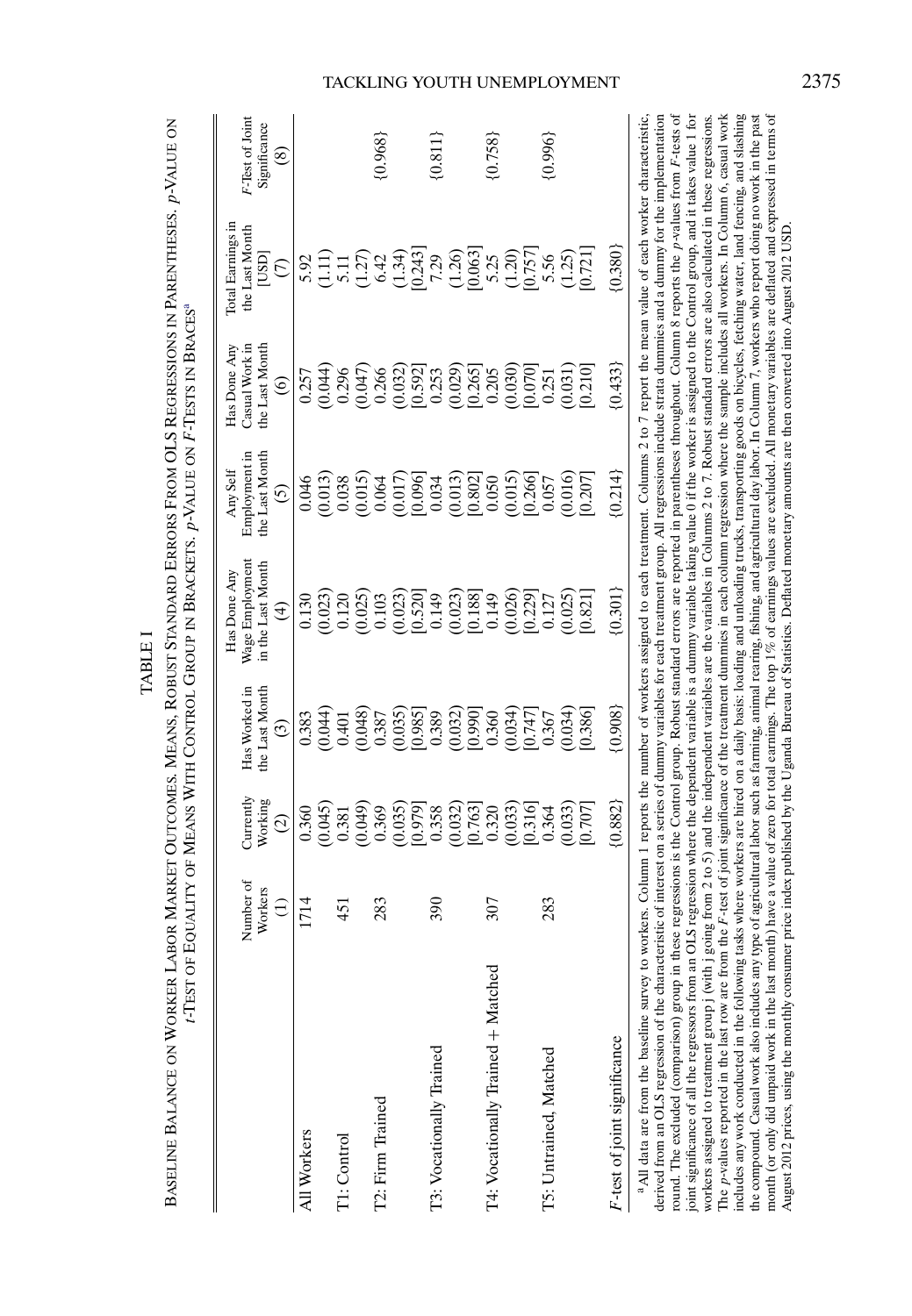TABLE I

BASELINE BALANCE ON WORKER LABOR MARKET OUTCOMES. MEANS, ROBUST STANDARD ERRORS FROM OLS REGRESSIONS IN PARENTHESES. *p*-VALUE ON *t*-TEST OF EQUALITY OF MEANS WITH CONTROL GROUP IN BRACKETS. *p*-VALUE ON *F*-TESTS IN BRACES[a]

| | Number of Workers (1) | Currently Working (2) | Has Worked in the Last Month (3) | Has Done Any Wage Employment in the Last Month (4) | Any Self Employment in the Last Month (5) | Has Done Any Casual Work in the Last Month (6) | Total Earnings in the Last Month [USD] (7) | *F*-Test of Joint Significance (8) |
|---|---|---|---|---|---|---|---|---|
| All Workers | 1714 | 0.360 | 0.383 | 0.130 | 0.046 | 0.257 | 5.92 | |
| | | (0.045) | (0.044) | (0.023) | (0.013) | (0.044) | (1.11) | |
| T1: Control | 451 | 0.381 | 0.401 | 0.120 | 0.038 | 0.296 | 5.11 | |
| | | (0.049) | (0.048) | (0.025) | (0.015) | (0.047) | (1.27) | |
| T2: Firm Trained | 283 | 0.369 | 0.387 | 0.103 | 0.064 | 0.266 | 6.42 | {0.968} |
| | | (0.035) | (0.035) | (0.023) | (0.017) | (0.032) | (1.34) | |
| | | [0.979] | [0.985] | [0.520] | [0.096] | [0.592] | [0.243] | |
| T3: Vocationally Trained | 390 | 0.358 | 0.389 | 0.149 | 0.034 | 0.253 | 7.29 | {0.811} |
| | | (0.032) | (0.032) | (0.023) | (0.013) | (0.029) | (1.26) | |
| | | [0.763] | [0.990] | [0.188] | [0.802] | [0.265] | [0.063] | |
| T4: Vocationally Trained + Matched | 307 | 0.320 | 0.360 | 0.149 | 0.050 | 0.205 | 5.25 | {0.758} |
| | | (0.033) | (0.034) | (0.026) | (0.015) | (0.030) | (1.20) | |
| | | [0.316] | [0.747] | [0.229] | [0.266] | [0.070] | [0.757] | |
| T5: Untrained, Matched | 283 | 0.364 | 0.367 | 0.127 | 0.057 | 0.251 | 5.56 | {0.996} |
| | | (0.033) | (0.034) | (0.025) | (0.016) | (0.031) | (1.25) | |
| | | [0.707] | [0.386] | [0.821] | [0.207] | [0.210] | [0.721] | |
| *F*-test of joint significance | | {0.882} | {0.908} | {0.301} | {0.214} | {0.433} | {0.380} | |

[a] All data are from the baseline survey to workers. Column 1 reports the number of workers assigned to each treatment. Columns 2 to 7 report the mean value of each worker characteristic, derived from an OLS regression of the characteristic of interest on a series of dummy variables for each treatment group. All regressions include strata dummies and a dummy for the implementation round. The excluded (comparison) group in these regressions is the Control group. Robust standard errors are reported in parentheses throughout. Column 8 reports the *p*-values from *F*-tests of joint significance of all the regressors from an OLS regression where the dependent variable is a dummy variable taking value 0 if the worker is assigned to the Control group, and it takes value 1 for workers assigned to treatment group j (with j going from 2 to 5) and the independent variables are the variables in Columns 2 to 7. Robust standard errors are also calculated in these regressions. The *p*-values reported in the last row are from the *F*-test of joint significance of the treatment dummies in each column regression where the sample includes all workers. In Column 6, casual work includes any work conducted in the following tasks where workers are hired on a daily basis: loading and unloading trucks, transporting goods on bicycles, fetching water, land fencing, and slashing the compound. Casual work also includes any type of agricultural labor such as farming, animal rearing, fishing, and agricultural day labor. In Column 7, workers who report doing no work in the past month (or only did unpaid work in the last month) have a value of zero for total earnings. The top 1% of earnings values are excluded. All monetary variables are deflated and expressed in terms of August 2012 prices, using the monthly consumer price index published by the Uganda Bureau of Statistics. Deflated monetary amounts are then converted into August 2012 USD.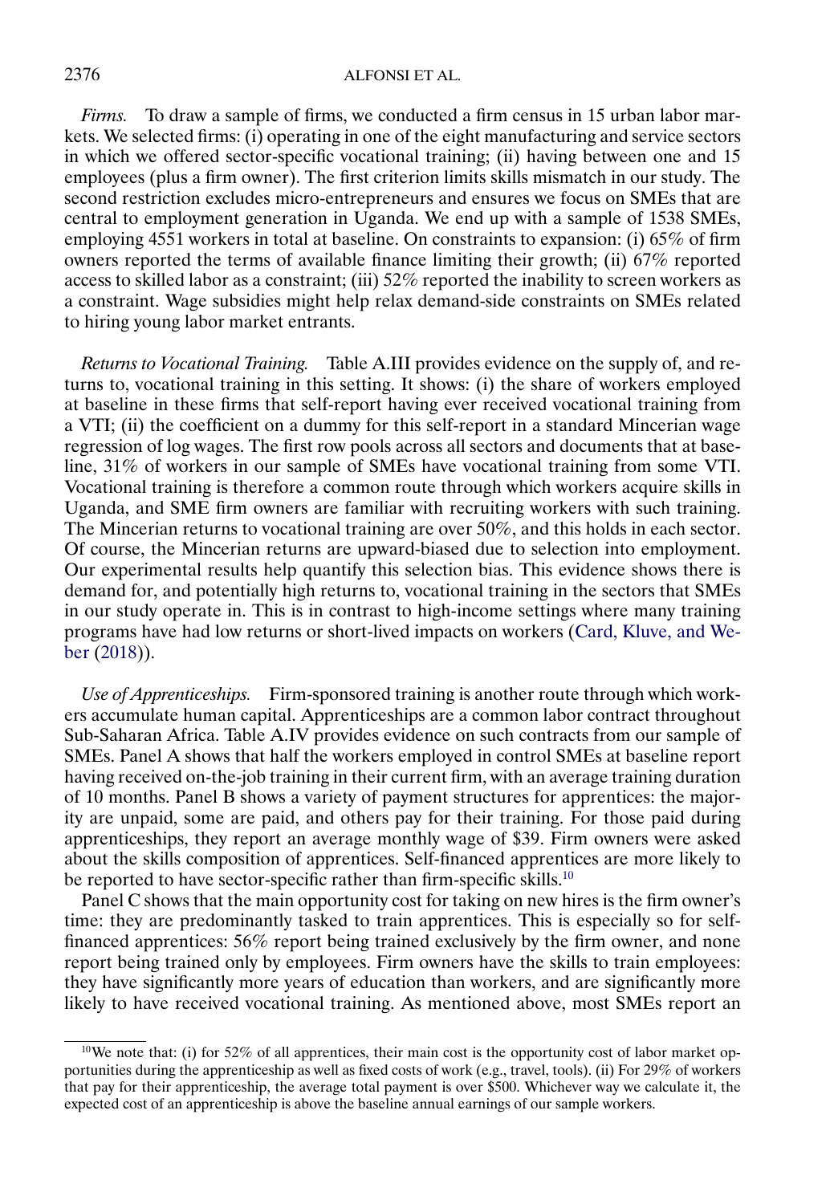*Firms.* To draw a sample of firms, we conducted a firm census in 15 urban labor markets. We selected firms: (i) operating in one of the eight manufacturing and service sectors in which we offered sector-specific vocational training; (ii) having between one and 15 employees (plus a firm owner). The first criterion limits skills mismatch in our study. The second restriction excludes micro-entrepreneurs and ensures we focus on SMEs that are central to employment generation in Uganda. We end up with a sample of 1538 SMEs, employing 4551 workers in total at baseline. On constraints to expansion: (i) 65% of firm owners reported the terms of available finance limiting their growth; (ii) 67% reported access to skilled labor as a constraint; (iii) 52% reported the inability to screen workers as a constraint. Wage subsidies might help relax demand-side constraints on SMEs related to hiring young labor market entrants.

*Returns to Vocational Training.* Table A.III provides evidence on the supply of, and returns to, vocational training in this setting. It shows: (i) the share of workers employed at baseline in these firms that self-report having ever received vocational training from a VTI; (ii) the coefficient on a dummy for this self-report in a standard Mincerian wage regression of log wages. The first row pools across all sectors and documents that at baseline, 31% of workers in our sample of SMEs have vocational training from some VTI. Vocational training is therefore a common route through which workers acquire skills in Uganda, and SME firm owners are familiar with recruiting workers with such training. The Mincerian returns to vocational training are over 50%, and this holds in each sector. Of course, the Mincerian returns are upward-biased due to selection into employment. Our experimental results help quantify this selection bias. This evidence shows there is demand for, and potentially high returns to, vocational training in the sectors that SMEs in our study operate in. This is in contrast to high-income settings where many training programs have had low returns or short-lived impacts on workers (Card, Kluve, and Weber (2018)).

*Use of Apprenticeships.* Firm-sponsored training is another route through which workers accumulate human capital. Apprenticeships are a common labor contract throughout Sub-Saharan Africa. Table A.IV provides evidence on such contracts from our sample of SMEs. Panel A shows that half the workers employed in control SMEs at baseline report having received on-the-job training in their current firm, with an average training duration of 10 months. Panel B shows a variety of payment structures for apprentices: the majority are unpaid, some are paid, and others pay for their training. For those paid during apprenticeships, they report an average monthly wage of $39. Firm owners were asked about the skills composition of apprentices. Self-financed apprentices are more likely to be reported to have sector-specific rather than firm-specific skills.[10]

Panel C shows that the main opportunity cost for taking on new hires is the firm owner's time: they are predominantly tasked to train apprentices. This is especially so for self-financed apprentices: 56% report being trained exclusively by the firm owner, and none report being trained only by employees. Firm owners have the skills to train employees: they have significantly more years of education than workers, and are significantly more likely to have received vocational training. As mentioned above, most SMEs report an

[10]We note that: (i) for 52% of all apprentices, their main cost is the opportunity cost of labor market opportunities during the apprenticeship as well as fixed costs of work (e.g., travel, tools). (ii) For 29% of workers that pay for their apprenticeship, the average total payment is over $500. Whichever way we calculate it, the expected cost of an apprenticeship is above the baseline annual earnings of our sample workers.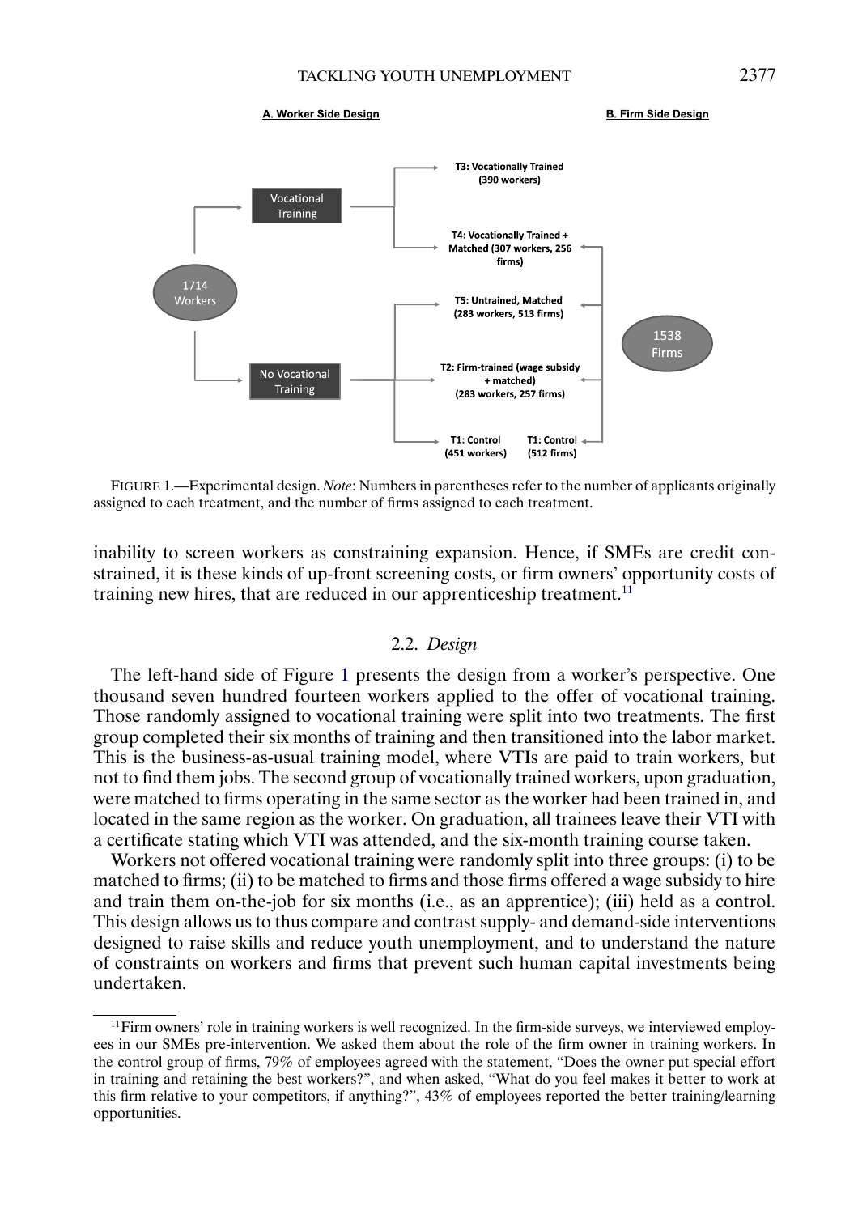A. Worker Side Design

B. Firm Side Design

1714 Workers → Vocational Training → T3: Vocationally Trained (390 workers); T4: Vocationally Trained + Matched (307 workers, 256 firms)

1714 Workers → No Vocational Training → T5: Untrained, Matched (283 workers, 513 firms); T2: Firm-trained (wage subsidy + matched) (283 workers, 257 firms); T1: Control (451 workers)

1538 Firms → T4; T5; T2; T1: Control (512 firms)

FIGURE 1.—Experimental design. *Note*: Numbers in parentheses refer to the number of applicants originally assigned to each treatment, and the number of firms assigned to each treatment.

inability to screen workers as constraining expansion. Hence, if SMEs are credit constrained, it is these kinds of up-front screening costs, or firm owners' opportunity costs of training new hires, that are reduced in our apprenticeship treatment.[11]

### 2.2. *Design*

The left-hand side of Figure 1 presents the design from a worker's perspective. One thousand seven hundred fourteen workers applied to the offer of vocational training. Those randomly assigned to vocational training were split into two treatments. The first group completed their six months of training and then transitioned into the labor market. This is the business-as-usual training model, where VTIs are paid to train workers, but not to find them jobs. The second group of vocationally trained workers, upon graduation, were matched to firms operating in the same sector as the worker had been trained in, and located in the same region as the worker. On graduation, all trainees leave their VTI with a certificate stating which VTI was attended, and the six-month training course taken.

Workers not offered vocational training were randomly split into three groups: (i) to be matched to firms; (ii) to be matched to firms and those firms offered a wage subsidy to hire and train them on-the-job for six months (i.e., as an apprentice); (iii) held as a control. This design allows us to thus compare and contrast supply- and demand-side interventions designed to raise skills and reduce youth unemployment, and to understand the nature of constraints on workers and firms that prevent such human capital investments being undertaken.

---

[11]Firm owners' role in training workers is well recognized. In the firm-side surveys, we interviewed employees in our SMEs pre-intervention. We asked them about the role of the firm owner in training workers. In the control group of firms, 79% of employees agreed with the statement, "Does the owner put special effort in training and retaining the best workers?", and when asked, "What do you feel makes it better to work at this firm relative to your competitors, if anything?", 43% of employees reported the better training/learning opportunities.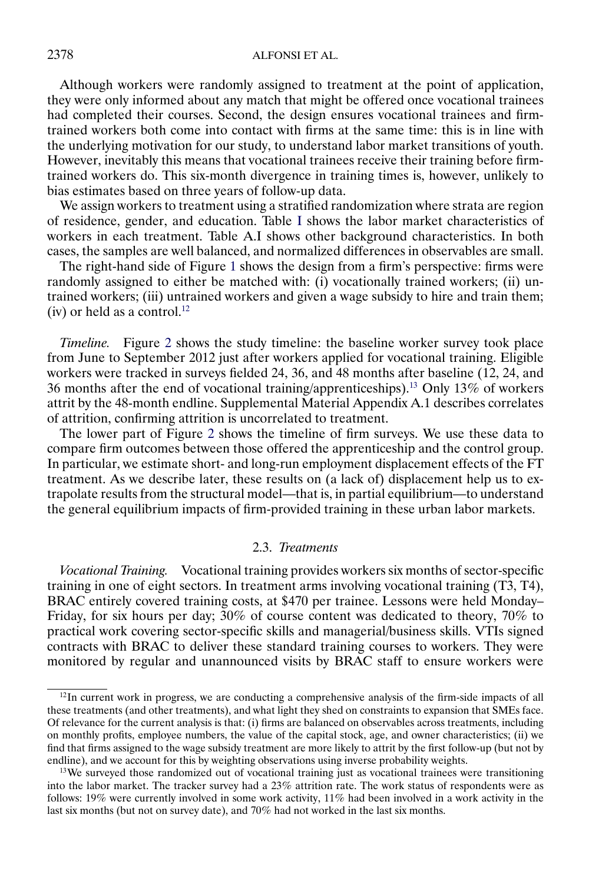Although workers were randomly assigned to treatment at the point of application, they were only informed about any match that might be offered once vocational trainees had completed their courses. Second, the design ensures vocational trainees and firm-trained workers both come into contact with firms at the same time: this is in line with the underlying motivation for our study, to understand labor market transitions of youth. However, inevitably this means that vocational trainees receive their training before firm-trained workers do. This six-month divergence in training times is, however, unlikely to bias estimates based on three years of follow-up data.

We assign workers to treatment using a stratified randomization where strata are region of residence, gender, and education. Table I shows the labor market characteristics of workers in each treatment. Table A.I shows other background characteristics. In both cases, the samples are well balanced, and normalized differences in observables are small.

The right-hand side of Figure 1 shows the design from a firm's perspective: firms were randomly assigned to either be matched with: (i) vocationally trained workers; (ii) untrained workers; (iii) untrained workers and given a wage subsidy to hire and train them; (iv) or held as a control.[12]

*Timeline.* Figure 2 shows the study timeline: the baseline worker survey took place from June to September 2012 just after workers applied for vocational training. Eligible workers were tracked in surveys fielded 24, 36, and 48 months after baseline (12, 24, and 36 months after the end of vocational training/apprenticeships).[13] Only 13% of workers attrit by the 48-month endline. Supplemental Material Appendix A.1 describes correlates of attrition, confirming attrition is uncorrelated to treatment.

The lower part of Figure 2 shows the timeline of firm surveys. We use these data to compare firm outcomes between those offered the apprenticeship and the control group. In particular, we estimate short- and long-run employment displacement effects of the FT treatment. As we describe later, these results on (a lack of) displacement help us to extrapolate results from the structural model—that is, in partial equilibrium—to understand the general equilibrium impacts of firm-provided training in these urban labor markets.

### 2.3. *Treatments*

*Vocational Training.* Vocational training provides workers six months of sector-specific training in one of eight sectors. In treatment arms involving vocational training (T3, T4), BRAC entirely covered training costs, at \$470 per trainee. Lessons were held Monday–Friday, for six hours per day; 30% of course content was dedicated to theory, 70% to practical work covering sector-specific skills and managerial/business skills. VTIs signed contracts with BRAC to deliver these standard training courses to workers. They were monitored by regular and unannounced visits by BRAC staff to ensure workers were

---

[12] In current work in progress, we are conducting a comprehensive analysis of the firm-side impacts of all these treatments (and other treatments), and what light they shed on constraints to expansion that SMEs face. Of relevance for the current analysis is that: (i) firms are balanced on observables across treatments, including on monthly profits, employee numbers, the value of the capital stock, age, and owner characteristics; (ii) we find that firms assigned to the wage subsidy treatment are more likely to attrit by the first follow-up (but not by endline), and we account for this by weighting observations using inverse probability weights.

[13] We surveyed those randomized out of vocational training just as vocational trainees were transitioning into the labor market. The tracker survey had a 23% attrition rate. The work status of respondents were as follows: 19% were currently involved in some work activity, 11% had been involved in a work activity in the last six months (but not on survey date), and 70% had not worked in the last six months.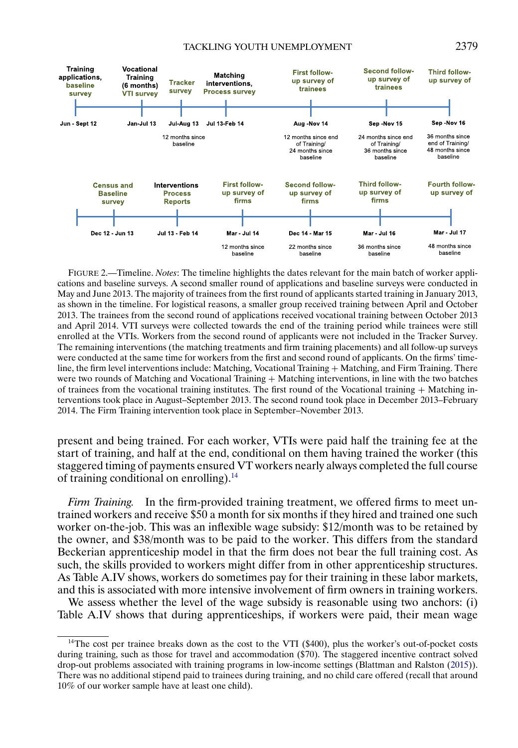| Training applications, baseline survey | Vocational Training (6 months) VTI survey | Tracker survey | Matching interventions, Process survey | First follow-up survey of trainees | Second follow-up survey of trainees | Third follow-up survey of |
|---|---|---|---|---|---|---|
| Jun - Sept 12 | Jan-Jul 13 | Jul-Aug 13 | Jul 13-Feb 14 | Aug -Nov 14 | Sep -Nov 15 | Sep -Nov 16 |
| | | 12 months since baseline | | 12 months since end of Training/ 24 months since baseline | 24 months since end of Training/ 36 months since baseline | 36 months since end of Training/ 48 months since baseline |

| Census and Baseline survey | Interventions Process Reports | First follow-up survey of firms | Second follow-up survey of firms | Third follow-up survey of firms | Fourth follow-up survey of |
|---|---|---|---|---|---|
| Dec 12 - Jun 13 | Jul 13 - Feb 14 | Mar - Jul 14 | Dec 14 - Mar 15 | Mar - Jul 16 | Mar - Jul 17 |
| | | 12 months since baseline | 22 months since baseline | 36 months since baseline | 48 months since baseline |

FIGURE 2.—Timeline. *Notes*: The timeline highlights the dates relevant for the main batch of worker applications and baseline surveys. A second smaller round of applications and baseline surveys were conducted in May and June 2013. The majority of trainees from the first round of applicants started training in January 2013, as shown in the timeline. For logistical reasons, a smaller group received training between April and October 2013. The trainees from the second round of applications received vocational training between October 2013 and April 2014. VTI surveys were collected towards the end of the training period while trainees were still enrolled at the VTIs. Workers from the second round of applicants were not included in the Tracker Survey. The remaining interventions (the matching treatments and firm training placements) and all follow-up surveys were conducted at the same time for workers from the first and second round of applicants. On the firms' timeline, the firm level interventions include: Matching, Vocational Training + Matching, and Firm Training. There were two rounds of Matching and Vocational Training + Matching interventions, in line with the two batches of trainees from the vocational training institutes. The first round of the Vocational training + Matching interventions took place in August–September 2013. The second round took place in December 2013–February 2014. The Firm Training intervention took place in September–November 2013.

present and being trained. For each worker, VTIs were paid half the training fee at the start of training, and half at the end, conditional on them having trained the worker (this staggered timing of payments ensured VT workers nearly always completed the full course of training conditional on enrolling).[14]

*Firm Training.* In the firm-provided training treatment, we offered firms to meet untrained workers and receive \$50 a month for six months if they hired and trained one such worker on-the-job. This was an inflexible wage subsidy: \$12/month was to be retained by the owner, and \$38/month was to be paid to the worker. This differs from the standard Beckerian apprenticeship model in that the firm does not bear the full training cost. As such, the skills provided to workers might differ from in other apprenticeship structures. As Table A.IV shows, workers do sometimes pay for their training in these labor markets, and this is associated with more intensive involvement of firm owners in training workers.

We assess whether the level of the wage subsidy is reasonable using two anchors: (i) Table A.IV shows that during apprenticeships, if workers were paid, their mean wage

[14]The cost per trainee breaks down as the cost to the VTI (\$400), plus the worker's out-of-pocket costs during training, such as those for travel and accommodation (\$70). The staggered incentive contract solved drop-out problems associated with training programs in low-income settings (Blattman and Ralston (2015)). There was no additional stipend paid to trainees during training, and no child care offered (recall that around 10% of our worker sample have at least one child).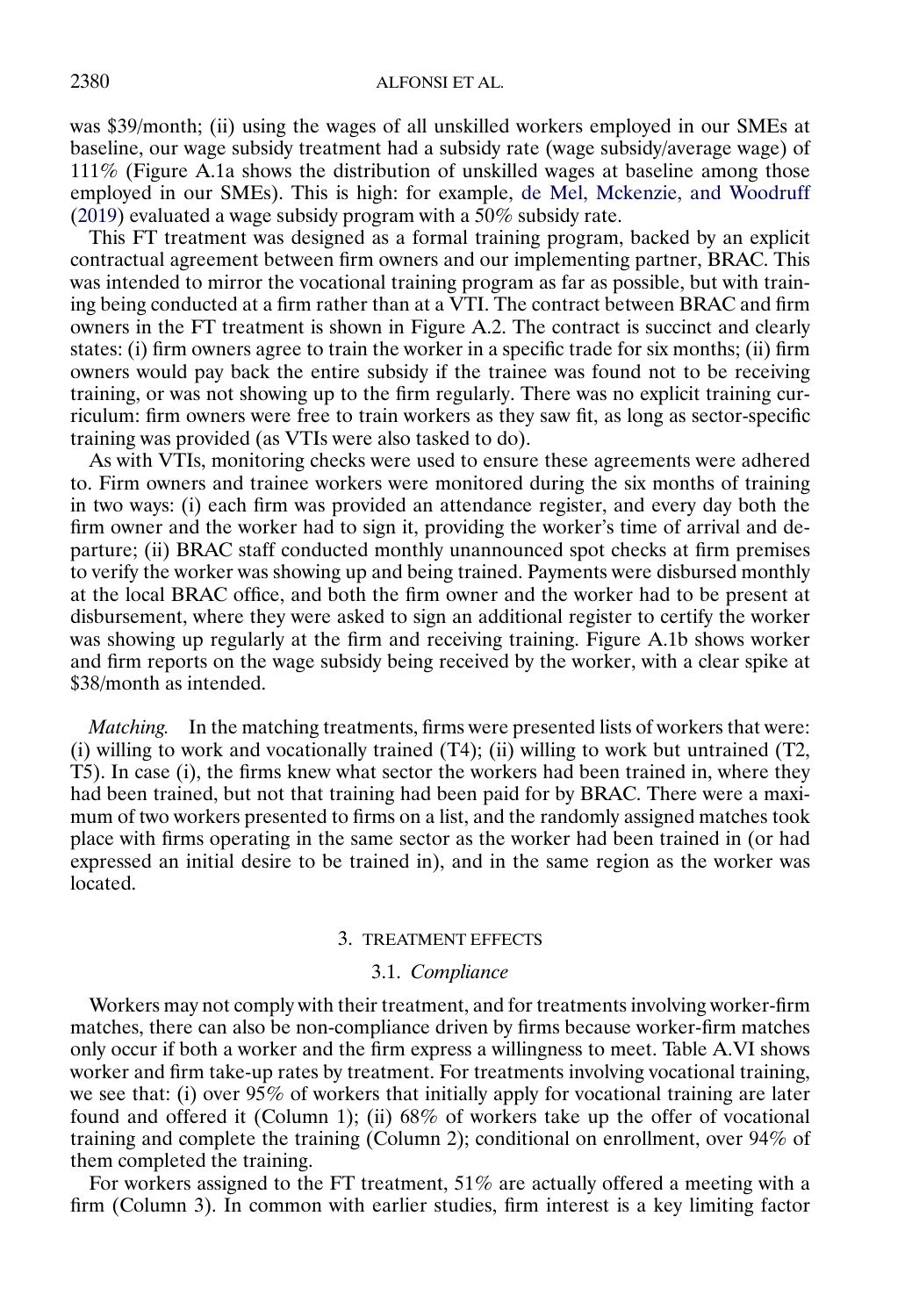was \$39/month; (ii) using the wages of all unskilled workers employed in our SMEs at baseline, our wage subsidy treatment had a subsidy rate (wage subsidy/average wage) of 111% (Figure A.1a shows the distribution of unskilled wages at baseline among those employed in our SMEs). This is high: for example, de Mel, Mckenzie, and Woodruff (2019) evaluated a wage subsidy program with a 50% subsidy rate.

This FT treatment was designed as a formal training program, backed by an explicit contractual agreement between firm owners and our implementing partner, BRAC. This was intended to mirror the vocational training program as far as possible, but with training being conducted at a firm rather than at a VTI. The contract between BRAC and firm owners in the FT treatment is shown in Figure A.2. The contract is succinct and clearly states: (i) firm owners agree to train the worker in a specific trade for six months; (ii) firm owners would pay back the entire subsidy if the trainee was found not to be receiving training, or was not showing up to the firm regularly. There was no explicit training curriculum: firm owners were free to train workers as they saw fit, as long as sector-specific training was provided (as VTIs were also tasked to do).

As with VTIs, monitoring checks were used to ensure these agreements were adhered to. Firm owners and trainee workers were monitored during the six months of training in two ways: (i) each firm was provided an attendance register, and every day both the firm owner and the worker had to sign it, providing the worker's time of arrival and departure; (ii) BRAC staff conducted monthly unannounced spot checks at firm premises to verify the worker was showing up and being trained. Payments were disbursed monthly at the local BRAC office, and both the firm owner and the worker had to be present at disbursement, where they were asked to sign an additional register to certify the worker was showing up regularly at the firm and receiving training. Figure A.1b shows worker and firm reports on the wage subsidy being received by the worker, with a clear spike at \$38/month as intended.

*Matching.* In the matching treatments, firms were presented lists of workers that were: (i) willing to work and vocationally trained (T4); (ii) willing to work but untrained (T2, T5). In case (i), the firms knew what sector the workers had been trained in, where they had been trained, but not that training had been paid for by BRAC. There were a maximum of two workers presented to firms on a list, and the randomly assigned matches took place with firms operating in the same sector as the worker had been trained in (or had expressed an initial desire to be trained in), and in the same region as the worker was located.

## 3. TREATMENT EFFECTS

### 3.1. *Compliance*

Workers may not comply with their treatment, and for treatments involving worker-firm matches, there can also be non-compliance driven by firms because worker-firm matches only occur if both a worker and the firm express a willingness to meet. Table A.VI shows worker and firm take-up rates by treatment. For treatments involving vocational training, we see that: (i) over 95% of workers that initially apply for vocational training are later found and offered it (Column 1); (ii) 68% of workers take up the offer of vocational training and complete the training (Column 2); conditional on enrollment, over 94% of them completed the training.

For workers assigned to the FT treatment, 51% are actually offered a meeting with a firm (Column 3). In common with earlier studies, firm interest is a key limiting factor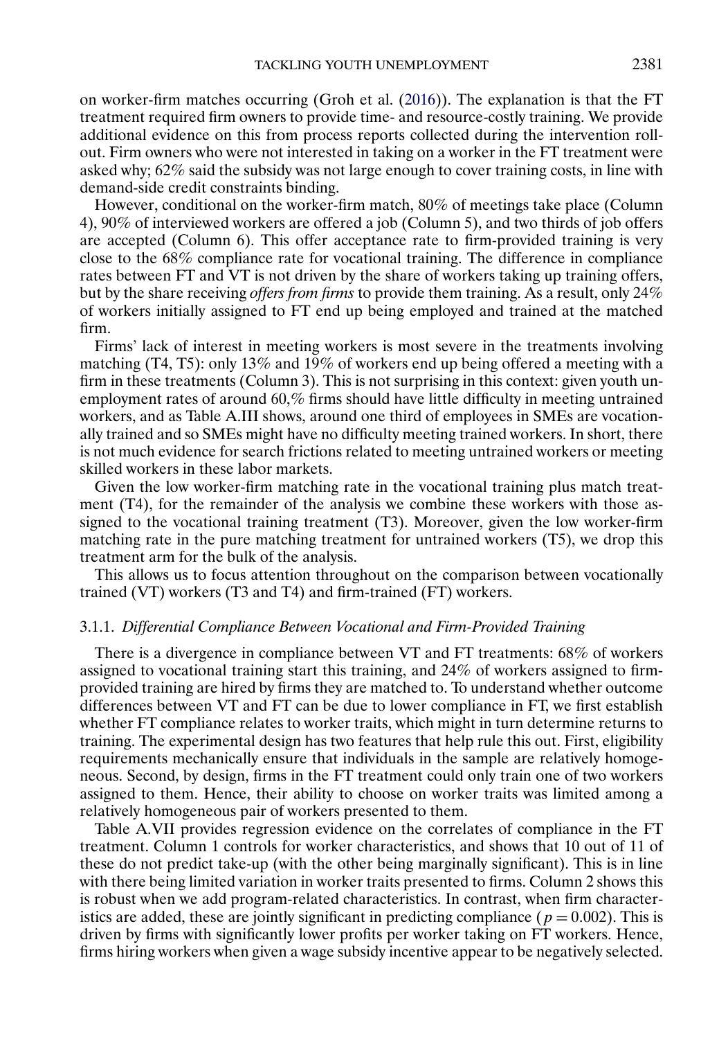on worker-firm matches occurring (Groh et al. (2016)). The explanation is that the FT treatment required firm owners to provide time- and resource-costly training. We provide additional evidence on this from process reports collected during the intervention rollout. Firm owners who were not interested in taking on a worker in the FT treatment were asked why; 62% said the subsidy was not large enough to cover training costs, in line with demand-side credit constraints binding.

However, conditional on the worker-firm match, 80% of meetings take place (Column 4), 90% of interviewed workers are offered a job (Column 5), and two thirds of job offers are accepted (Column 6). This offer acceptance rate to firm-provided training is very close to the 68% compliance rate for vocational training. The difference in compliance rates between FT and VT is not driven by the share of workers taking up training offers, but by the share receiving *offers from firms* to provide them training. As a result, only 24% of workers initially assigned to FT end up being employed and trained at the matched firm.

Firms' lack of interest in meeting workers is most severe in the treatments involving matching (T4, T5): only 13% and 19% of workers end up being offered a meeting with a firm in these treatments (Column 3). This is not surprising in this context: given youth unemployment rates of around 60,% firms should have little difficulty in meeting untrained workers, and as Table A.III shows, around one third of employees in SMEs are vocationally trained and so SMEs might have no difficulty meeting trained workers. In short, there is not much evidence for search frictions related to meeting untrained workers or meeting skilled workers in these labor markets.

Given the low worker-firm matching rate in the vocational training plus match treatment (T4), for the remainder of the analysis we combine these workers with those assigned to the vocational training treatment (T3). Moreover, given the low worker-firm matching rate in the pure matching treatment for untrained workers (T5), we drop this treatment arm for the bulk of the analysis.

This allows us to focus attention throughout on the comparison between vocationally trained (VT) workers (T3 and T4) and firm-trained (FT) workers.

### 3.1.1. *Differential Compliance Between Vocational and Firm-Provided Training*

There is a divergence in compliance between VT and FT treatments: 68% of workers assigned to vocational training start this training, and 24% of workers assigned to firm-provided training are hired by firms they are matched to. To understand whether outcome differences between VT and FT can be due to lower compliance in FT, we first establish whether FT compliance relates to worker traits, which might in turn determine returns to training. The experimental design has two features that help rule this out. First, eligibility requirements mechanically ensure that individuals in the sample are relatively homogeneous. Second, by design, firms in the FT treatment could only train one of two workers assigned to them. Hence, their ability to choose on worker traits was limited among a relatively homogeneous pair of workers presented to them.

Table A.VII provides regression evidence on the correlates of compliance in the FT treatment. Column 1 controls for worker characteristics, and shows that 10 out of 11 of these do not predict take-up (with the other being marginally significant). This is in line with there being limited variation in worker traits presented to firms. Column 2 shows this is robust when we add program-related characteristics. In contrast, when firm characteristics are added, these are jointly significant in predicting compliance ($p = 0.002$). This is driven by firms with significantly lower profits per worker taking on FT workers. Hence, firms hiring workers when given a wage subsidy incentive appear to be negatively selected.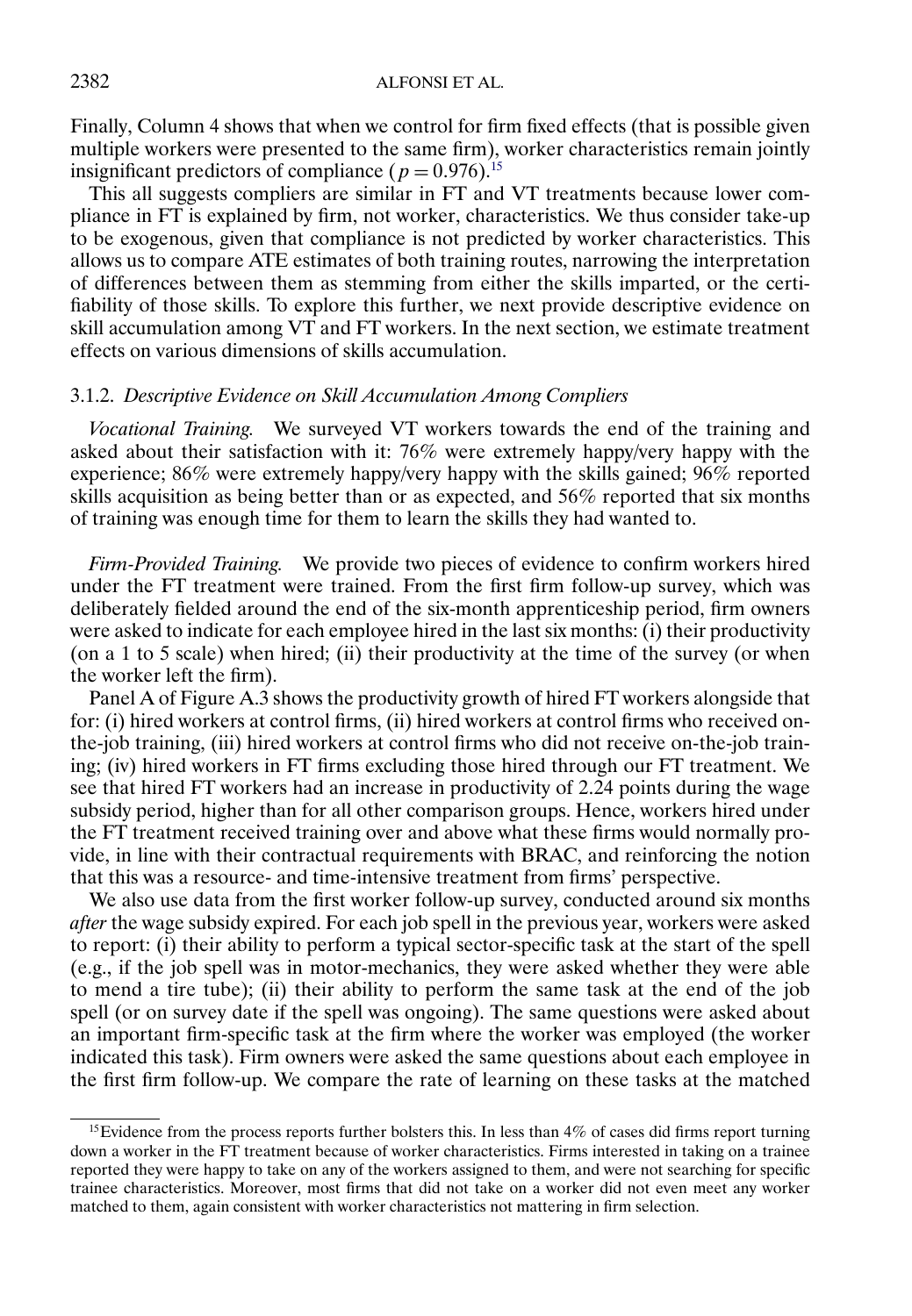Finally, Column 4 shows that when we control for firm fixed effects (that is possible given multiple workers were presented to the same firm), worker characteristics remain jointly insignificant predictors of compliance ($p = 0.976$).[15]

This all suggests compliers are similar in FT and VT treatments because lower compliance in FT is explained by firm, not worker, characteristics. We thus consider take-up to be exogenous, given that compliance is not predicted by worker characteristics. This allows us to compare ATE estimates of both training routes, narrowing the interpretation of differences between them as stemming from either the skills imparted, or the certifiability of those skills. To explore this further, we next provide descriptive evidence on skill accumulation among VT and FT workers. In the next section, we estimate treatment effects on various dimensions of skills accumulation.

### 3.1.2. *Descriptive Evidence on Skill Accumulation Among Compliers*

*Vocational Training.* We surveyed VT workers towards the end of the training and asked about their satisfaction with it: 76% were extremely happy/very happy with the experience; 86% were extremely happy/very happy with the skills gained; 96% reported skills acquisition as being better than or as expected, and 56% reported that six months of training was enough time for them to learn the skills they had wanted to.

*Firm-Provided Training.* We provide two pieces of evidence to confirm workers hired under the FT treatment were trained. From the first firm follow-up survey, which was deliberately fielded around the end of the six-month apprenticeship period, firm owners were asked to indicate for each employee hired in the last six months: (i) their productivity (on a 1 to 5 scale) when hired; (ii) their productivity at the time of the survey (or when the worker left the firm).

Panel A of Figure A.3 shows the productivity growth of hired FT workers alongside that for: (i) hired workers at control firms, (ii) hired workers at control firms who received on-the-job training, (iii) hired workers at control firms who did not receive on-the-job training; (iv) hired workers in FT firms excluding those hired through our FT treatment. We see that hired FT workers had an increase in productivity of 2.24 points during the wage subsidy period, higher than for all other comparison groups. Hence, workers hired under the FT treatment received training over and above what these firms would normally provide, in line with their contractual requirements with BRAC, and reinforcing the notion that this was a resource- and time-intensive treatment from firms' perspective.

We also use data from the first worker follow-up survey, conducted around six months *after* the wage subsidy expired. For each job spell in the previous year, workers were asked to report: (i) their ability to perform a typical sector-specific task at the start of the spell (e.g., if the job spell was in motor-mechanics, they were asked whether they were able to mend a tire tube); (ii) their ability to perform the same task at the end of the job spell (or on survey date if the spell was ongoing). The same questions were asked about an important firm-specific task at the firm where the worker was employed (the worker indicated this task). Firm owners were asked the same questions about each employee in the first firm follow-up. We compare the rate of learning on these tasks at the matched

[15] Evidence from the process reports further bolsters this. In less than 4% of cases did firms report turning down a worker in the FT treatment because of worker characteristics. Firms interested in taking on a trainee reported they were happy to take on any of the workers assigned to them, and were not searching for specific trainee characteristics. Moreover, most firms that did not take on a worker did not even meet any worker matched to them, again consistent with worker characteristics not mattering in firm selection.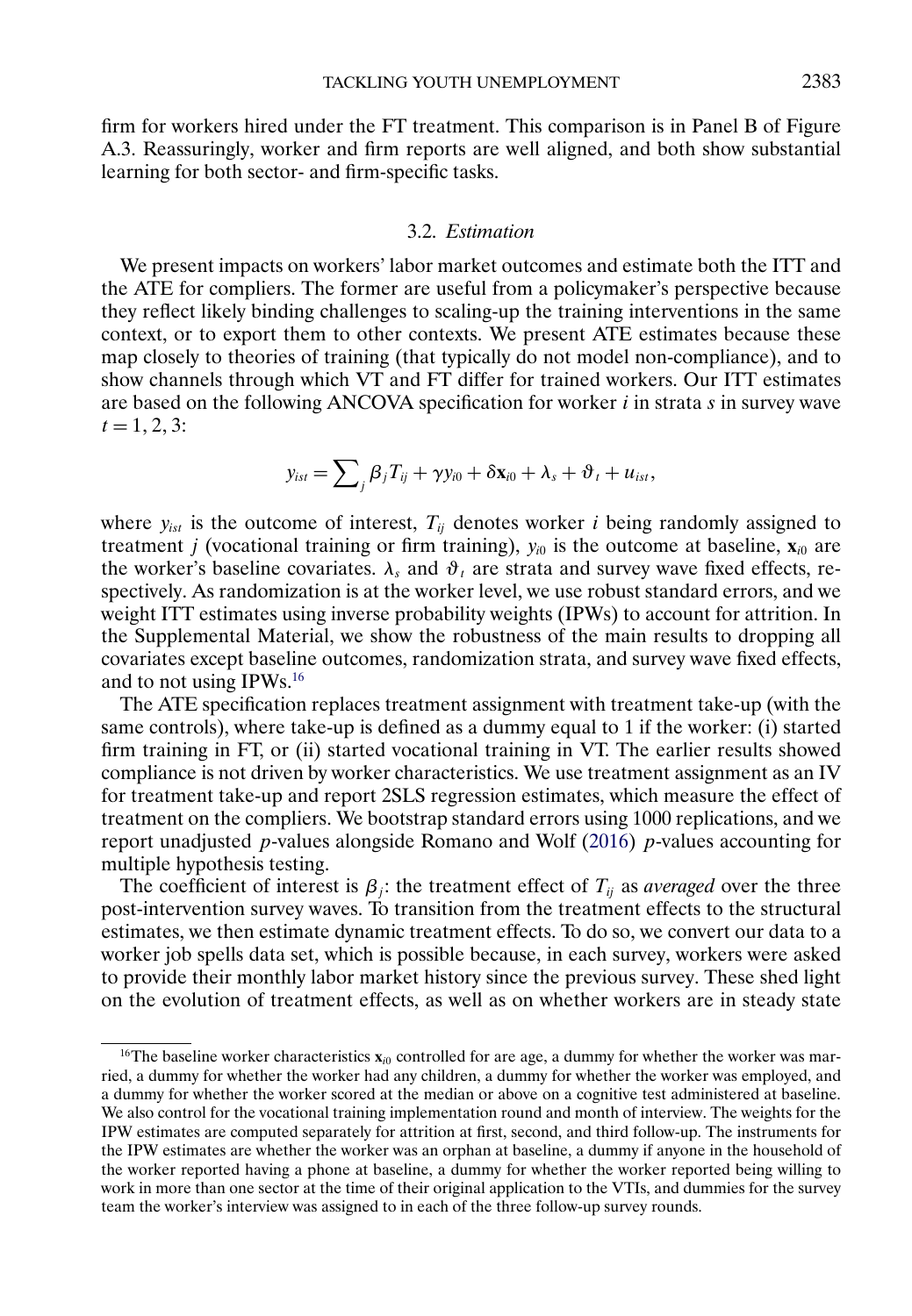firm for workers hired under the FT treatment. This comparison is in Panel B of Figure A.3. Reassuringly, worker and firm reports are well aligned, and both show substantial learning for both sector- and firm-specific tasks.

### 3.2. *Estimation*

We present impacts on workers' labor market outcomes and estimate both the ITT and the ATE for compliers. The former are useful from a policymaker's perspective because they reflect likely binding challenges to scaling-up the training interventions in the same context, or to export them to other contexts. We present ATE estimates because these map closely to theories of training (that typically do not model non-compliance), and to show channels through which VT and FT differ for trained workers. Our ITT estimates are based on the following ANCOVA specification for worker $i$ in strata $s$ in survey wave $t = 1, 2, 3$:

$$y_{ist} = \sum_j \beta_j T_{ij} + \gamma y_{i0} + \delta \mathbf{x}_{i0} + \lambda_s + \vartheta_t + u_{ist},$$

where $y_{ist}$ is the outcome of interest, $T_{ij}$ denotes worker $i$ being randomly assigned to treatment $j$ (vocational training or firm training), $y_{i0}$ is the outcome at baseline, $\mathbf{x}_{i0}$ are the worker's baseline covariates. $\lambda_s$ and $\vartheta_t$ are strata and survey wave fixed effects, respectively. As randomization is at the worker level, we use robust standard errors, and we weight ITT estimates using inverse probability weights (IPWs) to account for attrition. In the Supplemental Material, we show the robustness of the main results to dropping all covariates except baseline outcomes, randomization strata, and survey wave fixed effects, and to not using IPWs.[16]

The ATE specification replaces treatment assignment with treatment take-up (with the same controls), where take-up is defined as a dummy equal to 1 if the worker: (i) started firm training in FT, or (ii) started vocational training in VT. The earlier results showed compliance is not driven by worker characteristics. We use treatment assignment as an IV for treatment take-up and report 2SLS regression estimates, which measure the effect of treatment on the compliers. We bootstrap standard errors using 1000 replications, and we report unadjusted $p$-values alongside Romano and Wolf (2016) $p$-values accounting for multiple hypothesis testing.

The coefficient of interest is $\beta_j$: the treatment effect of $T_{ij}$ as *averaged* over the three post-intervention survey waves. To transition from the treatment effects to the structural estimates, we then estimate dynamic treatment effects. To do so, we convert our data to a worker job spells data set, which is possible because, in each survey, workers were asked to provide their monthly labor market history since the previous survey. These shed light on the evolution of treatment effects, as well as on whether workers are in steady state

[16]The baseline worker characteristics $\mathbf{x}_{i0}$ controlled for are age, a dummy for whether the worker was married, a dummy for whether the worker had any children, a dummy for whether the worker was employed, and a dummy for whether the worker scored at the median or above on a cognitive test administered at baseline. We also control for the vocational training implementation round and month of interview. The weights for the IPW estimates are computed separately for attrition at first, second, and third follow-up. The instruments for the IPW estimates are whether the worker was an orphan at baseline, a dummy if anyone in the household of the worker reported having a phone at baseline, a dummy for whether the worker reported being willing to work in more than one sector at the time of their original application to the VTIs, and dummies for the survey team the worker's interview was assigned to in each of the three follow-up survey rounds.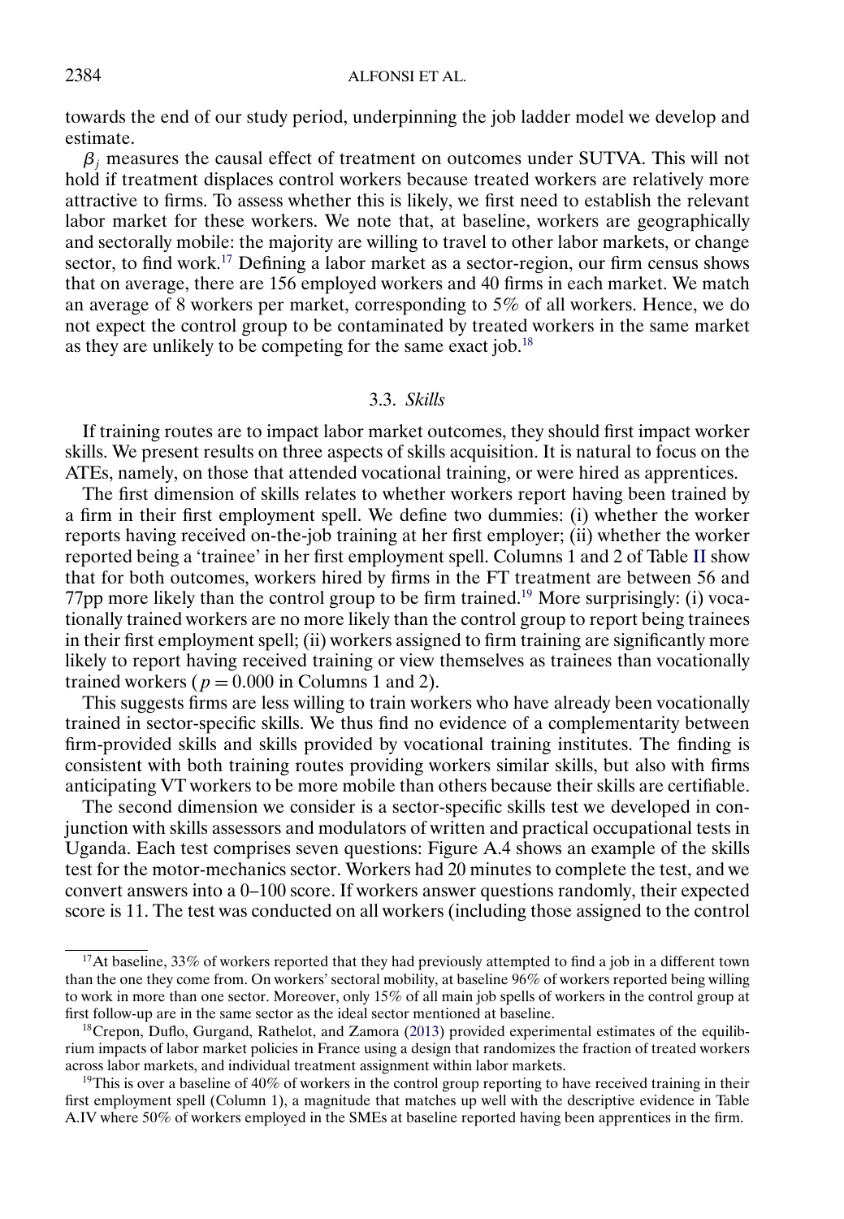towards the end of our study period, underpinning the job ladder model we develop and estimate.

$\beta_j$ measures the causal effect of treatment on outcomes under SUTVA. This will not hold if treatment displaces control workers because treated workers are relatively more attractive to firms. To assess whether this is likely, we first need to establish the relevant labor market for these workers. We note that, at baseline, workers are geographically and sectorally mobile: the majority are willing to travel to other labor markets, or change sector, to find work.[17] Defining a labor market as a sector-region, our firm census shows that on average, there are 156 employed workers and 40 firms in each market. We match an average of 8 workers per market, corresponding to 5% of all workers. Hence, we do not expect the control group to be contaminated by treated workers in the same market as they are unlikely to be competing for the same exact job.[18]

### 3.3. *Skills*

If training routes are to impact labor market outcomes, they should first impact worker skills. We present results on three aspects of skills acquisition. It is natural to focus on the ATEs, namely, on those that attended vocational training, or were hired as apprentices.

The first dimension of skills relates to whether workers report having been trained by a firm in their first employment spell. We define two dummies: (i) whether the worker reports having received on-the-job training at her first employer; (ii) whether the worker reported being a 'trainee' in her first employment spell. Columns 1 and 2 of Table II show that for both outcomes, workers hired by firms in the FT treatment are between 56 and 77pp more likely than the control group to be firm trained.[19] More surprisingly: (i) vocationally trained workers are no more likely than the control group to report being trainees in their first employment spell; (ii) workers assigned to firm training are significantly more likely to report having received training or view themselves as trainees than vocationally trained workers ($p = 0.000$ in Columns 1 and 2).

This suggests firms are less willing to train workers who have already been vocationally trained in sector-specific skills. We thus find no evidence of a complementarity between firm-provided skills and skills provided by vocational training institutes. The finding is consistent with both training routes providing workers similar skills, but also with firms anticipating VT workers to be more mobile than others because their skills are certifiable.

The second dimension we consider is a sector-specific skills test we developed in conjunction with skills assessors and modulators of written and practical occupational tests in Uganda. Each test comprises seven questions: Figure A.4 shows an example of the skills test for the motor-mechanics sector. Workers had 20 minutes to complete the test, and we convert answers into a 0–100 score. If workers answer questions randomly, their expected score is 11. The test was conducted on all workers (including those assigned to the control

---

[17] At baseline, 33% of workers reported that they had previously attempted to find a job in a different town than the one they come from. On workers' sectoral mobility, at baseline 96% of workers reported being willing to work in more than one sector. Moreover, only 15% of all main job spells of workers in the control group at first follow-up are in the same sector as the ideal sector mentioned at baseline.

[18] Crepon, Duflo, Gurgand, Rathelot, and Zamora (2013) provided experimental estimates of the equilibrium impacts of labor market policies in France using a design that randomizes the fraction of treated workers across labor markets, and individual treatment assignment within labor markets.

[19] This is over a baseline of 40% of workers in the control group reporting to have received training in their first employment spell (Column 1), a magnitude that matches up well with the descriptive evidence in Table A.IV where 50% of workers employed in the SMEs at baseline reported having been apprentices in the firm.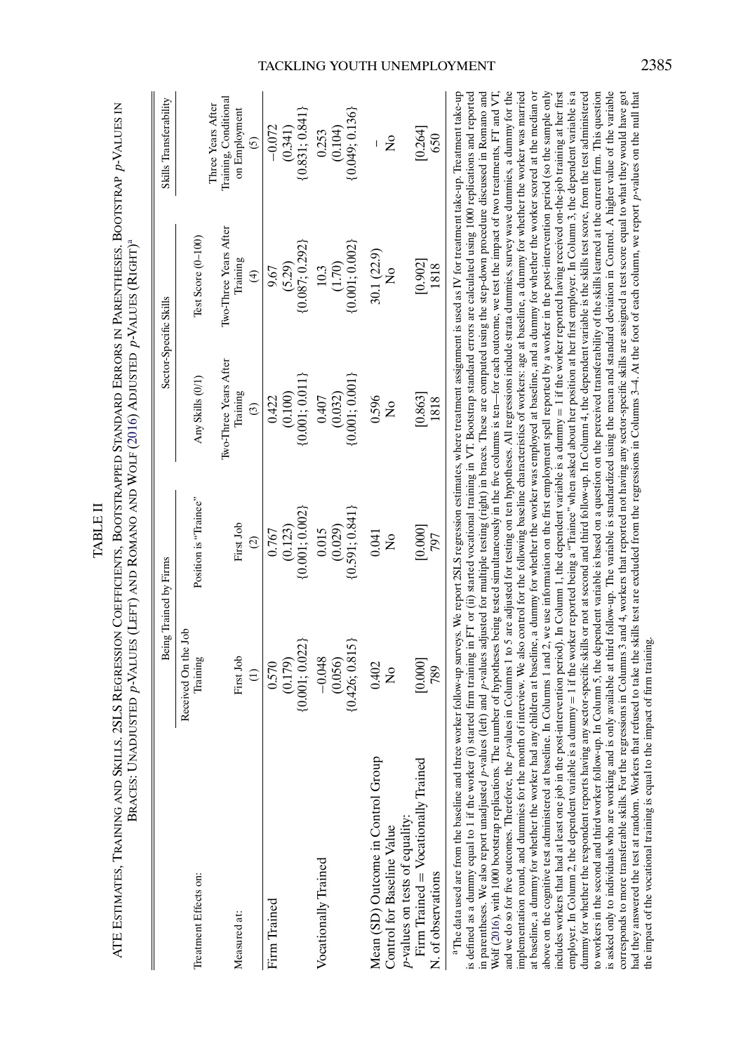TABLE II

ATE ESTIMATES, TRAINING AND SKILLS. 2SLS REGRESSION COEFFICIENTS, BOOTSTRAPPED STANDARD ERRORS IN PARENTHESES, BOOTSTRAP $p$-VALUES IN BRACES: UNADJUSTED $p$-VALUES (LEFT) AND ROMANO AND WOLF (2016) ADJUSTED $p$-VALUES (RIGHT)[a]

| | Being Trained by Firms | | Sector-Specific Skills | | Skills Transferability |
|---|---|---|---|---|---|
| Treatment Effects on: | Received On the Job Training | Position is "Trainee" | Any Skills (0/1) | Test Score (0–100) | |
| Measured at: | First Job (1) | First Job (2) | Two-Three Years After Training (3) | Two-Three Years After Training (4) | Three Years After Training, Conditional on Employment (5) |
| Firm Trained | 0.570 | 0.767 | 0.422 | 9.67 | −0.072 |
| | (0.179) | (0.123) | (0.100) | (5.29) | (0.341) |
| | {0.001; 0.022} | {0.001; 0.002} | {0.001; 0.011} | {0.087; 0.292} | {0.831; 0.841} |
| Vocationally Trained | −0.048 | 0.015 | 0.407 | 10.3 | 0.253 |
| | (0.056) | (0.029) | (0.032) | (1.70) | (0.104) |
| | {0.426; 0.815} | {0.591; 0.841} | {0.001; 0.001} | {0.001; 0.002} | {0.049; 0.136} |
| Mean (SD) Outcome in Control Group | 0.402 | 0.041 | 0.596 | 30.1 (22.9) | – |
| Control for Baseline Value | No | No | No | No | No |
| $p$-values on tests of equality: | | | | | |
| Firm Trained = Vocationally Trained | [0.000] | [0.000] | [0.863] | [0.902] | [0.264] |
| N. of observations | 789 | 797 | 1818 | 1818 | 650 |

[a]The data used are from the baseline and three worker follow-up surveys. We report 2SLS regression estimates, where treatment assignment is used as IV for treatment take-up. Treatment take-up is defined as a dummy equal to 1 if the worker (i) started firm training in FT or (ii) started vocational training in VT. Bootstrap standard errors are calculated using 1000 replications and reported in parentheses. We also report unadjusted $p$-values (left) and $p$-values adjusted for multiple testing (right) in braces. These are computed using the step-down procedure discussed in Romano and Wolf (2016), with 1000 bootstrap replications. The number of hypotheses being tested simultaneously in the five columns is ten—for each outcome, we test the impact of two treatments, FT and VT, and we do so for five outcomes. Therefore, the $p$-values in Columns 1 to 5 are adjusted for testing on ten hypotheses. All regressions include strata dummies, survey wave dummies, a dummy for the implementation round, and dummies for the month of interview. We also control for the following baseline characteristics of workers: age at baseline, a dummy for whether the worker was married at baseline, a dummy for whether the worker had any children at baseline, a dummy for whether the worker was employed at baseline, and a dummy for whether the worker scored at the median or above on the cognitive test administered at baseline. In Columns 1 and 2, we use information on the first employment spell reported by a worker in the post-intervention period (so the sample only includes workers that had at least one job in the post-intervention period). In Column 1, the dependent variable is a dummy = 1 if the worker reported having received on-the-job training at her first employer. In Column 2, the dependent variable is a dummy = 1 if the worker reported being a "Trainee" when asked about her position at her first employer. In Column 3, the dependent variable is a dummy for whether the respondent reports having any sector-specific skills or not at second and third follow-up. In Column 4, the dependent variable is the skills test score, from the test administered to workers in the second and third worker follow-up. In Column 5, the dependent variable is based on a question on the perceived transferability of the skills learned at the current firm. This question is asked only to individuals who are working and is only available at third follow-up. The variable is standardized using the mean and standard deviation in Control. A higher value of the variable corresponds to more transferable skills. For the regressions in Columns 3 and 4, workers that reported not having any sector-specific skills are assigned a test score equal to what they would have got had they answered the test at random. Workers that refused to take the skills test are excluded from the regressions in Columns 3–4. At the foot of each column, we report $p$-values on the null that the impact of the vocational training is equal to the impact of firm training.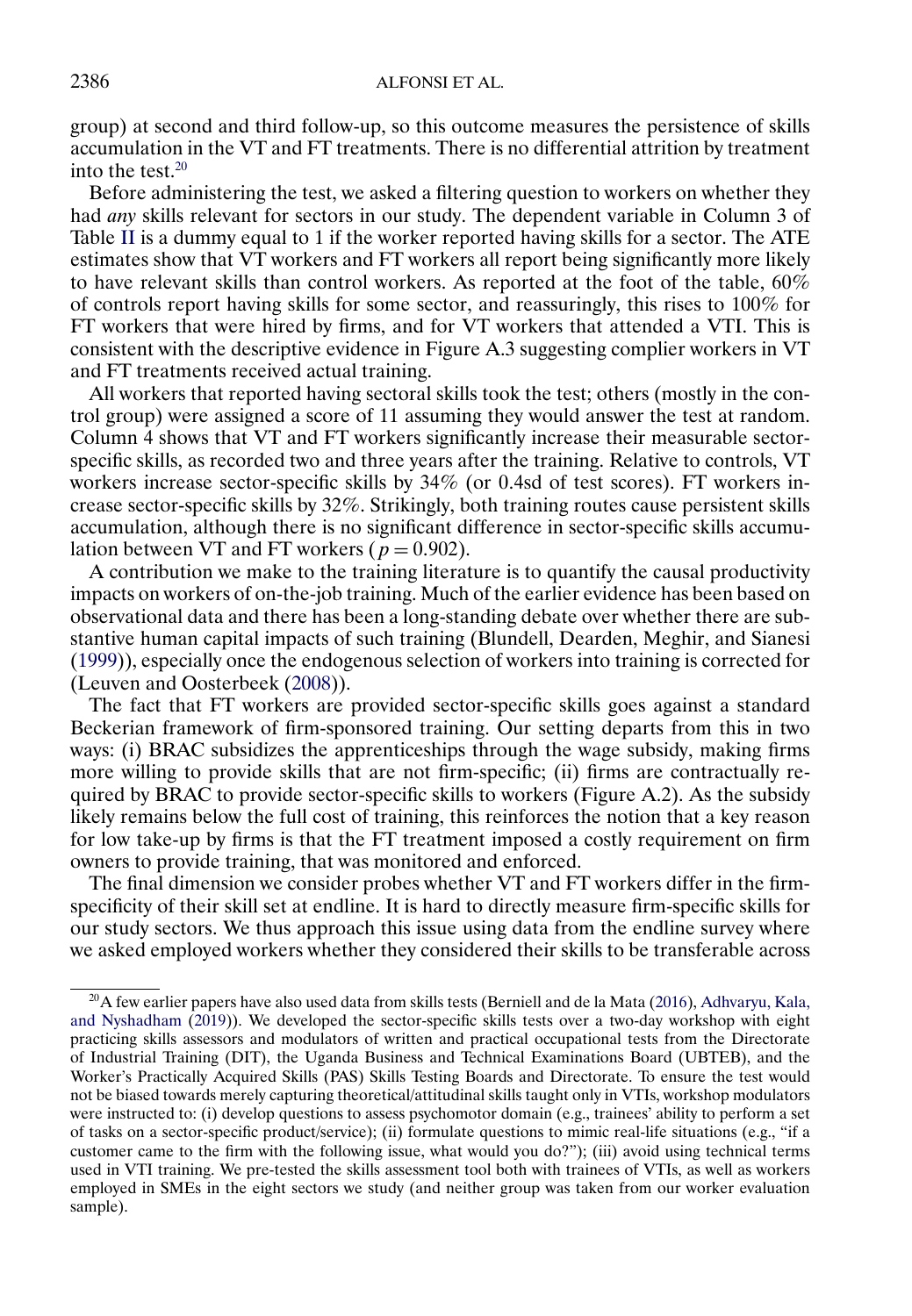group) at second and third follow-up, so this outcome measures the persistence of skills accumulation in the VT and FT treatments. There is no differential attrition by treatment into the test.[20]

Before administering the test, we asked a filtering question to workers on whether they had *any* skills relevant for sectors in our study. The dependent variable in Column 3 of Table II is a dummy equal to 1 if the worker reported having skills for a sector. The ATE estimates show that VT workers and FT workers all report being significantly more likely to have relevant skills than control workers. As reported at the foot of the table, 60% of controls report having skills for some sector, and reassuringly, this rises to 100% for FT workers that were hired by firms, and for VT workers that attended a VTI. This is consistent with the descriptive evidence in Figure A.3 suggesting complier workers in VT and FT treatments received actual training.

All workers that reported having sectoral skills took the test; others (mostly in the control group) were assigned a score of 11 assuming they would answer the test at random. Column 4 shows that VT and FT workers significantly increase their measurable sector-specific skills, as recorded two and three years after the training. Relative to controls, VT workers increase sector-specific skills by 34% (or 0.4sd of test scores). FT workers increase sector-specific skills by 32%. Strikingly, both training routes cause persistent skills accumulation, although there is no significant difference in sector-specific skills accumulation between VT and FT workers ($p = 0.902$).

A contribution we make to the training literature is to quantify the causal productivity impacts on workers of on-the-job training. Much of the earlier evidence has been based on observational data and there has been a long-standing debate over whether there are substantive human capital impacts of such training (Blundell, Dearden, Meghir, and Sianesi (1999)), especially once the endogenous selection of workers into training is corrected for (Leuven and Oosterbeek (2008)).

The fact that FT workers are provided sector-specific skills goes against a standard Beckerian framework of firm-sponsored training. Our setting departs from this in two ways: (i) BRAC subsidizes the apprenticeships through the wage subsidy, making firms more willing to provide skills that are not firm-specific; (ii) firms are contractually required by BRAC to provide sector-specific skills to workers (Figure A.2). As the subsidy likely remains below the full cost of training, this reinforces the notion that a key reason for low take-up by firms is that the FT treatment imposed a costly requirement on firm owners to provide training, that was monitored and enforced.

The final dimension we consider probes whether VT and FT workers differ in the firm-specificity of their skill set at endline. It is hard to directly measure firm-specific skills for our study sectors. We thus approach this issue using data from the endline survey where we asked employed workers whether they considered their skills to be transferable across

[20] A few earlier papers have also used data from skills tests (Berniell and de la Mata (2016), Adhvaryu, Kala, and Nyshadham (2019)). We developed the sector-specific skills tests over a two-day workshop with eight practicing skills assessors and modulators of written and practical occupational tests from the Directorate of Industrial Training (DIT), the Uganda Business and Technical Examinations Board (UBTEB), and the Worker's Practically Acquired Skills (PAS) Skills Testing Boards and Directorate. To ensure the test would not be biased towards merely capturing theoretical/attitudinal skills taught only in VTIs, workshop modulators were instructed to: (i) develop questions to assess psychomotor domain (e.g., trainees' ability to perform a set of tasks on a sector-specific product/service); (ii) formulate questions to mimic real-life situations (e.g., "if a customer came to the firm with the following issue, what would you do?"); (iii) avoid using technical terms used in VTI training. We pre-tested the skills assessment tool both with trainees of VTIs, as well as workers employed in SMEs in the eight sectors we study (and neither group was taken from our worker evaluation sample).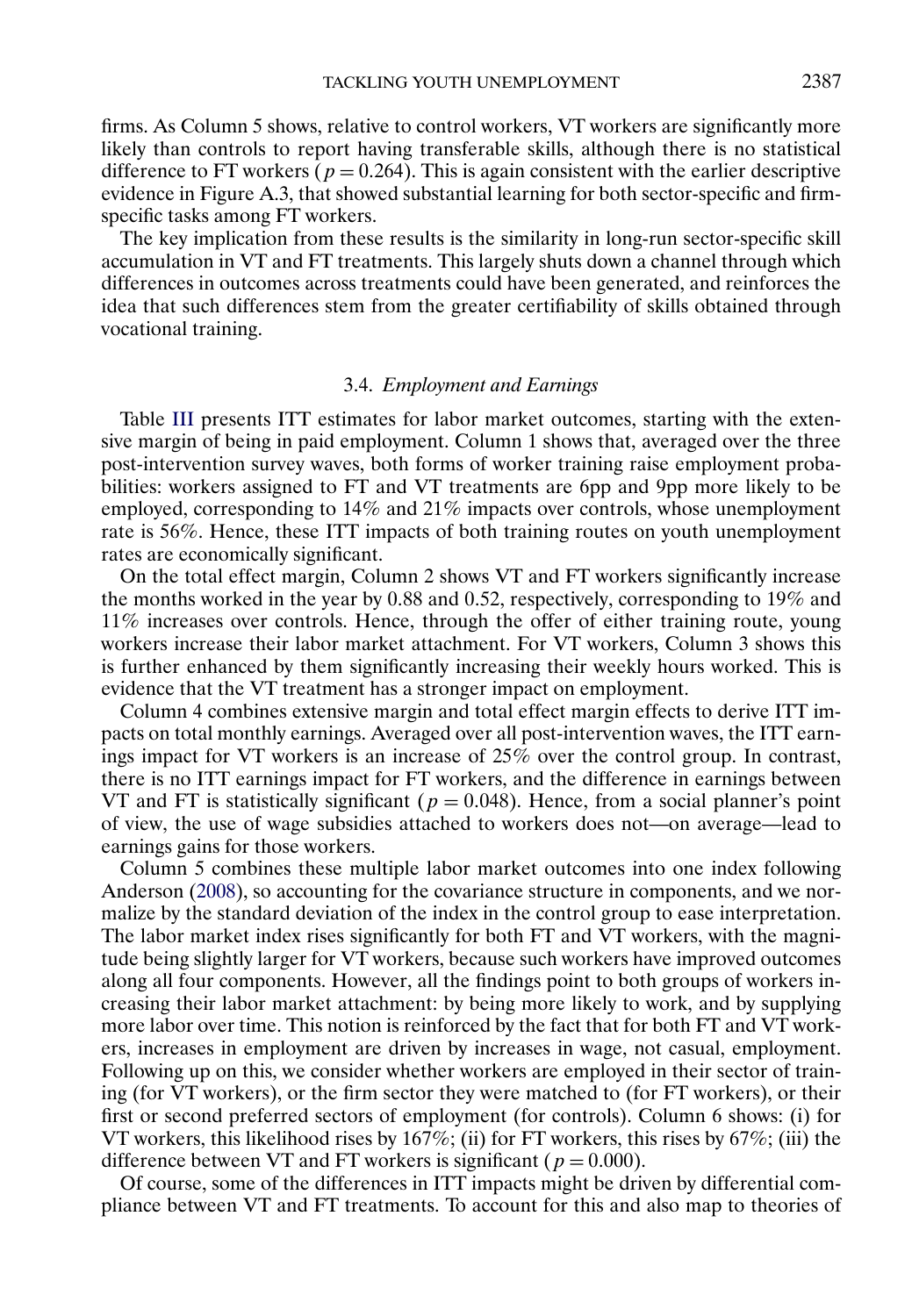firms. As Column 5 shows, relative to control workers, VT workers are significantly more likely than controls to report having transferable skills, although there is no statistical difference to FT workers ($p = 0.264$). This is again consistent with the earlier descriptive evidence in Figure A.3, that showed substantial learning for both sector-specific and firm-specific tasks among FT workers.

The key implication from these results is the similarity in long-run sector-specific skill accumulation in VT and FT treatments. This largely shuts down a channel through which differences in outcomes across treatments could have been generated, and reinforces the idea that such differences stem from the greater certifiability of skills obtained through vocational training.

### 3.4. *Employment and Earnings*

Table III presents ITT estimates for labor market outcomes, starting with the extensive margin of being in paid employment. Column 1 shows that, averaged over the three post-intervention survey waves, both forms of worker training raise employment probabilities: workers assigned to FT and VT treatments are 6pp and 9pp more likely to be employed, corresponding to 14% and 21% impacts over controls, whose unemployment rate is 56%. Hence, these ITT impacts of both training routes on youth unemployment rates are economically significant.

On the total effect margin, Column 2 shows VT and FT workers significantly increase the months worked in the year by 0.88 and 0.52, respectively, corresponding to 19% and 11% increases over controls. Hence, through the offer of either training route, young workers increase their labor market attachment. For VT workers, Column 3 shows this is further enhanced by them significantly increasing their weekly hours worked. This is evidence that the VT treatment has a stronger impact on employment.

Column 4 combines extensive margin and total effect margin effects to derive ITT impacts on total monthly earnings. Averaged over all post-intervention waves, the ITT earnings impact for VT workers is an increase of 25% over the control group. In contrast, there is no ITT earnings impact for FT workers, and the difference in earnings between VT and FT is statistically significant ($p = 0.048$). Hence, from a social planner's point of view, the use of wage subsidies attached to workers does not—on average—lead to earnings gains for those workers.

Column 5 combines these multiple labor market outcomes into one index following Anderson (2008), so accounting for the covariance structure in components, and we normalize by the standard deviation of the index in the control group to ease interpretation. The labor market index rises significantly for both FT and VT workers, with the magnitude being slightly larger for VT workers, because such workers have improved outcomes along all four components. However, all the findings point to both groups of workers increasing their labor market attachment: by being more likely to work, and by supplying more labor over time. This notion is reinforced by the fact that for both FT and VT workers, increases in employment are driven by increases in wage, not casual, employment. Following up on this, we consider whether workers are employed in their sector of training (for VT workers), or the firm sector they were matched to (for FT workers), or their first or second preferred sectors of employment (for controls). Column 6 shows: (i) for VT workers, this likelihood rises by 167%; (ii) for FT workers, this rises by 67%; (iii) the difference between VT and FT workers is significant ($p = 0.000$).

Of course, some of the differences in ITT impacts might be driven by differential compliance between VT and FT treatments. To account for this and also map to theories of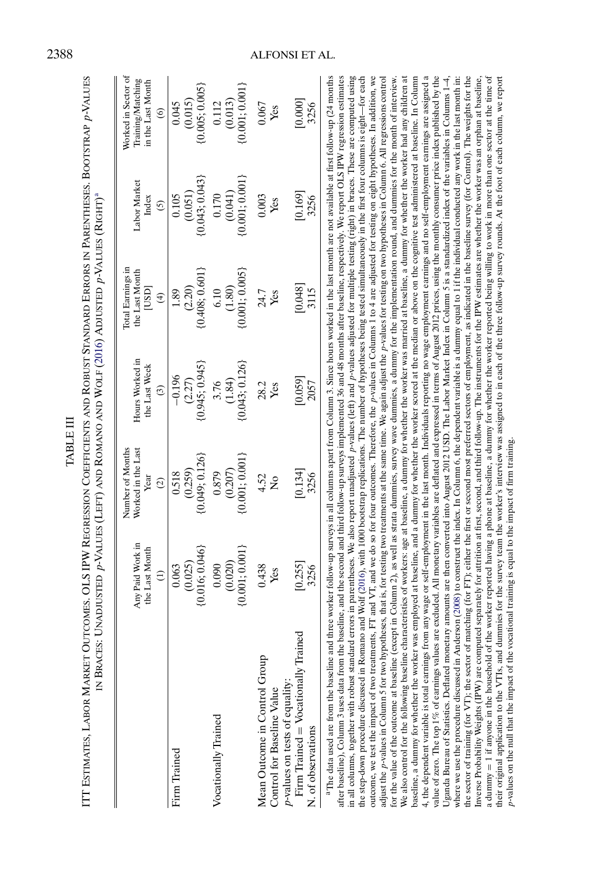TABLE III

ITT ESTIMATES, LABOR MARKET OUTCOMES. OLS IPW REGRESSION COEFFICIENTS AND ROBUST STANDARD ERRORS IN PARENTHESES. BOOTSTRAP $p$-VALUES IN BRACES: UNADJUSTED $p$-VALUES (LEFT) AND ROMANO AND WOLF (2016) ADJUSTED $p$-VALUES (RIGHT)[a]

| | Any Paid Work in the Last Month (1) | Number of Months Worked in the Last Year (2) | Hours Worked in the Last Week (3) | Total Earnings in the Last Month [USD] (4) | Labor Market Index (5) | Worked in Sector of Training/Matching in the Last Month (6) |
|---|---|---|---|---|---|---|
| Firm Trained | 0.063 | 0.518 | −0.196 | 1.89 | 0.105 | 0.045 |
| | (0.025) | (0.259) | (2.27) | (2.20) | (0.051) | (0.015) |
| | {0.016; 0.046} | {0.049; 0.126} | {0.945; 0.945} | {0.408; 0.601} | {0.043; 0.043} | {0.005; 0.005} |
| Vocationally Trained | 0.090 | 0.879 | 3.76 | 6.10 | 0.170 | 0.112 |
| | (0.020) | (0.207) | (1.84) | (1.80) | (0.041) | (0.013) |
| | {0.001; 0.001} | {0.001; 0.001} | {0.043; 0.126} | {0.001; 0.005} | {0.001; 0.001} | {0.001; 0.001} |
| Mean Outcome in Control Group | 0.438 | 4.52 | 28.2 | 24.7 | 0.003 | 0.067 |
| Control for Baseline Value | Yes | No | Yes | Yes | Yes | Yes |
| $p$-values on tests of equality: | | | | | | |
| Firm Trained = Vocationally Trained | [0.255] | [0.134] | [0.059] | [0.048] | [0.169] | [0.000] |
| N. of observations | 3256 | 3256 | 2057 | 3115 | 3256 | 3256 |

[a] The data used are from the baseline and three worker follow-up surveys in all columns apart from Column 3. Since hours worked in the last month are not available at first follow-up (24 months after baseline), Column 3 uses data from the baseline, and the second and third follow-up surveys implemented 36 and 48 months after baseline, respectively. We report OLS IPW regression estimates in all columns, together with robust standard errors in parentheses. We also report unadjusted $p$-values (left) and $p$-values adjusted for multiple testing (right) in braces. These are computed using the step-down procedure discussed in Romano and Wolf (2016), with 1000 bootstrap replications. The number of hypotheses being tested simultaneously in the first four columns is eight—for each outcome, we test the impact of two treatments, FT and VT, and we do so for four outcomes. Therefore, the $p$-values in Columns 1 to 4 are adjusted for testing on eight hypotheses. In addition, we adjust the $p$-values in Column 5 for two hypotheses, that is, for testing two treatments at the same time. We again adjust the $p$-values for testing on two hypotheses in Column 6. All regressions control for the value of the outcome at baseline (except in Column 2), as well as strata dummies, survey wave dummies, a dummy for the implementation round, and dummies for the month of interview. We also control for the following baseline characteristics of workers: age at baseline, a dummy for whether the worker was married at baseline, a dummy for whether the worker had any children at baseline, a dummy for whether the worker was employed at baseline, and a dummy for whether the worker scored at the median or above on the cognitive test administered at baseline. In Column 4, the dependent variable is total earnings from any wage or self-employment in the last month. Individuals reporting no wage employment earnings and no self-employment earnings are assigned a value of zero. The top 1% of earnings values are excluded. All monetary variables are deflated and expressed in terms of August 2012 prices, using the monthly consumer price index published by the Uganda Bureau of Statistics. Deflated monetary amounts are then converted into August 2012 USD. The Labor Market Index in Column 5 is a standardized index of the variables in Columns 1–4, where we use the procedure discussed in Anderson (2008) to construct the index. In Column 6, the dependent variable is a dummy equal to 1 if the individual conducted any work in the last month in: the sector of training (for VT); the sector of matching (for FT); either the first or second most preferred sectors of employment, as indicated in the baseline survey (for Control). The weights for the Inverse Probability Weights (IPW) are computed separately for attrition at first, second, and third follow-up. The instruments for the IPW estimates are whether the worker was an orphan at baseline, a dummy = 1 if anyone in the household of the worker reported having a phone at baseline, a dummy for whether the worker reported being willing to work in more than one sector at the time of their original application to the VTIs, and dummies for the survey team the worker's interview was assigned to in each of the three follow-up survey rounds. At the foot of each column, we report $p$-values on the null that the impact of the vocational training is equal to the impact of firm training.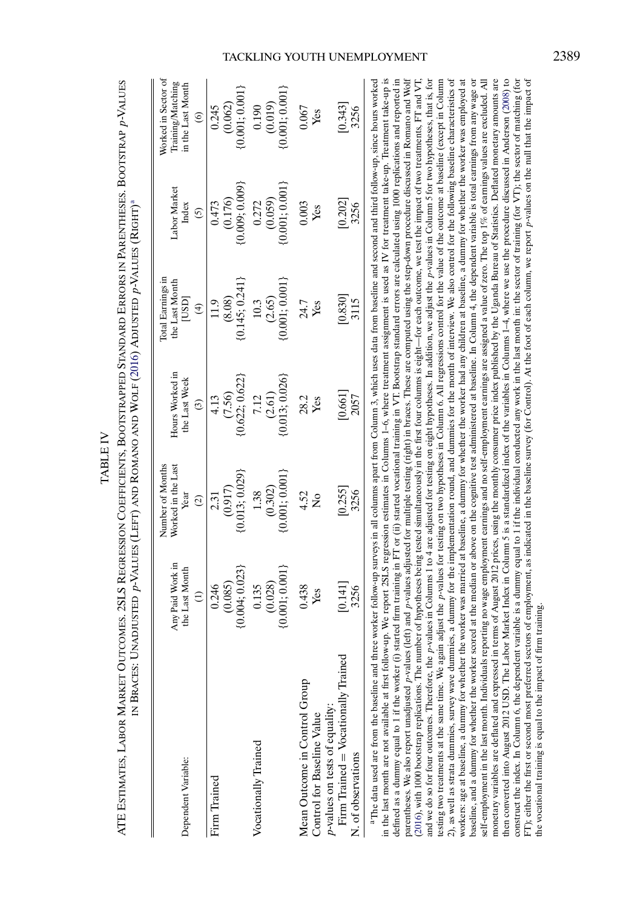TABLE IV

ATE Estimates, Labor Market Outcomes. 2SLS Regression Coefficients, Bootstrapped Standard Errors in Parentheses. Bootstrap *p*-Values in Braces: Unadjusted *p*-Values (Left) and Romano and Wolf (2016) Adjusted *p*-Values (Right)[a]

| Dependent Variable: | Any Paid Work in the Last Month (1) | Number of Months Worked in the Last Year (2) | Hours Worked in the Last Week (3) | Total Earnings in the Last Month [USD] (4) | Labor Market Index (5) | Worked in Sector of Training/Matching in the Last Month (6) |
|---|---|---|---|---|---|---|
| Firm Trained | 0.246 | 2.31 | 4.13 | 11.9 | 0.473 | 0.245 |
| | (0.085) | (0.917) | (7.56) | (8.08) | (0.176) | (0.062) |
| | {0.004; 0.023} | {0.013; 0.029} | {0.622; 0.622} | {0.145; 0.241} | {0.009; 0.009} | {0.001; 0.001} |
| Vocationally Trained | 0.135 | 1.38 | 7.12 | 10.3 | 0.272 | 0.190 |
| | (0.028) | (0.302) | (2.61) | (2.65) | (0.059) | (0.019) |
| | {0.001; 0.001} | {0.001; 0.001} | {0.013; 0.026} | {0.001; 0.001} | {0.001; 0.001} | {0.001; 0.001} |
| Mean Outcome in Control Group | 0.438 | 4.52 | 28.2 | 24.7 | 0.003 | 0.067 |
| Control for Baseline Value | Yes | No | Yes | Yes | Yes | Yes |
| *p*-values on tests of equality: | | | | | | |
| Firm Trained = Vocationally Trained | [0.141] | [0.255] | [0.661] | [0.830] | [0.202] | [0.343] |
| N. of observations | 3256 | 3256 | 2057 | 3115 | 3256 | 3256 |

[a]The data used are from the baseline and three worker follow-up surveys in all columns apart from Column 3, which uses data from baseline and second and third follow-up, since hours worked in the last month are not available at first follow-up. We report 2SLS regression estimates in Columns 1–6, where treatment assignment is used as IV for treatment take-up. Treatment take-up is defined as a dummy equal to 1 if the worker (i) started firm training in FT or (ii) started vocational training in VT. Bootstrap standard errors are calculated using 1000 replications and reported in parentheses. We also report unadjusted *p*-values (left) and *p*-values adjusted for multiple testing (right) in braces. These are computed using the step-down procedure discussed in Romano and Wolf (2016), with 1000 bootstrap replications. The number of hypotheses being tested simultaneously in the first four columns is eight—for each outcome, we test the impact of two treatments, FT and VT, and we do so for four outcomes. Therefore, the *p*-values in Columns 1 to 4 are adjusted for testing on eight hypotheses. In addition, we adjust the *p*-values in Column 5 for two hypotheses, that is, for testing two treatments at the same time. We again adjust the *p*-values for testing on two hypotheses in Column 6. All regressions control for the value of the outcome at baseline (except in Column 2), as well as strata dummies, survey wave dummies, a dummy for the implementation round, and dummies for the month of interview. We also control for the following baseline characteristics of workers: age at baseline, a dummy for whether the worker was married at baseline, a dummy for whether the worker had any children at baseline, a dummy for whether the worker was employed at baseline, and a dummy for whether the worker scored at the median or above on the cognitive test administered at baseline. In Column 4, the dependent variable is total earnings from any wage or self-employment in the last month. Individuals reporting no wage employment earnings and no self-employment earnings are assigned a value of zero. The top 1% of earnings values are excluded. All monetary variables are deflated and expressed in terms of August 2012 prices, using the monthly consumer price index published by the Uganda Bureau of Statistics. Deflated monetary amounts are then converted into August 2012 USD. The Labor Market Index in Column 5 is a standardized index of the variables in Columns 1–4, where we use the procedure discussed in Anderson (2008) to construct the index. In Column 6, the dependent variable is a dummy equal to 1 if the individual conducted any work in the last month in: the sector of training (for VT); the sector of matching (for FT); either the first or second most preferred sectors of employment, as indicated in the baseline survey (for Control). At the foot of each column, we report *p*-values on the null that the impact of the vocational training is equal to the impact of firm training.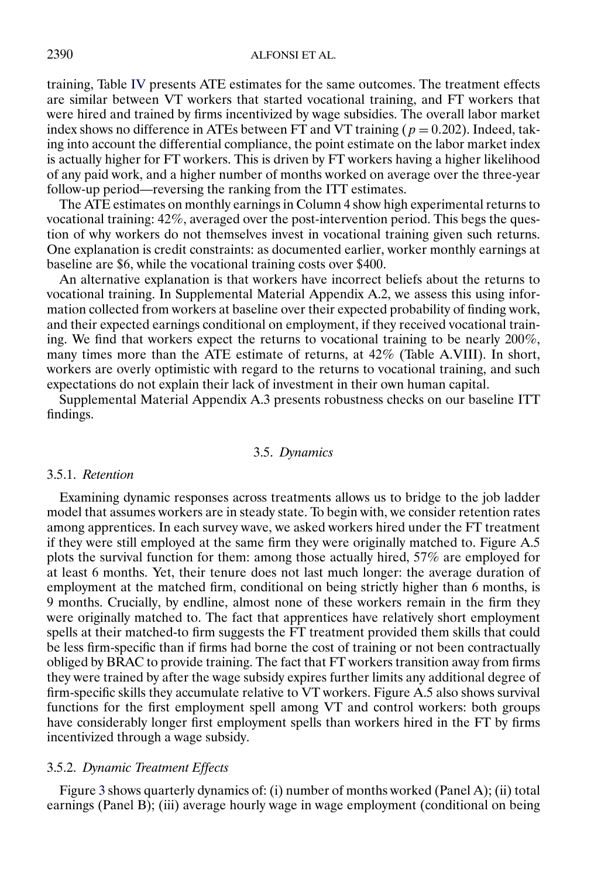training, Table IV presents ATE estimates for the same outcomes. The treatment effects are similar between VT workers that started vocational training, and FT workers that were hired and trained by firms incentivized by wage subsidies. The overall labor market index shows no difference in ATEs between FT and VT training ($p = 0.202$). Indeed, taking into account the differential compliance, the point estimate on the labor market index is actually higher for FT workers. This is driven by FT workers having a higher likelihood of any paid work, and a higher number of months worked on average over the three-year follow-up period—reversing the ranking from the ITT estimates.

The ATE estimates on monthly earnings in Column 4 show high experimental returns to vocational training: 42%, averaged over the post-intervention period. This begs the question of why workers do not themselves invest in vocational training given such returns. One explanation is credit constraints: as documented earlier, worker monthly earnings at baseline are $6, while the vocational training costs over $400.

An alternative explanation is that workers have incorrect beliefs about the returns to vocational training. In Supplemental Material Appendix A.2, we assess this using information collected from workers at baseline over their expected probability of finding work, and their expected earnings conditional on employment, if they received vocational training. We find that workers expect the returns to vocational training to be nearly 200%, many times more than the ATE estimate of returns, at 42% (Table A.VIII). In short, workers are overly optimistic with regard to the returns to vocational training, and such expectations do not explain their lack of investment in their own human capital.

Supplemental Material Appendix A.3 presents robustness checks on our baseline ITT findings.

## 3.5. *Dynamics*

### 3.5.1. *Retention*

Examining dynamic responses across treatments allows us to bridge to the job ladder model that assumes workers are in steady state. To begin with, we consider retention rates among apprentices. In each survey wave, we asked workers hired under the FT treatment if they were still employed at the same firm they were originally matched to. Figure A.5 plots the survival function for them: among those actually hired, 57% are employed for at least 6 months. Yet, their tenure does not last much longer: the average duration of employment at the matched firm, conditional on being strictly higher than 6 months, is 9 months. Crucially, by endline, almost none of these workers remain in the firm they were originally matched to. The fact that apprentices have relatively short employment spells at their matched-to firm suggests the FT treatment provided them skills that could be less firm-specific than if firms had borne the cost of training or not been contractually obliged by BRAC to provide training. The fact that FT workers transition away from firms they were trained by after the wage subsidy expires further limits any additional degree of firm-specific skills they accumulate relative to VT workers. Figure A.5 also shows survival functions for the first employment spell among VT and control workers: both groups have considerably longer first employment spells than workers hired in the FT by firms incentivized through a wage subsidy.

### 3.5.2. *Dynamic Treatment Effects*

Figure 3 shows quarterly dynamics of: (i) number of months worked (Panel A); (ii) total earnings (Panel B); (iii) average hourly wage in wage employment (conditional on being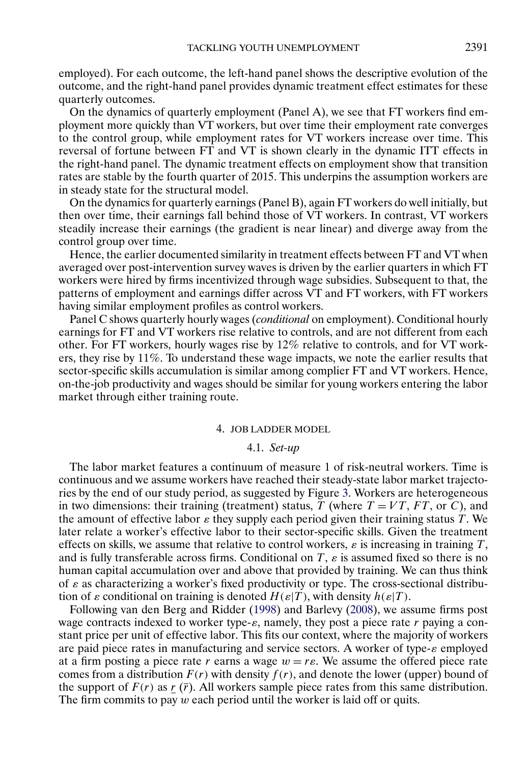employed). For each outcome, the left-hand panel shows the descriptive evolution of the outcome, and the right-hand panel provides dynamic treatment effect estimates for these quarterly outcomes.

On the dynamics of quarterly employment (Panel A), we see that FT workers find employment more quickly than VT workers, but over time their employment rate converges to the control group, while employment rates for VT workers increase over time. This reversal of fortune between FT and VT is shown clearly in the dynamic ITT effects in the right-hand panel. The dynamic treatment effects on employment show that transition rates are stable by the fourth quarter of 2015. This underpins the assumption workers are in steady state for the structural model.

On the dynamics for quarterly earnings (Panel B), again FT workers do well initially, but then over time, their earnings fall behind those of VT workers. In contrast, VT workers steadily increase their earnings (the gradient is near linear) and diverge away from the control group over time.

Hence, the earlier documented similarity in treatment effects between FT and VT when averaged over post-intervention survey waves is driven by the earlier quarters in which FT workers were hired by firms incentivized through wage subsidies. Subsequent to that, the patterns of employment and earnings differ across VT and FT workers, with FT workers having similar employment profiles as control workers.

Panel C shows quarterly hourly wages (*conditional* on employment). Conditional hourly earnings for FT and VT workers rise relative to controls, and are not different from each other. For FT workers, hourly wages rise by 12% relative to controls, and for VT workers, they rise by 11%. To understand these wage impacts, we note the earlier results that sector-specific skills accumulation is similar among complier FT and VT workers. Hence, on-the-job productivity and wages should be similar for young workers entering the labor market through either training route.

## 4. JOB LADDER MODEL

### 4.1. *Set-up*

The labor market features a continuum of measure 1 of risk-neutral workers. Time is continuous and we assume workers have reached their steady-state labor market trajectories by the end of our study period, as suggested by Figure 3. Workers are heterogeneous in two dimensions: their training (treatment) status, $T$ (where $T = VT$, $FT$, or $C$), and the amount of effective labor $\varepsilon$ they supply each period given their training status $T$. We later relate a worker's effective labor to their sector-specific skills. Given the treatment effects on skills, we assume that relative to control workers, $\varepsilon$ is increasing in training $T$, and is fully transferable across firms. Conditional on $T$, $\varepsilon$ is assumed fixed so there is no human capital accumulation over and above that provided by training. We can thus think of $\varepsilon$ as characterizing a worker's fixed productivity or type. The cross-sectional distribution of $\varepsilon$ conditional on training is denoted $H(\varepsilon|T)$, with density $h(\varepsilon|T)$.

Following van den Berg and Ridder (1998) and Barlevy (2008), we assume firms post wage contracts indexed to worker type-$\varepsilon$, namely, they post a piece rate $r$ paying a constant price per unit of effective labor. This fits our context, where the majority of workers are paid piece rates in manufacturing and service sectors. A worker of type-$\varepsilon$ employed at a firm posting a piece rate $r$ earns a wage $w = r\varepsilon$. We assume the offered piece rate comes from a distribution $F(r)$ with density $f(r)$, and denote the lower (upper) bound of the support of $F(r)$ as $\underline{r}$ ($\bar{r}$). All workers sample piece rates from this same distribution. The firm commits to pay $w$ each period until the worker is laid off or quits.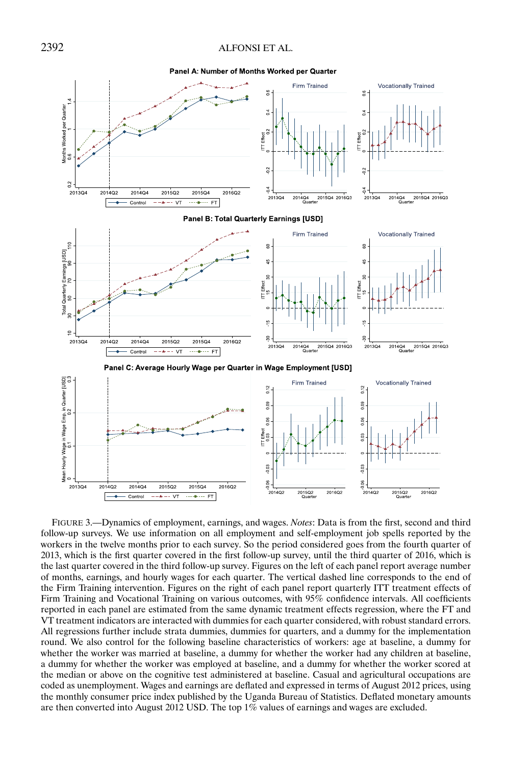FIGURE 3.—Dynamics of employment, earnings, and wages. *Notes*: Data is from the first, second and third follow-up surveys. We use information on all employment and self-employment job spells reported by the workers in the twelve months prior to each survey. So the period considered goes from the fourth quarter of 2013, which is the first quarter covered in the first follow-up survey, until the third quarter of 2016, which is the last quarter covered in the third follow-up survey. Figures on the left of each panel report average number of months, earnings, and hourly wages for each quarter. The vertical dashed line corresponds to the end of the Firm Training intervention. Figures on the right of each panel report quarterly ITT treatment effects of Firm Training and Vocational Training on various outcomes, with 95% confidence intervals. All coefficients reported in each panel are estimated from the same dynamic treatment effects regression, where the FT and VT treatment indicators are interacted with dummies for each quarter considered, with robust standard errors. All regressions further include strata dummies, dummies for quarters, and a dummy for the implementation round. We also control for the following baseline characteristics of workers: age at baseline, a dummy for whether the worker was married at baseline, a dummy for whether the worker had any children at baseline, a dummy for whether the worker was employed at baseline, and a dummy for whether the worker scored at the median or above on the cognitive test administered at baseline. Casual and agricultural occupations are coded as unemployment. Wages and earnings are deflated and expressed in terms of August 2012 prices, using the monthly consumer price index published by the Uganda Bureau of Statistics. Deflated monetary amounts are then converted into August 2012 USD. The top 1% values of earnings and wages are excluded.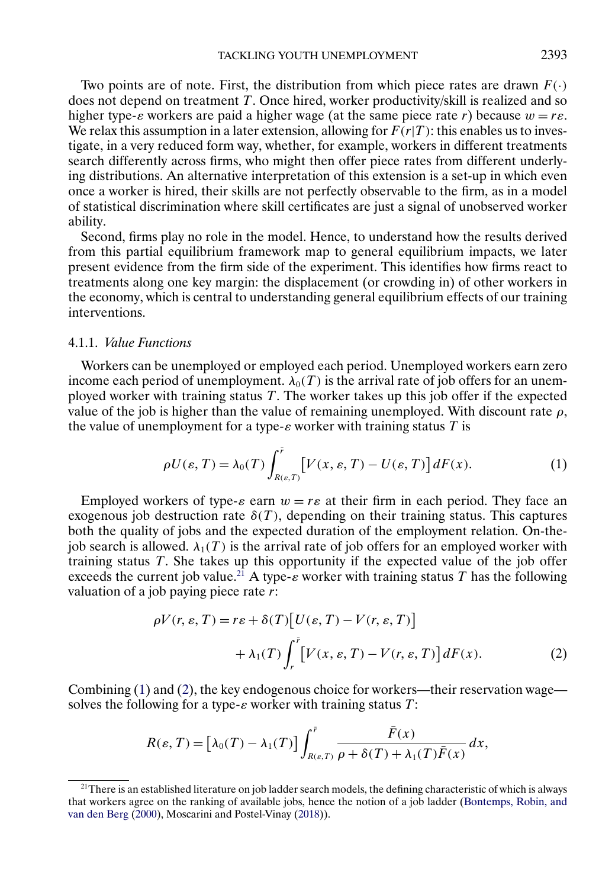Two points are of note. First, the distribution from which piece rates are drawn $F(\cdot)$ does not depend on treatment $T$. Once hired, worker productivity/skill is realized and so higher type-$\varepsilon$ workers are paid a higher wage (at the same piece rate $r$) because $w = r\varepsilon$. We relax this assumption in a later extension, allowing for $F(r|T)$: this enables us to investigate, in a very reduced form way, whether, for example, workers in different treatments search differently across firms, who might then offer piece rates from different underlying distributions. An alternative interpretation of this extension is a set-up in which even once a worker is hired, their skills are not perfectly observable to the firm, as in a model of statistical discrimination where skill certificates are just a signal of unobserved worker ability.

Second, firms play no role in the model. Hence, to understand how the results derived from this partial equilibrium framework map to general equilibrium impacts, we later present evidence from the firm side of the experiment. This identifies how firms react to treatments along one key margin: the displacement (or crowding in) of other workers in the economy, which is central to understanding general equilibrium effects of our training interventions.

### 4.1.1. *Value Functions*

Workers can be unemployed or employed each period. Unemployed workers earn zero income each period of unemployment. $\lambda_0(T)$ is the arrival rate of job offers for an unemployed worker with training status $T$. The worker takes up this job offer if the expected value of the job is higher than the value of remaining unemployed. With discount rate $\rho$, the value of unemployment for a type-$\varepsilon$ worker with training status $T$ is

$$\rho U(\varepsilon, T) = \lambda_0(T) \int_{R(\varepsilon,T)}^{\bar{r}} \big[V(x, \varepsilon, T) - U(\varepsilon, T)\big]\, dF(x). \tag{1}$$

Employed workers of type-$\varepsilon$ earn $w = r\varepsilon$ at their firm in each period. They face an exogenous job destruction rate $\delta(T)$, depending on their training status. This captures both the quality of jobs and the expected duration of the employment relation. On-the-job search is allowed. $\lambda_1(T)$ is the arrival rate of job offers for an employed worker with training status $T$. She takes up this opportunity if the expected value of the job offer exceeds the current job value.[21] A type-$\varepsilon$ worker with training status $T$ has the following valuation of a job paying piece rate $r$:

$$\begin{aligned} \rho V(r, \varepsilon, T) = {} & r\varepsilon + \delta(T)\big[U(\varepsilon, T) - V(r, \varepsilon, T)\big] \\ & + \lambda_1(T) \int_{r}^{\bar{r}} \big[V(x, \varepsilon, T) - V(r, \varepsilon, T)\big]\, dF(x). \end{aligned} \tag{2}$$

Combining (1) and (2), the key endogenous choice for workers—their reservation wage—solves the following for a type-$\varepsilon$ worker with training status $T$:

$$R(\varepsilon, T) = \big[\lambda_0(T) - \lambda_1(T)\big] \int_{R(\varepsilon,T)}^{\bar{r}} \frac{\bar{F}(x)}{\rho + \delta(T) + \lambda_1(T)\bar{F}(x)}\, dx,$$

[21] There is an established literature on job ladder search models, the defining characteristic of which is always that workers agree on the ranking of available jobs, hence the notion of a job ladder (Bontemps, Robin, and van den Berg (2000), Moscarini and Postel-Vinay (2018)).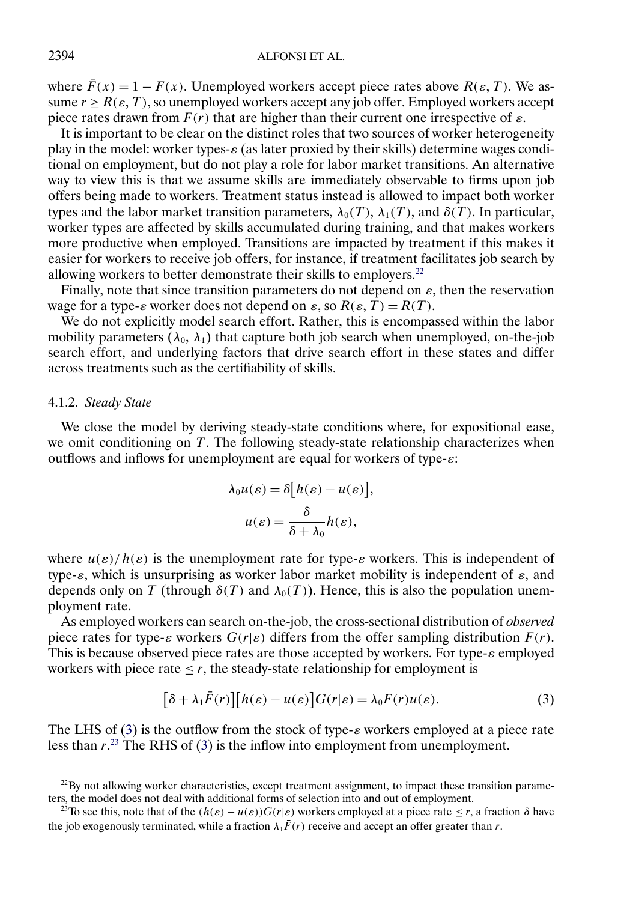where $\bar{F}(x) = 1 - F(x)$. Unemployed workers accept piece rates above $R(\varepsilon, T)$. We assume $\underline{r} \geq R(\varepsilon, T)$, so unemployed workers accept any job offer. Employed workers accept piece rates drawn from $F(r)$ that are higher than their current one irrespective of $\varepsilon$.

It is important to be clear on the distinct roles that two sources of worker heterogeneity play in the model: worker types-$\varepsilon$ (as later proxied by their skills) determine wages conditional on employment, but do not play a role for labor market transitions. An alternative way to view this is that we assume skills are immediately observable to firms upon job offers being made to workers. Treatment status instead is allowed to impact both worker types and the labor market transition parameters, $\lambda_0(T)$, $\lambda_1(T)$, and $\delta(T)$. In particular, worker types are affected by skills accumulated during training, and that makes workers more productive when employed. Transitions are impacted by treatment if this makes it easier for workers to receive job offers, for instance, if treatment facilitates job search by allowing workers to better demonstrate their skills to employers.[22]

Finally, note that since transition parameters do not depend on $\varepsilon$, then the reservation wage for a type-$\varepsilon$ worker does not depend on $\varepsilon$, so $R(\varepsilon, T) = R(T)$.

We do not explicitly model search effort. Rather, this is encompassed within the labor mobility parameters ($\lambda_0$, $\lambda_1$) that capture both job search when unemployed, on-the-job search effort, and underlying factors that drive search effort in these states and differ across treatments such as the certifiability of skills.

#### 4.1.2. *Steady State*

We close the model by deriving steady-state conditions where, for expositional ease, we omit conditioning on $T$. The following steady-state relationship characterizes when outflows and inflows for unemployment are equal for workers of type-$\varepsilon$:

$$\lambda_0 u(\varepsilon) = \delta\big[h(\varepsilon) - u(\varepsilon)\big],$$

$$u(\varepsilon) = \frac{\delta}{\delta + \lambda_0} h(\varepsilon),$$

where $u(\varepsilon)/h(\varepsilon)$ is the unemployment rate for type-$\varepsilon$ workers. This is independent of type-$\varepsilon$, which is unsurprising as worker labor market mobility is independent of $\varepsilon$, and depends only on $T$ (through $\delta(T)$ and $\lambda_0(T)$). Hence, this is also the population unemployment rate.

As employed workers can search on-the-job, the cross-sectional distribution of *observed* piece rates for type-$\varepsilon$ workers $G(r|\varepsilon)$ differs from the offer sampling distribution $F(r)$. This is because observed piece rates are those accepted by workers. For type-$\varepsilon$ employed workers with piece rate $\leq r$, the steady-state relationship for employment is

$$\big[\delta + \lambda_1 \bar{F}(r)\big]\big[h(\varepsilon) - u(\varepsilon)\big]G(r|\varepsilon) = \lambda_0 F(r) u(\varepsilon). \tag{3}$$

The LHS of (3) is the outflow from the stock of type-$\varepsilon$ workers employed at a piece rate less than $r$.[23] The RHS of (3) is the inflow into employment from unemployment.

[22] By not allowing worker characteristics, except treatment assignment, to impact these transition parameters, the model does not deal with additional forms of selection into and out of employment.

[23] To see this, note that of the $(h(\varepsilon) - u(\varepsilon))G(r|\varepsilon)$ workers employed at a piece rate $\leq r$, a fraction $\delta$ have the job exogenously terminated, while a fraction $\lambda_1 \bar{F}(r)$ receive and accept an offer greater than $r$.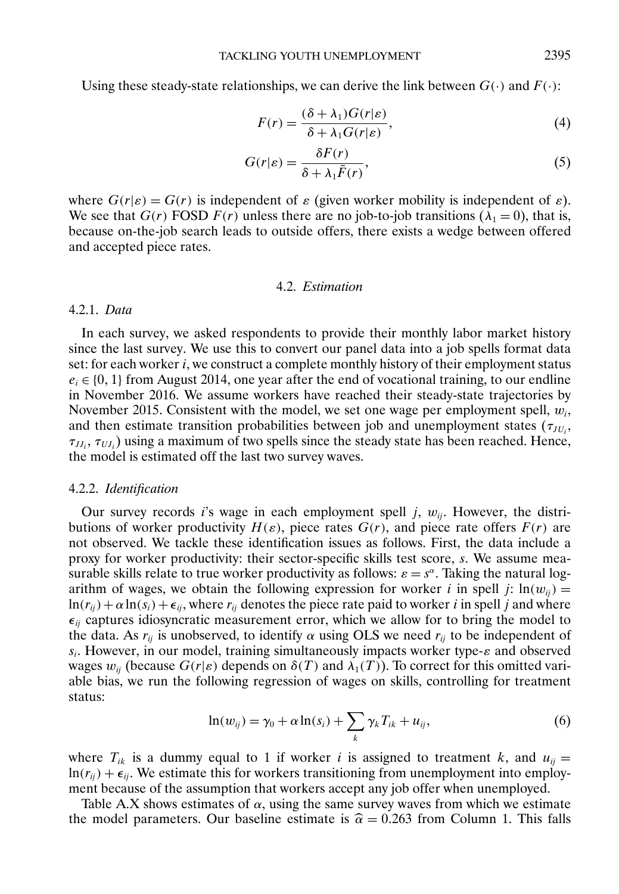Using these steady-state relationships, we can derive the link between $G(\cdot)$ and $F(\cdot)$:

$$F(r) = \frac{(\delta + \lambda_1)G(r|\varepsilon)}{\delta + \lambda_1 G(r|\varepsilon)}, \tag{4}$$

$$G(r|\varepsilon) = \frac{\delta F(r)}{\delta + \lambda_1 \bar{F}(r)}, \tag{5}$$

where $G(r|\varepsilon) = G(r)$ is independent of $\varepsilon$ (given worker mobility is independent of $\varepsilon$). We see that $G(r)$ FOSD $F(r)$ unless there are no job-to-job transitions ($\lambda_1 = 0$), that is, because on-the-job search leads to outside offers, there exists a wedge between offered and accepted piece rates.

### 4.2. *Estimation*

#### 4.2.1. *Data*

In each survey, we asked respondents to provide their monthly labor market history since the last survey. We use this to convert our panel data into a job spells format data set: for each worker $i$, we construct a complete monthly history of their employment status $e_i \in \{0, 1\}$ from August 2014, one year after the end of vocational training, to our endline in November 2016. We assume workers have reached their steady-state trajectories by November 2015. Consistent with the model, we set one wage per employment spell, $w_i$, and then estimate transition probabilities between job and unemployment states ($\tau_{JU_i}$, $\tau_{JJ_i}$, $\tau_{UJ_i}$) using a maximum of two spells since the steady state has been reached. Hence, the model is estimated off the last two survey waves.

#### 4.2.2. *Identification*

Our survey records $i$'s wage in each employment spell $j$, $w_{ij}$. However, the distributions of worker productivity $H(\varepsilon)$, piece rates $G(r)$, and piece rate offers $F(r)$ are not observed. We tackle these identification issues as follows. First, the data include a proxy for worker productivity: their sector-specific skills test score, $s$. We assume measurable skills relate to true worker productivity as follows: $\varepsilon = s^\alpha$. Taking the natural logarithm of wages, we obtain the following expression for worker $i$ in spell $j$: $\ln(w_{ij}) = \ln(r_{ij}) + \alpha \ln(s_i) + \epsilon_{ij}$, where $r_{ij}$ denotes the piece rate paid to worker $i$ in spell $j$ and where $\epsilon_{ij}$ captures idiosyncratic measurement error, which we allow for to bring the model to the data. As $r_{ij}$ is unobserved, to identify $\alpha$ using OLS we need $r_{ij}$ to be independent of $s_i$. However, in our model, training simultaneously impacts worker type-$\varepsilon$ and observed wages $w_{ij}$ (because $G(r|\varepsilon)$ depends on $\delta(T)$ and $\lambda_1(T)$). To correct for this omitted variable bias, we run the following regression of wages on skills, controlling for treatment status:

$$\ln(w_{ij}) = \gamma_0 + \alpha \ln(s_i) + \sum_k \gamma_k T_{ik} + u_{ij}, \tag{6}$$

where $T_{ik}$ is a dummy equal to 1 if worker $i$ is assigned to treatment $k$, and $u_{ij} = \ln(r_{ij}) + \epsilon_{ij}$. We estimate this for workers transitioning from unemployment into employment because of the assumption that workers accept any job offer when unemployed.

Table A.X shows estimates of $\alpha$, using the same survey waves from which we estimate the model parameters. Our baseline estimate is $\widehat{\alpha} = 0.263$ from Column 1. This falls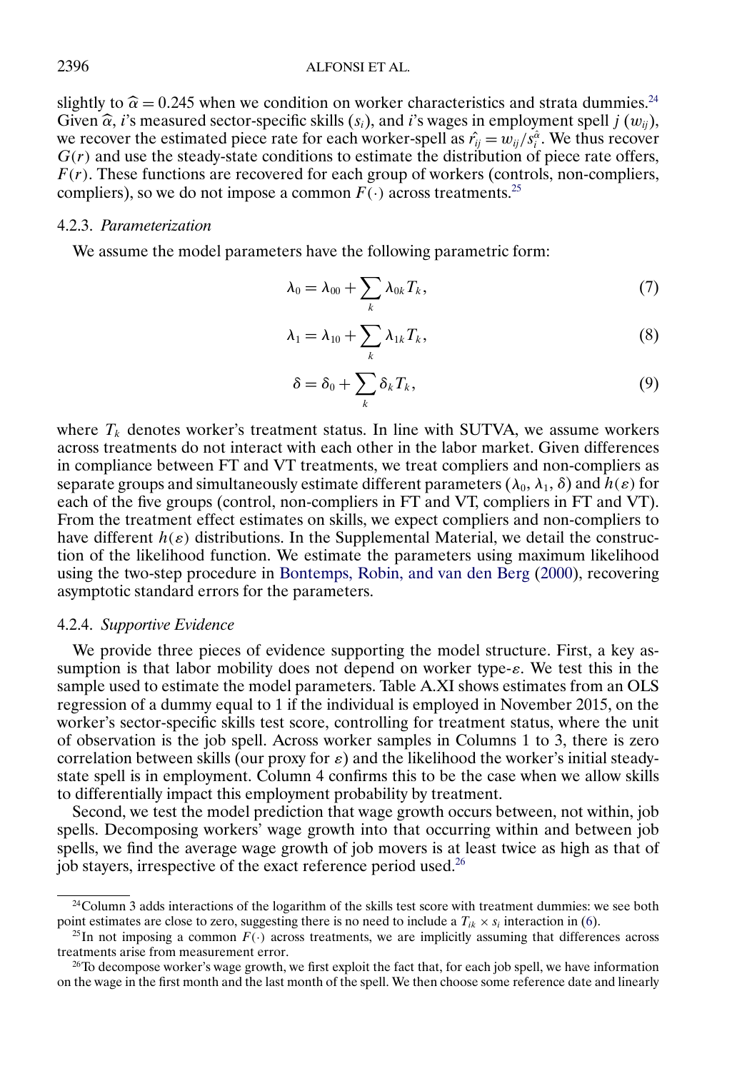slightly to $\widehat{\alpha} = 0.245$ when we condition on worker characteristics and strata dummies.[24] Given $\widehat{\alpha}$, $i$'s measured sector-specific skills ($s_i$), and $i$'s wages in employment spell $j$ ($w_{ij}$), we recover the estimated piece rate for each worker-spell as $\hat{r_{ij}} = w_{ij}/s_i^{\hat{\alpha}}$. We thus recover $G(r)$ and use the steady-state conditions to estimate the distribution of piece rate offers, $F(r)$. These functions are recovered for each group of workers (controls, non-compliers, compliers), so we do not impose a common $F(\cdot)$ across treatments.[25]

#### 4.2.3. *Parameterization*

We assume the model parameters have the following parametric form:

$$\lambda_0 = \lambda_{00} + \sum_k \lambda_{0k} T_k, \tag{7}$$

$$\lambda_1 = \lambda_{10} + \sum_k \lambda_{1k} T_k, \tag{8}$$

$$\delta = \delta_0 + \sum_k \delta_k T_k, \tag{9}$$

where $T_k$ denotes worker's treatment status. In line with SUTVA, we assume workers across treatments do not interact with each other in the labor market. Given differences in compliance between FT and VT treatments, we treat compliers and non-compliers as separate groups and simultaneously estimate different parameters ($\lambda_0$, $\lambda_1$, $\delta$) and $h(\varepsilon)$ for each of the five groups (control, non-compliers in FT and VT, compliers in FT and VT). From the treatment effect estimates on skills, we expect compliers and non-compliers to have different $h(\varepsilon)$ distributions. In the Supplemental Material, we detail the construction of the likelihood function. We estimate the parameters using maximum likelihood using the two-step procedure in Bontemps, Robin, and van den Berg (2000), recovering asymptotic standard errors for the parameters.

#### 4.2.4. *Supportive Evidence*

We provide three pieces of evidence supporting the model structure. First, a key assumption is that labor mobility does not depend on worker type-$\varepsilon$. We test this in the sample used to estimate the model parameters. Table A.XI shows estimates from an OLS regression of a dummy equal to 1 if the individual is employed in November 2015, on the worker's sector-specific skills test score, controlling for treatment status, where the unit of observation is the job spell. Across worker samples in Columns 1 to 3, there is zero correlation between skills (our proxy for $\varepsilon$) and the likelihood the worker's initial steady-state spell is in employment. Column 4 confirms this to be the case when we allow skills to differentially impact this employment probability by treatment.

Second, we test the model prediction that wage growth occurs between, not within, job spells. Decomposing workers' wage growth into that occurring within and between job spells, we find the average wage growth of job movers is at least twice as high as that of job stayers, irrespective of the exact reference period used.[26]

---

[24] Column 3 adds interactions of the logarithm of the skills test score with treatment dummies: we see both point estimates are close to zero, suggesting there is no need to include a $T_{ik} \times s_i$ interaction in (6).

[25] In not imposing a common $F(\cdot)$ across treatments, we are implicitly assuming that differences across treatments arise from measurement error.

[26] To decompose worker's wage growth, we first exploit the fact that, for each job spell, we have information on the wage in the first month and the last month of the spell. We then choose some reference date and linearly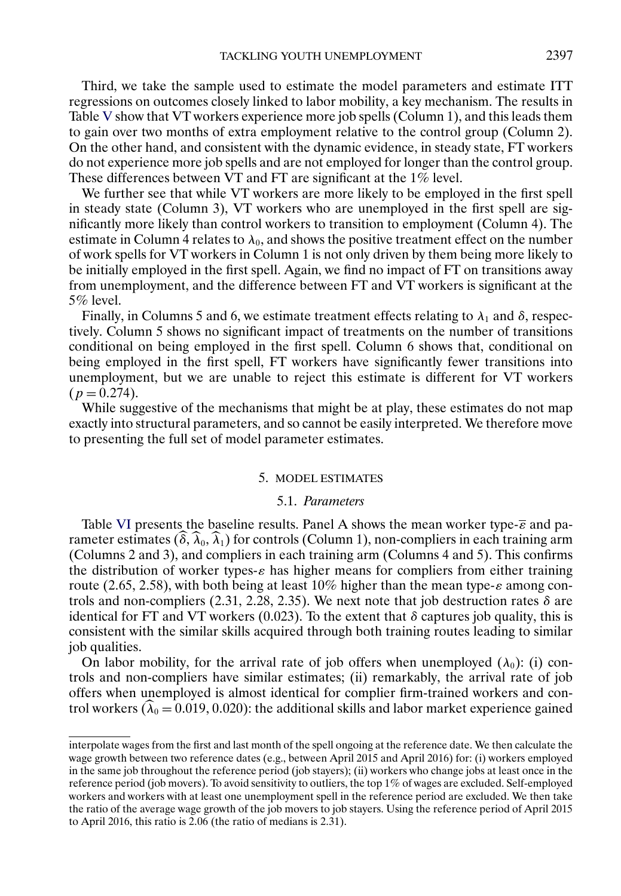Third, we take the sample used to estimate the model parameters and estimate ITT regressions on outcomes closely linked to labor mobility, a key mechanism. The results in Table V show that VT workers experience more job spells (Column 1), and this leads them to gain over two months of extra employment relative to the control group (Column 2). On the other hand, and consistent with the dynamic evidence, in steady state, FT workers do not experience more job spells and are not employed for longer than the control group. These differences between VT and FT are significant at the 1% level.

We further see that while VT workers are more likely to be employed in the first spell in steady state (Column 3), VT workers who are unemployed in the first spell are significantly more likely than control workers to transition to employment (Column 4). The estimate in Column 4 relates to $\lambda_0$, and shows the positive treatment effect on the number of work spells for VT workers in Column 1 is not only driven by them being more likely to be initially employed in the first spell. Again, we find no impact of FT on transitions away from unemployment, and the difference between FT and VT workers is significant at the 5% level.

Finally, in Columns 5 and 6, we estimate treatment effects relating to $\lambda_1$ and $\delta$, respectively. Column 5 shows no significant impact of treatments on the number of transitions conditional on being employed in the first spell. Column 6 shows that, conditional on being employed in the first spell, FT workers have significantly fewer transitions into unemployment, but we are unable to reject this estimate is different for VT workers ($p = 0.274$).

While suggestive of the mechanisms that might be at play, these estimates do not map exactly into structural parameters, and so cannot be easily interpreted. We therefore move to presenting the full set of model parameter estimates.

## 5. MODEL ESTIMATES

### 5.1. *Parameters*

Table VI presents the baseline results. Panel A shows the mean worker type-$\overline{\varepsilon}$ and parameter estimates $(\widehat{\delta}, \widehat{\lambda}_0, \widehat{\lambda}_1)$ for controls (Column 1), non-compliers in each training arm (Columns 2 and 3), and compliers in each training arm (Columns 4 and 5). This confirms the distribution of worker types-$\varepsilon$ has higher means for compliers from either training route (2.65, 2.58), with both being at least 10% higher than the mean type-$\varepsilon$ among controls and non-compliers (2.31, 2.28, 2.35). We next note that job destruction rates $\delta$ are identical for FT and VT workers (0.023). To the extent that $\delta$ captures job quality, this is consistent with the similar skills acquired through both training routes leading to similar job qualities.

On labor mobility, for the arrival rate of job offers when unemployed ($\lambda_0$): (i) controls and non-compliers have similar estimates; (ii) remarkably, the arrival rate of job offers when unemployed is almost identical for complier firm-trained workers and control workers ($\widehat{\lambda}_0 = 0.019, 0.020$): the additional skills and labor market experience gained

interpolate wages from the first and last month of the spell ongoing at the reference date. We then calculate the wage growth between two reference dates (e.g., between April 2015 and April 2016) for: (i) workers employed in the same job throughout the reference period (job stayers); (ii) workers who change jobs at least once in the reference period (job movers). To avoid sensitivity to outliers, the top 1% of wages are excluded. Self-employed workers and workers with at least one unemployment spell in the reference period are excluded. We then take the ratio of the average wage growth of the job movers to job stayers. Using the reference period of April 2015 to April 2016, this ratio is 2.06 (the ratio of medians is 2.31).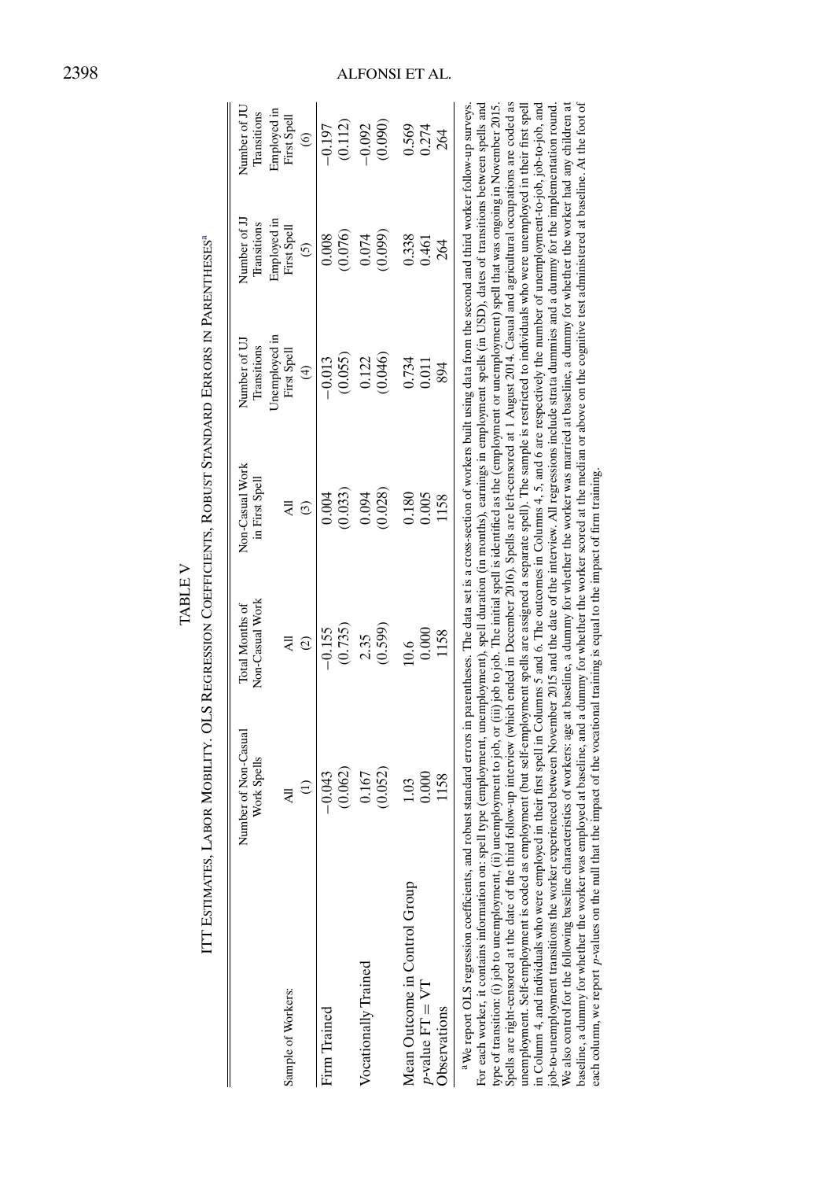TABLE V

ITT ESTIMATES, LABOR MOBILITY. OLS REGRESSION COEFFICIENTS, ROBUST STANDARD ERRORS IN PARENTHESES[a]

| | Number of Non-Casual Work Spells | Total Months of Non-Casual Work | Non-Casual Work in First Spell | Number of UJ Transitions | Number of JJ Transitions | Number of JU Transitions |
|---|---|---|---|---|---|---|
| Sample of Workers: | All | All | All | Unemployed in First Spell | Employed in First Spell | Employed in First Spell |
| | (1) | (2) | (3) | (4) | (5) | (6) |
| Firm Trained | −0.043 | −0.155 | 0.004 | −0.013 | 0.008 | −0.197 |
| | (0.062) | (0.735) | (0.033) | (0.055) | (0.076) | (0.112) |
| Vocationally Trained | 0.167 | 2.35 | 0.094 | 0.122 | 0.074 | −0.092 |
| | (0.052) | (0.599) | (0.028) | (0.046) | (0.099) | (0.090) |
| Mean Outcome in Control Group | 1.03 | 10.6 | 0.180 | 0.734 | 0.338 | 0.569 |
| $p$-value FT = VT | 0.000 | 0.000 | 0.005 | 0.011 | 0.461 | 0.274 |
| Observations | 1158 | 1158 | 1158 | 894 | 264 | 264 |

[a]We report OLS regression coefficients, and robust standard errors in parentheses. The data set is a cross-section of workers built using data from the second and third worker follow-up surveys. For each worker, it contains information on: spell type (employment, unemployment), spell duration (in months), earnings in employment spells (in USD), dates of transitions between spells and type of transition: (i) job to unemployment, (ii) unemployment to job, or (iii) job to job. The initial spell is identified as the (employment or unemployment) spell that was ongoing in November 2015. Spells are right-censored at the date of the third follow-up interview (which ended in December 2016). Spells are left-censored at 1 August 2014. Casual and agricultural occupations are coded as unemployment. Self-employment is coded as employment (but self-employment spells are assigned a separate spell). The sample is restricted to individuals who were unemployed in their first spell in Column 4, and individuals who were employed in their first spell in Columns 5 and 6. The outcomes in Columns 4, 5, and 6 are respectively the number of unemployment-to-job, job-to-job, and job-to-unemployment transitions the worker experienced between November 2015 and the date of the interview. All regressions include strata dummies and a dummy for the implementation round. We also control for the following baseline characteristics of workers: age at baseline, a dummy for whether the worker was married at baseline, a dummy for whether the worker had any children at baseline, a dummy for whether the worker was employed at baseline, and a dummy for whether the worker scored at the median or above on the cognitive test administered at baseline. At the foot of each column, we report $p$-values on the null that the impact of the vocational training is equal to the impact of firm training.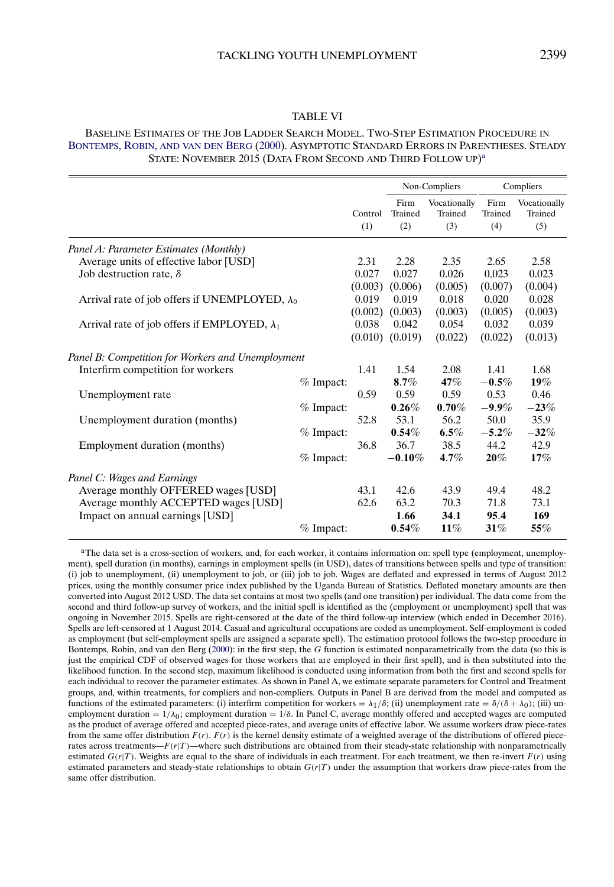TABLE VI

BASELINE ESTIMATES OF THE JOB LADDER SEARCH MODEL. TWO-STEP ESTIMATION PROCEDURE IN BONTEMPS, ROBIN, AND VAN DEN BERG (2000). ASYMPTOTIC STANDARD ERRORS IN PARENTHESES. STEADY STATE: NOVEMBER 2015 (DATA FROM SECOND AND THIRD FOLLOW UP)[a]

| | | | Non-Compliers | | Compliers | |
|---|---|---|---|---|---|---|
| | | Control | Firm Trained | Vocationally Trained | Firm Trained | Vocationally Trained |
| | | (1) | (2) | (3) | (4) | (5) |
| *Panel A: Parameter Estimates (Monthly)* | | | | | | |
| Average units of effective labor [USD] | | 2.31 | 2.28 | 2.35 | 2.65 | 2.58 |
| Job destruction rate, $\delta$ | | 0.027 | 0.027 | 0.026 | 0.023 | 0.023 |
| | | (0.003) | (0.006) | (0.005) | (0.007) | (0.004) |
| Arrival rate of job offers if UNEMPLOYED, $\lambda_0$ | | 0.019 | 0.019 | 0.018 | 0.020 | 0.028 |
| | | (0.002) | (0.003) | (0.003) | (0.005) | (0.003) |
| Arrival rate of job offers if EMPLOYED, $\lambda_1$ | | 0.038 | 0.042 | 0.054 | 0.032 | 0.039 |
| | | (0.010) | (0.019) | (0.022) | (0.022) | (0.013) |
| *Panel B: Competition for Workers and Unemployment* | | | | | | |
| Interfirm competition for workers | | 1.41 | 1.54 | 2.08 | 1.41 | 1.68 |
| | % Impact: | | **8.7%** | **47%** | **−0.5%** | **19%** |
| Unemployment rate | | 0.59 | 0.59 | 0.59 | 0.53 | 0.46 |
| | % Impact: | | **0.26%** | **0.70%** | **−9.9%** | **−23%** |
| Unemployment duration (months) | | 52.8 | 53.1 | 56.2 | 50.0 | 35.9 |
| | % Impact: | | **0.54%** | **6.5%** | **−5.2%** | **−32%** |
| Employment duration (months) | | 36.8 | 36.7 | 38.5 | 44.2 | 42.9 |
| | % Impact: | | **−0.10%** | **4.7%** | **20%** | **17%** |
| *Panel C: Wages and Earnings* | | | | | | |
| Average monthly OFFERED wages [USD] | | 43.1 | 42.6 | 43.9 | 49.4 | 48.2 |
| Average monthly ACCEPTED wages [USD] | | 62.6 | 63.2 | 70.3 | 71.8 | 73.1 |
| Impact on annual earnings [USD] | | | **1.66** | **34.1** | **95.4** | **169** |
| | % Impact: | | **0.54%** | **11%** | **31%** | **55%** |

[a]The data set is a cross-section of workers, and, for each worker, it contains information on: spell type (employment, unemployment), spell duration (in months), earnings in employment spells (in USD), dates of transitions between spells and type of transition: (i) job to unemployment, (ii) unemployment to job, or (iii) job to job. Wages are deflated and expressed in terms of August 2012 prices, using the monthly consumer price index published by the Uganda Bureau of Statistics. Deflated monetary amounts are then converted into August 2012 USD. The data set contains at most two spells (and one transition) per individual. The data come from the second and third follow-up survey of workers, and the initial spell is identified as the (employment or unemployment) spell that was ongoing in November 2015. Spells are right-censored at the date of the third follow-up interview (which ended in December 2016). Spells are left-censored at 1 August 2014. Casual and agricultural occupations are coded as unemployment. Self-employment is coded as employment (but self-employment spells are assigned a separate spell). The estimation protocol follows the two-step procedure in Bontemps, Robin, and van den Berg (2000): in the first step, the $G$ function is estimated nonparametrically from the data (so this is just the empirical CDF of observed wages for those workers that are employed in their first spell), and is then substituted into the likelihood function. In the second step, maximum likelihood is conducted using information from both the first and second spells for each individual to recover the parameter estimates. As shown in Panel A, we estimate separate parameters for Control and Treatment groups, and, within treatments, for compliers and non-compliers. Outputs in Panel B are derived from the model and computed as functions of the estimated parameters: (i) interfirm competition for workers $= \lambda_1/\delta$; (ii) unemployment rate $= \delta/(\delta + \lambda_0)$; (iii) unemployment duration $= 1/\lambda_0$; employment duration $= 1/\delta$. In Panel C, average monthly offered and accepted wages are computed as the product of average offered and accepted piece-rates, and average units of effective labor. We assume workers draw piece-rates from the same offer distribution $F(r)$. $F(r)$ is the kernel density estimate of a weighted average of the distributions of offered piece-rates across treatments—$F(r|T)$—where such distributions are obtained from their steady-state relationship with nonparametrically estimated $G(r|T)$. Weights are equal to the share of individuals in each treatment. For each treatment, we then re-invert $F(r)$ using estimated parameters and steady-state relationships to obtain $G(r|T)$ under the assumption that workers draw piece-rates from the same offer distribution.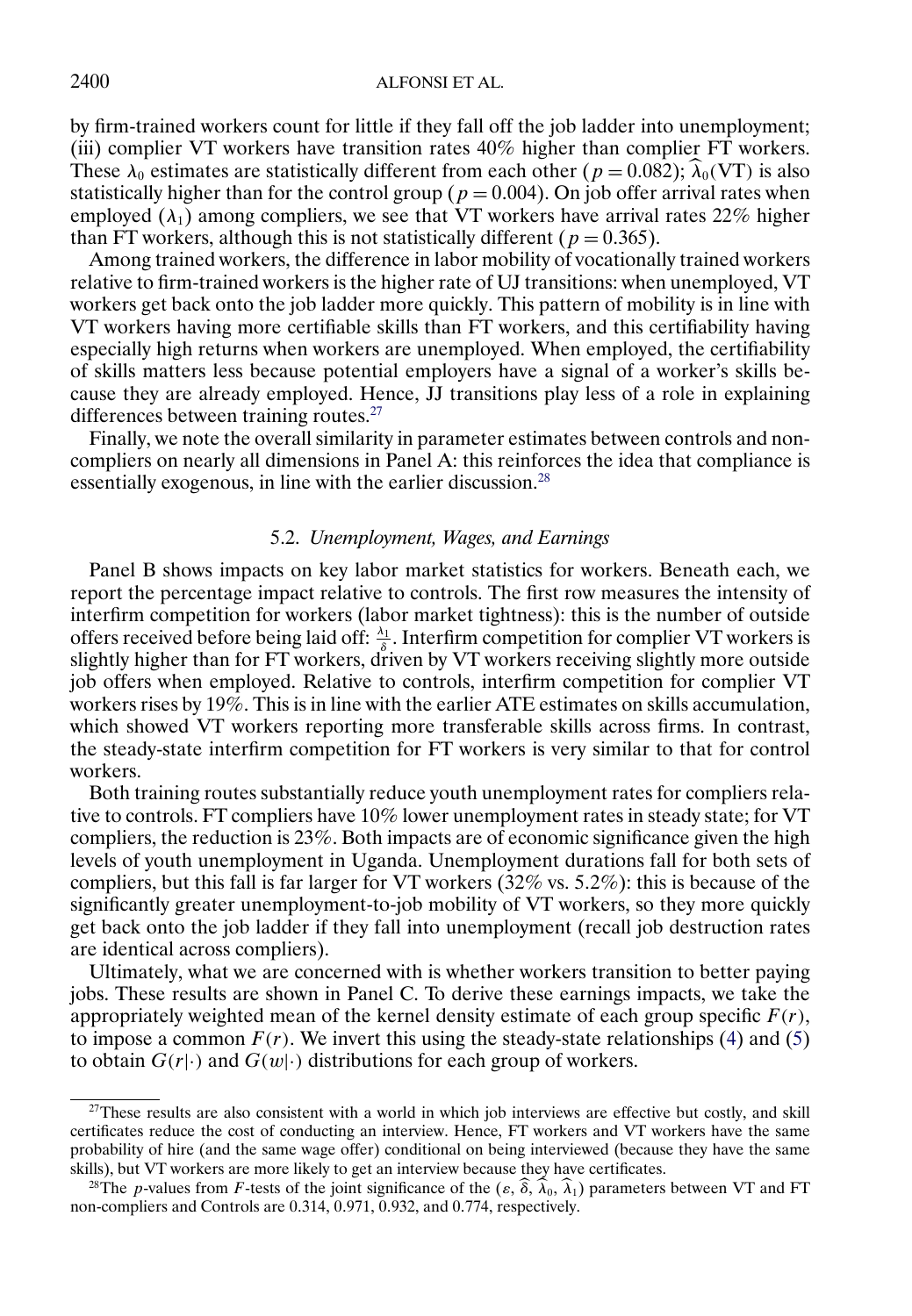by firm-trained workers count for little if they fall off the job ladder into unemployment; (iii) complier VT workers have transition rates 40% higher than complier FT workers. These $\lambda_0$ estimates are statistically different from each other ($p = 0.082$); $\widehat{\lambda}_0(\text{VT})$ is also statistically higher than for the control group ($p = 0.004$). On job offer arrival rates when employed ($\lambda_1$) among compliers, we see that VT workers have arrival rates 22% higher than FT workers, although this is not statistically different ($p = 0.365$).

Among trained workers, the difference in labor mobility of vocationally trained workers relative to firm-trained workers is the higher rate of UJ transitions: when unemployed, VT workers get back onto the job ladder more quickly. This pattern of mobility is in line with VT workers having more certifiable skills than FT workers, and this certifiability having especially high returns when workers are unemployed. When employed, the certifiability of skills matters less because potential employers have a signal of a worker's skills because they are already employed. Hence, JJ transitions play less of a role in explaining differences between training routes.[27]

Finally, we note the overall similarity in parameter estimates between controls and noncompliers on nearly all dimensions in Panel A: this reinforces the idea that compliance is essentially exogenous, in line with the earlier discussion.[28]

### 5.2. *Unemployment, Wages, and Earnings*

Panel B shows impacts on key labor market statistics for workers. Beneath each, we report the percentage impact relative to controls. The first row measures the intensity of interfirm competition for workers (labor market tightness): this is the number of outside offers received before being laid off: $\frac{\lambda_1}{\delta}$. Interfirm competition for complier VT workers is slightly higher than for FT workers, driven by VT workers receiving slightly more outside job offers when employed. Relative to controls, interfirm competition for complier VT workers rises by 19%. This is in line with the earlier ATE estimates on skills accumulation, which showed VT workers reporting more transferable skills across firms. In contrast, the steady-state interfirm competition for FT workers is very similar to that for control workers.

Both training routes substantially reduce youth unemployment rates for compliers relative to controls. FT compliers have 10% lower unemployment rates in steady state; for VT compliers, the reduction is 23%. Both impacts are of economic significance given the high levels of youth unemployment in Uganda. Unemployment durations fall for both sets of compliers, but this fall is far larger for VT workers (32% vs. 5.2%): this is because of the significantly greater unemployment-to-job mobility of VT workers, so they more quickly get back onto the job ladder if they fall into unemployment (recall job destruction rates are identical across compliers).

Ultimately, what we are concerned with is whether workers transition to better paying jobs. These results are shown in Panel C. To derive these earnings impacts, we take the appropriately weighted mean of the kernel density estimate of each group specific $F(r)$, to impose a common $F(r)$. We invert this using the steady-state relationships (4) and (5) to obtain $G(r|\cdot)$ and $G(w|\cdot)$ distributions for each group of workers.

---

[27] These results are also consistent with a world in which job interviews are effective but costly, and skill certificates reduce the cost of conducting an interview. Hence, FT workers and VT workers have the same probability of hire (and the same wage offer) conditional on being interviewed (because they have the same skills), but VT workers are more likely to get an interview because they have certificates.

[28] The $p$-values from $F$-tests of the joint significance of the ($\varepsilon$, $\widehat{\delta}$, $\widehat{\lambda}_0$, $\widehat{\lambda}_1$) parameters between VT and FT non-compliers and Controls are 0.314, 0.971, 0.932, and 0.774, respectively.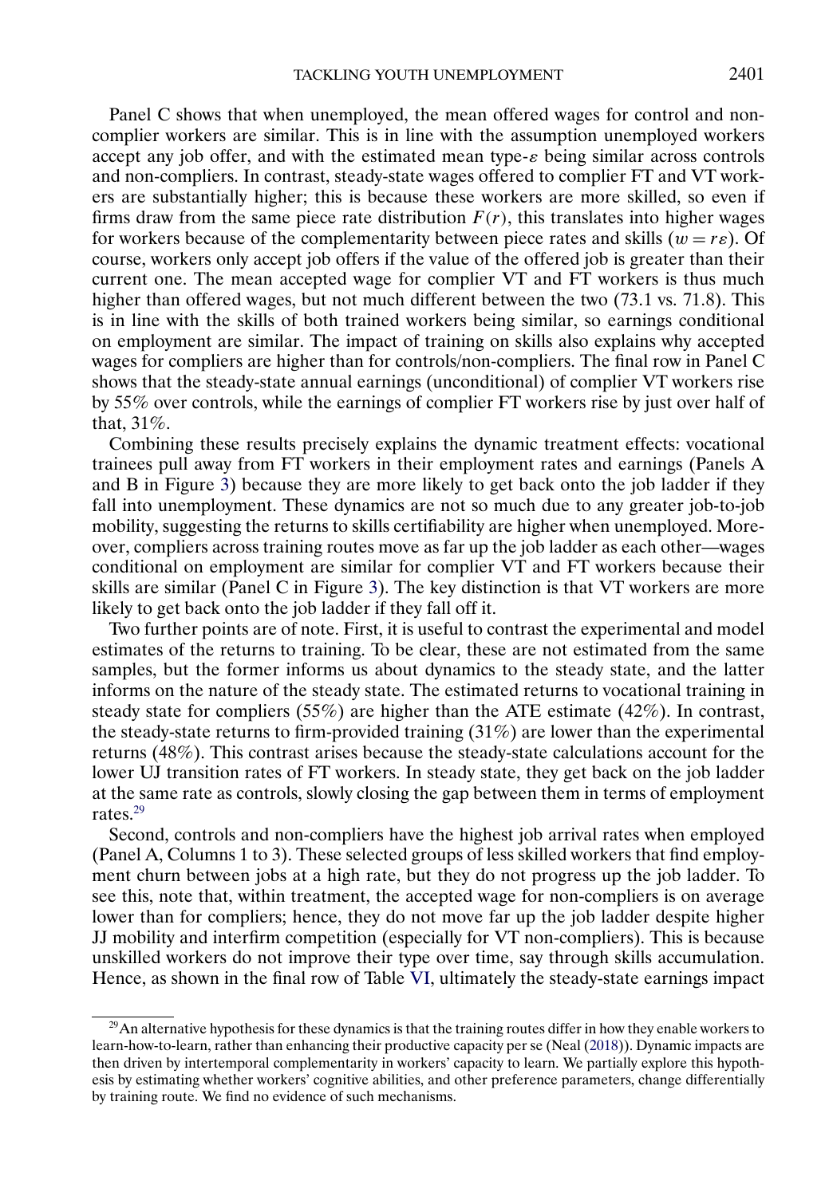Panel C shows that when unemployed, the mean offered wages for control and non-complier workers are similar. This is in line with the assumption unemployed workers accept any job offer, and with the estimated mean type-$\varepsilon$ being similar across controls and non-compliers. In contrast, steady-state wages offered to complier FT and VT workers are substantially higher; this is because these workers are more skilled, so even if firms draw from the same piece rate distribution $F(r)$, this translates into higher wages for workers because of the complementarity between piece rates and skills ($w = r\varepsilon$). Of course, workers only accept job offers if the value of the offered job is greater than their current one. The mean accepted wage for complier VT and FT workers is thus much higher than offered wages, but not much different between the two (73.1 vs. 71.8). This is in line with the skills of both trained workers being similar, so earnings conditional on employment are similar. The impact of training on skills also explains why accepted wages for compliers are higher than for controls/non-compliers. The final row in Panel C shows that the steady-state annual earnings (unconditional) of complier VT workers rise by 55% over controls, while the earnings of complier FT workers rise by just over half of that, 31%.

Combining these results precisely explains the dynamic treatment effects: vocational trainees pull away from FT workers in their employment rates and earnings (Panels A and B in Figure 3) because they are more likely to get back onto the job ladder if they fall into unemployment. These dynamics are not so much due to any greater job-to-job mobility, suggesting the returns to skills certifiability are higher when unemployed. Moreover, compliers across training routes move as far up the job ladder as each other—wages conditional on employment are similar for complier VT and FT workers because their skills are similar (Panel C in Figure 3). The key distinction is that VT workers are more likely to get back onto the job ladder if they fall off it.

Two further points are of note. First, it is useful to contrast the experimental and model estimates of the returns to training. To be clear, these are not estimated from the same samples, but the former informs us about dynamics to the steady state, and the latter informs on the nature of the steady state. The estimated returns to vocational training in steady state for compliers (55%) are higher than the ATE estimate (42%). In contrast, the steady-state returns to firm-provided training (31%) are lower than the experimental returns (48%). This contrast arises because the steady-state calculations account for the lower UJ transition rates of FT workers. In steady state, they get back on the job ladder at the same rate as controls, slowly closing the gap between them in terms of employment rates.[29]

Second, controls and non-compliers have the highest job arrival rates when employed (Panel A, Columns 1 to 3). These selected groups of less skilled workers that find employment churn between jobs at a high rate, but they do not progress up the job ladder. To see this, note that, within treatment, the accepted wage for non-compliers is on average lower than for compliers; hence, they do not move far up the job ladder despite higher JJ mobility and interfirm competition (especially for VT non-compliers). This is because unskilled workers do not improve their type over time, say through skills accumulation. Hence, as shown in the final row of Table VI, ultimately the steady-state earnings impact

[29] An alternative hypothesis for these dynamics is that the training routes differ in how they enable workers to learn-how-to-learn, rather than enhancing their productive capacity per se (Neal (2018)). Dynamic impacts are then driven by intertemporal complementarity in workers' capacity to learn. We partially explore this hypothesis by estimating whether workers' cognitive abilities, and other preference parameters, change differentially by training route. We find no evidence of such mechanisms.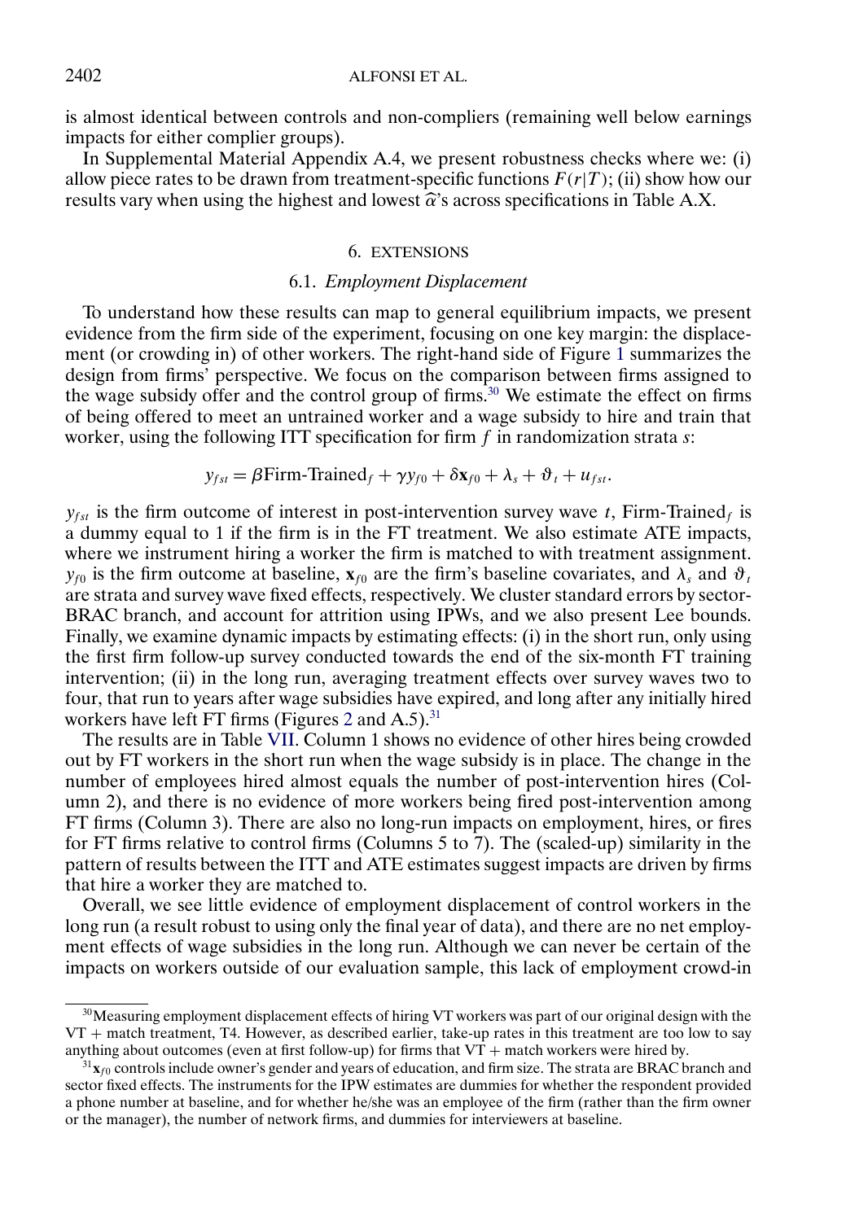is almost identical between controls and non-compliers (remaining well below earnings impacts for either complier groups).

In Supplemental Material Appendix A.4, we present robustness checks where we: (i) allow piece rates to be drawn from treatment-specific functions $F(r|T)$; (ii) show how our results vary when using the highest and lowest $\widehat{\alpha}$'s across specifications in Table A.X.

## 6. EXTENSIONS

### 6.1. *Employment Displacement*

To understand how these results can map to general equilibrium impacts, we present evidence from the firm side of the experiment, focusing on one key margin: the displacement (or crowding in) of other workers. The right-hand side of Figure 1 summarizes the design from firms' perspective. We focus on the comparison between firms assigned to the wage subsidy offer and the control group of firms.[30] We estimate the effect on firms of being offered to meet an untrained worker and a wage subsidy to hire and train that worker, using the following ITT specification for firm $f$ in randomization strata $s$:

$$y_{fst} = \beta \text{Firm-Trained}_f + \gamma y_{f0} + \delta \mathbf{x}_{f0} + \lambda_s + \vartheta_t + u_{fst}.$$

$y_{fst}$ is the firm outcome of interest in post-intervention survey wave $t$, $\text{Firm-Trained}_f$ is a dummy equal to 1 if the firm is in the FT treatment. We also estimate ATE impacts, where we instrument hiring a worker the firm is matched to with treatment assignment. $y_{f0}$ is the firm outcome at baseline, $\mathbf{x}_{f0}$ are the firm's baseline covariates, and $\lambda_s$ and $\vartheta_t$ are strata and survey wave fixed effects, respectively. We cluster standard errors by sector-BRAC branch, and account for attrition using IPWs, and we also present Lee bounds. Finally, we examine dynamic impacts by estimating effects: (i) in the short run, only using the first firm follow-up survey conducted towards the end of the six-month FT training intervention; (ii) in the long run, averaging treatment effects over survey waves two to four, that run to years after wage subsidies have expired, and long after any initially hired workers have left FT firms (Figures 2 and A.5).[31]

The results are in Table VII. Column 1 shows no evidence of other hires being crowded out by FT workers in the short run when the wage subsidy is in place. The change in the number of employees hired almost equals the number of post-intervention hires (Column 2), and there is no evidence of more workers being fired post-intervention among FT firms (Column 3). There are also no long-run impacts on employment, hires, or fires for FT firms relative to control firms (Columns 5 to 7). The (scaled-up) similarity in the pattern of results between the ITT and ATE estimates suggest impacts are driven by firms that hire a worker they are matched to.

Overall, we see little evidence of employment displacement of control workers in the long run (a result robust to using only the final year of data), and there are no net employment effects of wage subsidies in the long run. Although we can never be certain of the impacts on workers outside of our evaluation sample, this lack of employment crowd-in

[30] Measuring employment displacement effects of hiring VT workers was part of our original design with the VT + match treatment, T4. However, as described earlier, take-up rates in this treatment are too low to say anything about outcomes (even at first follow-up) for firms that VT + match workers were hired by.

[31] $\mathbf{x}_{f0}$ controls include owner's gender and years of education, and firm size. The strata are BRAC branch and sector fixed effects. The instruments for the IPW estimates are dummies for whether the respondent provided a phone number at baseline, and for whether he/she was an employee of the firm (rather than the firm owner or the manager), the number of network firms, and dummies for interviewers at baseline.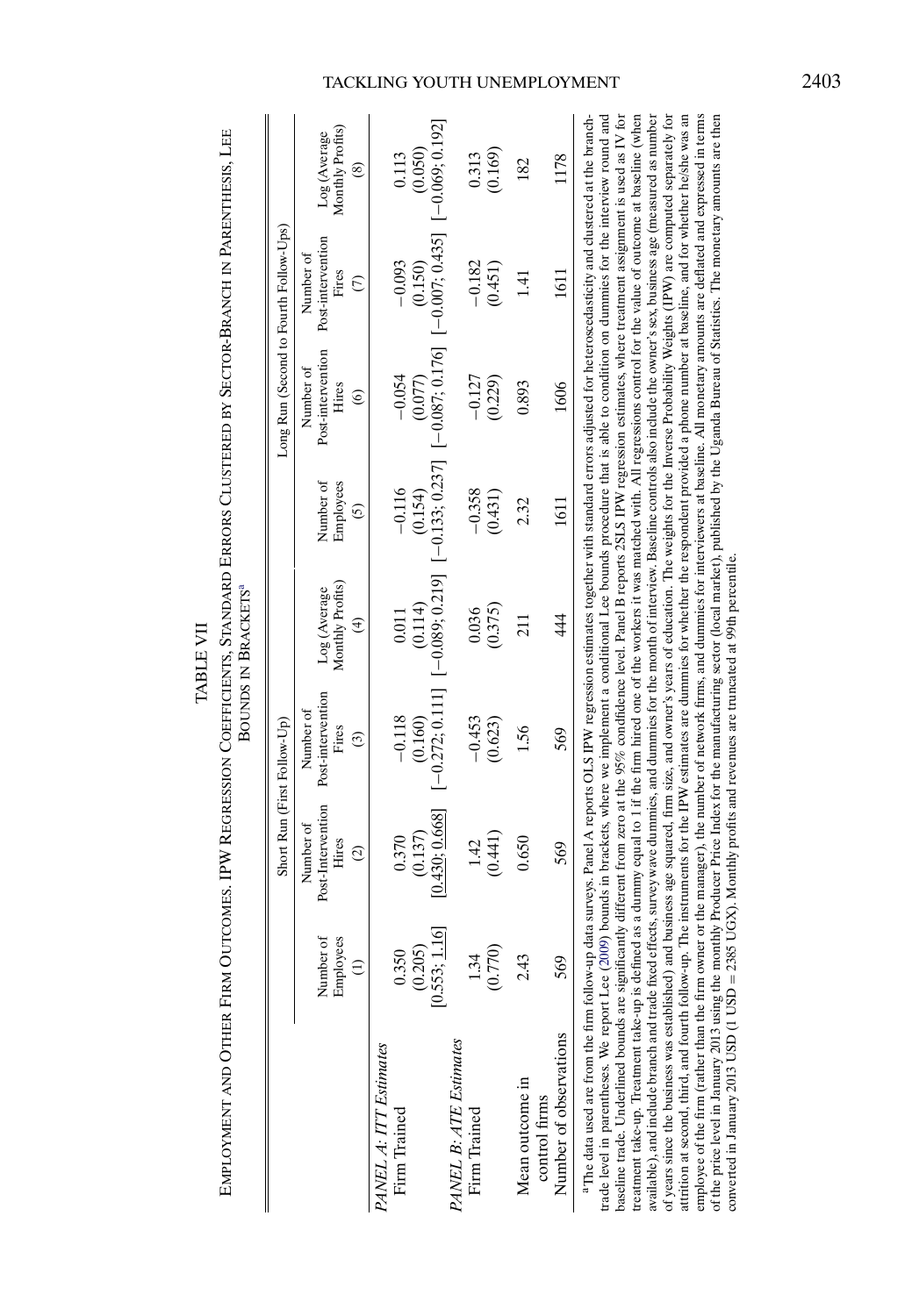TABLE VII

EMPLOYMENT AND OTHER FIRM OUTCOMES. IPW REGRESSION COEFFICIENTS, STANDARD ERRORS CLUSTERED BY SECTOR-BRANCH IN PARENTHESIS, LEE BOUNDS IN BRACKETS[a]

| | Short Run (First Follow-Up) | | | | Long Run (Second to Fourth Follow-Ups) | | | |
|---|---|---|---|---|---|---|---|---|
| | Number of Employees (1) | Number of Post-Intervention Hires (2) | Number of Post-intervention Fires (3) | Log (Average Monthly Profits) (4) | Number of Employees (5) | Number of Post-intervention Hires (6) | Number of Post-intervention Fires (7) | Log (Average Monthly Profits) (8) |
| *PANEL A: ITT Estimates* | | | | | | | | |
| Firm Trained | 0.350 | 0.370 | −0.118 | 0.011 | −0.116 | −0.054 | −0.093 | 0.113 |
| | (0.205) | (0.137) | (0.160) | (0.114) | (0.154) | (0.077) | (0.150) | (0.050) |
| | [<u>0.553</u>; <u>1.16</u>] | [<u>0.430</u>; <u>0.668</u>] | [−0.272; 0.111] | [−0.089; 0.219] | [−0.133; 0.237] | [−0.087; 0.176] | [−0.007; 0.435] | [−0.069; 0.192] |
| *PANEL B: ATE Estimates* | | | | | | | | |
| Firm Trained | 1.34 | 1.42 | −0.453 | 0.036 | −0.358 | −0.127 | −0.182 | 0.313 |
| | (0.770) | (0.441) | (0.623) | (0.375) | (0.431) | (0.229) | (0.451) | (0.169) |
| Mean outcome in control firms | 2.43 | 0.650 | 1.56 | 211 | 2.32 | 0.893 | 1.41 | 182 |
| Number of observations | 569 | 569 | 569 | 444 | 1611 | 1606 | 1611 | 1178 |

[a]The data used are from the firm follow-up data surveys. Panel A reports OLS IPW regression estimates together with standard errors adjusted for heteroscedasticity and clustered at the branch-trade level in parentheses. We report Lee (2009) bounds in brackets, where we implement a conditional Lee bounds procedure that is able to condition on dummies for the interview round and baseline trade. Underlined bounds are significantly different from zero at the 95% confidence level. Panel B reports 2SLS IPW regression estimates, where treatment assignment is used as IV for treatment take-up. Treatment take-up is defined as a dummy equal to 1 if the firm hired one of the workers it was matched with. All regressions control for the value of outcome at baseline (when available), and include branch and trade fixed effects, survey wave dummies, and dummies for the month of interview. Baseline controls also include the owner's sex, business age (measured as number of years since the business was established) and business age squared, firm size, and owner's years of education. The weights for the Inverse Probability Weights (IPW) are computed separately for attrition at second, third, and fourth follow-up. The instruments for the IPW estimates are dummies for whether the respondent provided a phone number at baseline, and for whether he/she was an employee of the firm (rather than the firm owner or the manager), the number of network firms, and dummies for interviewers at baseline. All monetary amounts are deflated and expressed in terms of the price level in January 2013 using the monthly Producer Price Index for the manufacturing sector (local market), published by the Uganda Bureau of Statistics. The monetary amounts are then converted in January 2013 USD (1 USD = 2385 UGX). Monthly profits and revenues are truncated at 99th percentile.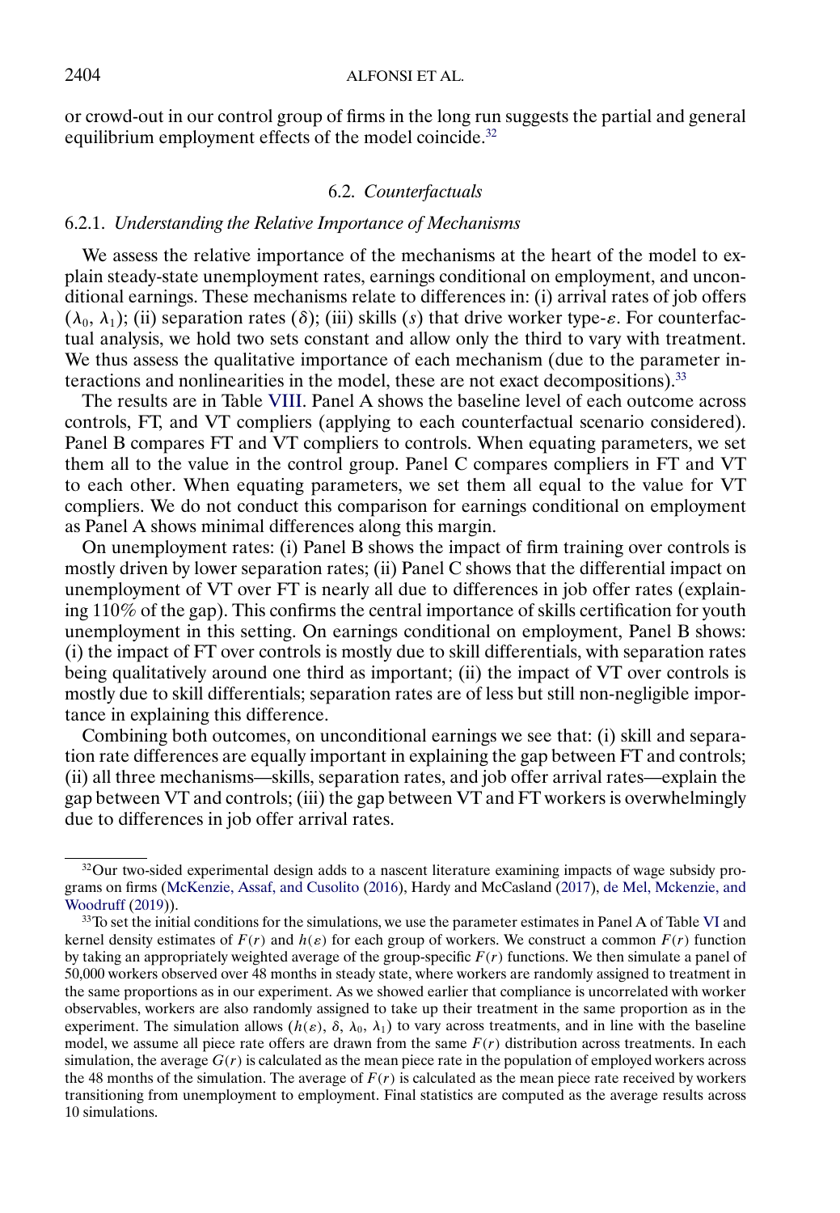or crowd-out in our control group of firms in the long run suggests the partial and general equilibrium employment effects of the model coincide.[32]

### 6.2. *Counterfactuals*

#### 6.2.1. *Understanding the Relative Importance of Mechanisms*

We assess the relative importance of the mechanisms at the heart of the model to explain steady-state unemployment rates, earnings conditional on employment, and unconditional earnings. These mechanisms relate to differences in: (i) arrival rates of job offers ($\lambda_0$, $\lambda_1$); (ii) separation rates ($\delta$); (iii) skills ($s$) that drive worker type-$\varepsilon$. For counterfactual analysis, we hold two sets constant and allow only the third to vary with treatment. We thus assess the qualitative importance of each mechanism (due to the parameter interactions and nonlinearities in the model, these are not exact decompositions).[33]

The results are in Table VIII. Panel A shows the baseline level of each outcome across controls, FT, and VT compliers (applying to each counterfactual scenario considered). Panel B compares FT and VT compliers to controls. When equating parameters, we set them all to the value in the control group. Panel C compares compliers in FT and VT to each other. When equating parameters, we set them all equal to the value for VT compliers. We do not conduct this comparison for earnings conditional on employment as Panel A shows minimal differences along this margin.

On unemployment rates: (i) Panel B shows the impact of firm training over controls is mostly driven by lower separation rates; (ii) Panel C shows that the differential impact on unemployment of VT over FT is nearly all due to differences in job offer rates (explaining 110% of the gap). This confirms the central importance of skills certification for youth unemployment in this setting. On earnings conditional on employment, Panel B shows: (i) the impact of FT over controls is mostly due to skill differentials, with separation rates being qualitatively around one third as important; (ii) the impact of VT over controls is mostly due to skill differentials; separation rates are of less but still non-negligible importance in explaining this difference.

Combining both outcomes, on unconditional earnings we see that: (i) skill and separation rate differences are equally important in explaining the gap between FT and controls; (ii) all three mechanisms—skills, separation rates, and job offer arrival rates—explain the gap between VT and controls; (iii) the gap between VT and FT workers is overwhelmingly due to differences in job offer arrival rates.

---

[32] Our two-sided experimental design adds to a nascent literature examining impacts of wage subsidy programs on firms (McKenzie, Assaf, and Cusolito (2016), Hardy and McCasland (2017), de Mel, Mckenzie, and Woodruff (2019)).

[33] To set the initial conditions for the simulations, we use the parameter estimates in Panel A of Table VI and kernel density estimates of $F(r)$ and $h(\varepsilon)$ for each group of workers. We construct a common $F(r)$ function by taking an appropriately weighted average of the group-specific $F(r)$ functions. We then simulate a panel of 50,000 workers observed over 48 months in steady state, where workers are randomly assigned to treatment in the same proportions as in our experiment. As we showed earlier that compliance is uncorrelated with worker observables, workers are also randomly assigned to take up their treatment in the same proportion as in the experiment. The simulation allows ($h(\varepsilon)$, $\delta$, $\lambda_0$, $\lambda_1$) to vary across treatments, and in line with the baseline model, we assume all piece rate offers are drawn from the same $F(r)$ distribution across treatments. In each simulation, the average $G(r)$ is calculated as the mean piece rate in the population of employed workers across the 48 months of the simulation. The average of $F(r)$ is calculated as the mean piece rate received by workers transitioning from unemployment to employment. Final statistics are computed as the average results across 10 simulations.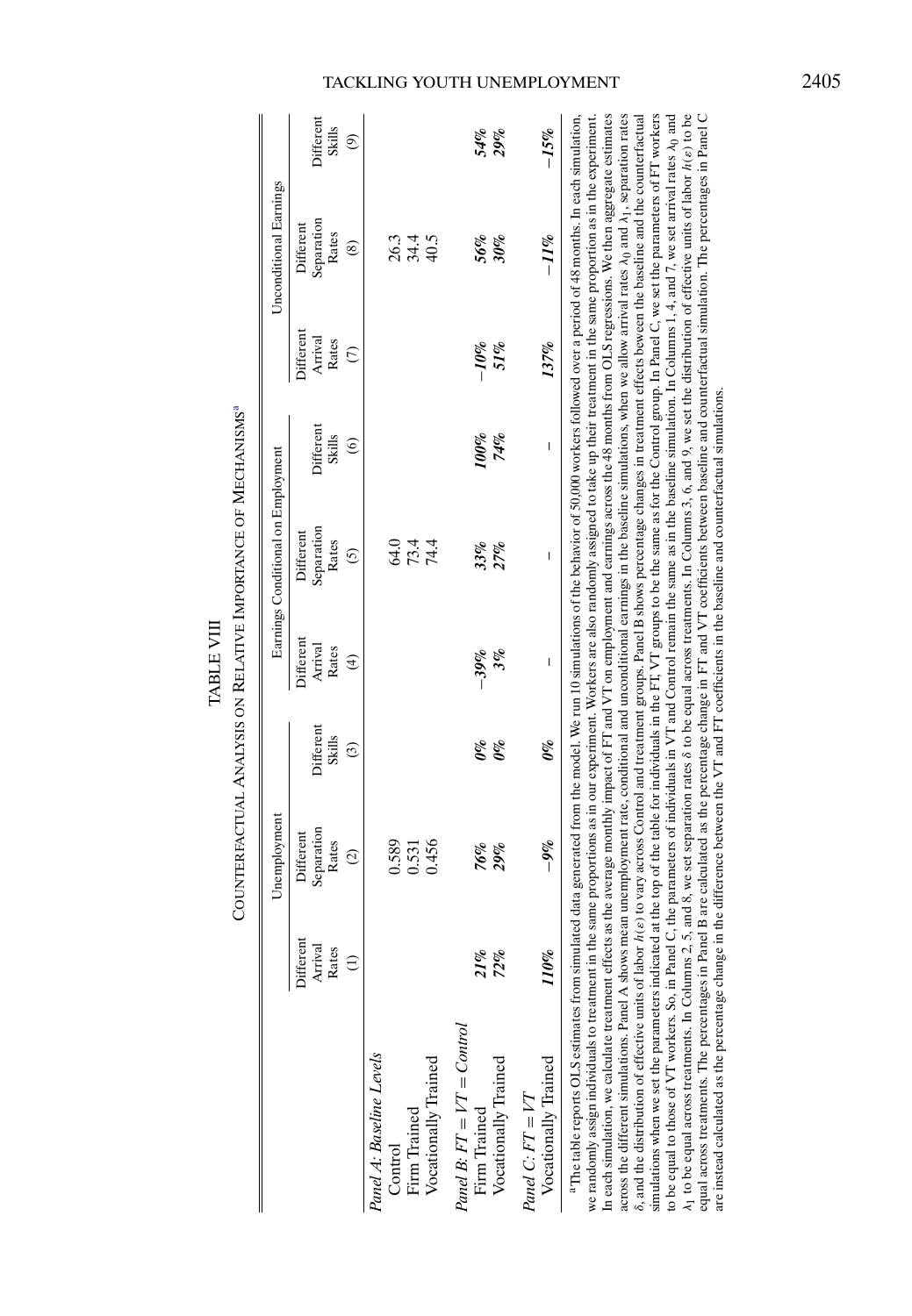TABLE VIII

COUNTERFACTUAL ANALYSIS ON RELATIVE IMPORTANCE OF MECHANISMS[a]

| | Unemployment | | | Earnings Conditional on Employment | | | Unconditional Earnings | | |
|---|---|---|---|---|---|---|---|---|---|
| | Different Arrival Rates | Different Separation Rates | Different Skills | Different Arrival Rates | Different Separation Rates | Different Skills | Different Arrival Rates | Different Separation Rates | Different Skills |
| | (1) | (2) | (3) | (4) | (5) | (6) | (7) | (8) | (9) |
| *Panel A: Baseline Levels* | | | | | | | | | |
| Control | | 0.589 | | | 64.0 | | | 26.3 | |
| Firm Trained | | 0.531 | | | 73.4 | | | 34.4 | |
| Vocationally Trained | | 0.456 | | | 74.4 | | | 40.5 | |
| *Panel B: FT = VT = Control* | | | | | | | | | |
| Firm Trained | ***21%*** | ***76%*** | ***0%*** | ***−39%*** | ***33%*** | ***100%*** | ***−10%*** | ***56%*** | ***54%*** |
| Vocationally Trained | ***72%*** | ***29%*** | ***0%*** | ***3%*** | ***27%*** | ***74%*** | ***51%*** | ***30%*** | ***29%*** |
| *Panel C: FT = VT* | | | | | | | | | |
| Vocationally Trained | ***110%*** | ***−9%*** | ***0%*** | – | – | – | ***137%*** | ***−11%*** | ***−15%*** |

[a]The table reports OLS estimates from simulated data generated from the model. We run 10 simulations of the behavior of 50,000 workers followed over a period of 48 months. In each simulation, we randomly assign individuals to treatment in the same proportions as in our experiment. Workers are also randomly assigned to take up their treatment in the same proportion as in the experiment. In each simulation, we calculate treatment effects as the average monthly impact of FT and VT on employment and earnings across the 48 months from OLS regressions. We then aggregate estimates across the different simulations. Panel A shows mean unemployment rate, conditional and unconditional earnings in the baseline simulations, when we allow arrival rates $\lambda_0$ and $\lambda_1$, separation rates $\delta$, and the distribution of effective units of labor $h(\epsilon)$ to vary across Control and treatment groups. Panel B shows percentage changes in treatment effects beween the baseline and the counterfactual simulations when we set the parameters indicated at the top of the table for individuals in the FT, VT groups to be the same as for the Control group. In Panel C, we set the parameters of FT workers to be equal to those of VT workers. So, in Panel C, the parameters of individuals in VT and Control remain the same as in the baseline simulation. In Columns 1, 4, and 7, we set arrival rates $\lambda_0$ and $\lambda_1$ to be equal across treatments. In Columns 2, 5, and 8, we set separation rates $\delta$ to be equal across treatments. In Columns 3, 6, and 9, we set the distribution of effective units of labor $h(\epsilon)$ to be equal across treatments. The percentages in Panel B are calculated as the percentage change in FT and VT coefficients between baseline and counterfactual simulation. The percentages in Panel C are instead calculated as the percentage change in the difference between the VT and FT coefficients in the baseline and counterfactual simulations.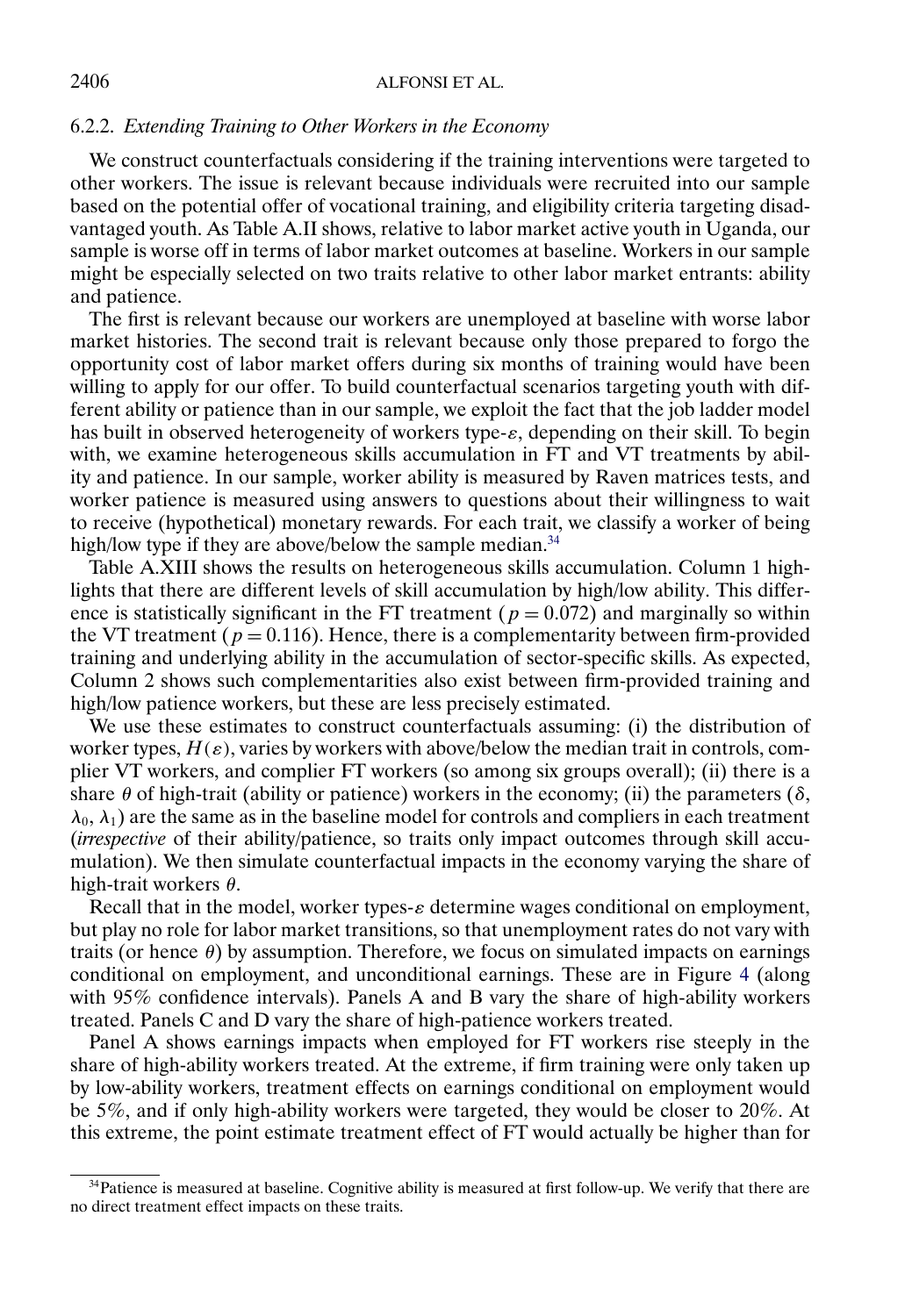### 6.2.2. *Extending Training to Other Workers in the Economy*

We construct counterfactuals considering if the training interventions were targeted to other workers. The issue is relevant because individuals were recruited into our sample based on the potential offer of vocational training, and eligibility criteria targeting disadvantaged youth. As Table A.II shows, relative to labor market active youth in Uganda, our sample is worse off in terms of labor market outcomes at baseline. Workers in our sample might be especially selected on two traits relative to other labor market entrants: ability and patience.

The first is relevant because our workers are unemployed at baseline with worse labor market histories. The second trait is relevant because only those prepared to forgo the opportunity cost of labor market offers during six months of training would have been willing to apply for our offer. To build counterfactual scenarios targeting youth with different ability or patience than in our sample, we exploit the fact that the job ladder model has built in observed heterogeneity of workers type-$\varepsilon$, depending on their skill. To begin with, we examine heterogeneous skills accumulation in FT and VT treatments by ability and patience. In our sample, worker ability is measured by Raven matrices tests, and worker patience is measured using answers to questions about their willingness to wait to receive (hypothetical) monetary rewards. For each trait, we classify a worker of being high/low type if they are above/below the sample median.[34]

Table A.XIII shows the results on heterogeneous skills accumulation. Column 1 highlights that there are different levels of skill accumulation by high/low ability. This difference is statistically significant in the FT treatment ($p = 0.072$) and marginally so within the VT treatment ($p = 0.116$). Hence, there is a complementarity between firm-provided training and underlying ability in the accumulation of sector-specific skills. As expected, Column 2 shows such complementarities also exist between firm-provided training and high/low patience workers, but these are less precisely estimated.

We use these estimates to construct counterfactuals assuming: (i) the distribution of worker types, $H(\varepsilon)$, varies by workers with above/below the median trait in controls, complier VT workers, and complier FT workers (so among six groups overall); (ii) there is a share $\theta$ of high-trait (ability or patience) workers in the economy; (ii) the parameters ($\delta$, $\lambda_0$, $\lambda_1$) are the same as in the baseline model for controls and compliers in each treatment (*irrespective* of their ability/patience, so traits only impact outcomes through skill accumulation). We then simulate counterfactual impacts in the economy varying the share of high-trait workers $\theta$.

Recall that in the model, worker types-$\varepsilon$ determine wages conditional on employment, but play no role for labor market transitions, so that unemployment rates do not vary with traits (or hence $\theta$) by assumption. Therefore, we focus on simulated impacts on earnings conditional on employment, and unconditional earnings. These are in Figure 4 (along with 95% confidence intervals). Panels A and B vary the share of high-ability workers treated. Panels C and D vary the share of high-patience workers treated.

Panel A shows earnings impacts when employed for FT workers rise steeply in the share of high-ability workers treated. At the extreme, if firm training were only taken up by low-ability workers, treatment effects on earnings conditional on employment would be 5%, and if only high-ability workers were targeted, they would be closer to 20%. At this extreme, the point estimate treatment effect of FT would actually be higher than for

[34]Patience is measured at baseline. Cognitive ability is measured at first follow-up. We verify that there are no direct treatment effect impacts on these traits.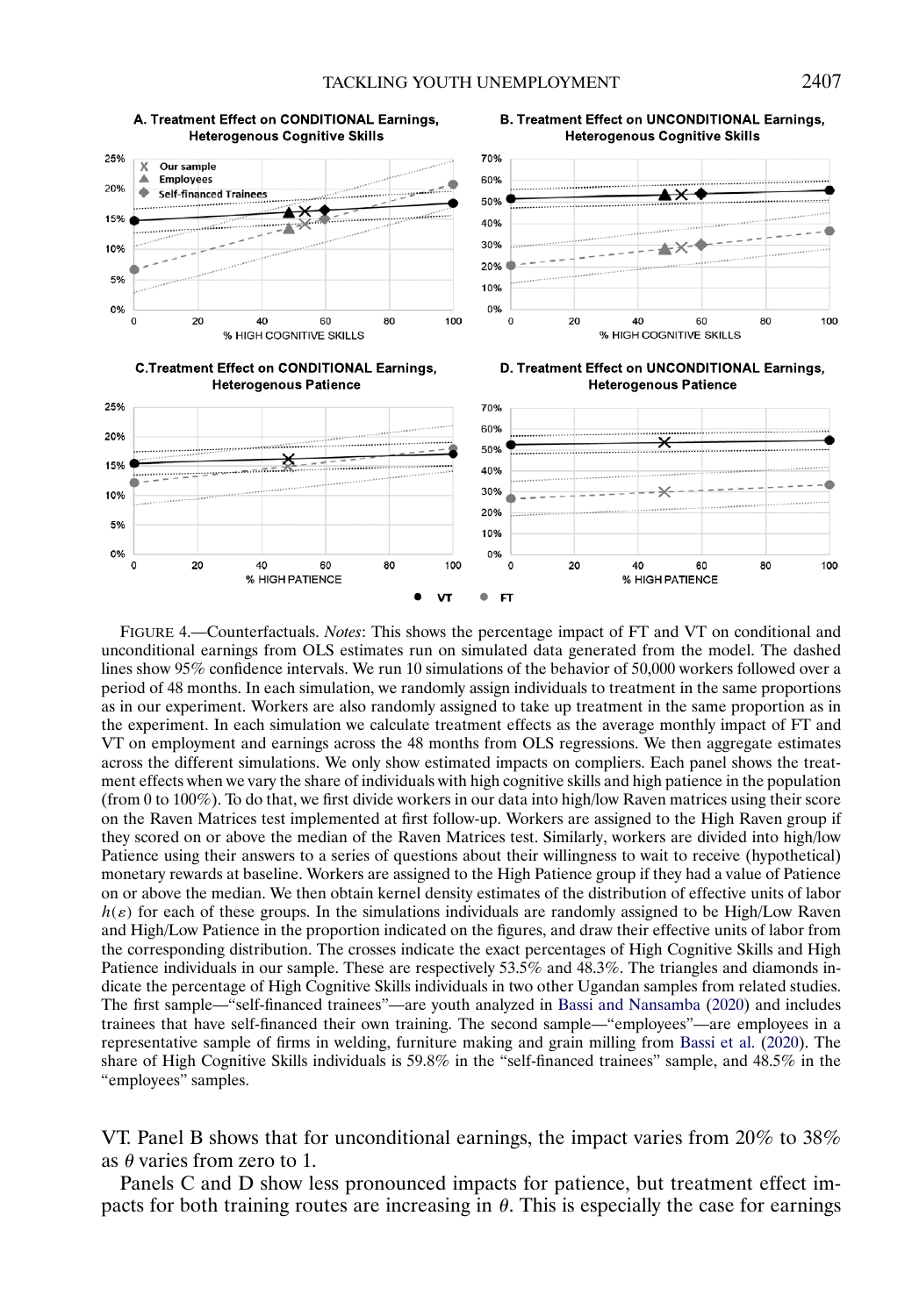FIGURE 4.—Counterfactuals. *Notes*: This shows the percentage impact of FT and VT on conditional and unconditional earnings from OLS estimates run on simulated data generated from the model. The dashed lines show 95% confidence intervals. We run 10 simulations of the behavior of 50,000 workers followed over a period of 48 months. In each simulation, we randomly assign individuals to treatment in the same proportions as in our experiment. Workers are also randomly assigned to take up treatment in the same proportion as in the experiment. In each simulation we calculate treatment effects as the average monthly impact of FT and VT on employment and earnings across the 48 months from OLS regressions. We then aggregate estimates across the different simulations. We only show estimated impacts on compliers. Each panel shows the treatment effects when we vary the share of individuals with high cognitive skills and high patience in the population (from 0 to 100%). To do that, we first divide workers in our data into high/low Raven matrices using their score on the Raven Matrices test implemented at first follow-up. Workers are assigned to the High Raven group if they scored on or above the median of the Raven Matrices test. Similarly, workers are divided into high/low Patience using their answers to a series of questions about their willingness to wait to receive (hypothetical) monetary rewards at baseline. Workers are assigned to the High Patience group if they had a value of Patience on or above the median. We then obtain kernel density estimates of the distribution of effective units of labor $h(\varepsilon)$ for each of these groups. In the simulations individuals are randomly assigned to be High/Low Raven and High/Low Patience in the proportion indicated on the figures, and draw their effective units of labor from the corresponding distribution. The crosses indicate the exact percentages of High Cognitive Skills and High Patience individuals in our sample. These are respectively 53.5% and 48.3%. The triangles and diamonds indicate the percentage of High Cognitive Skills individuals in two other Ugandan samples from related studies. The first sample—"self-financed trainees"—are youth analyzed in Bassi and Nansamba (2020) and includes trainees that have self-financed their own training. The second sample—"employees"—are employees in a representative sample of firms in welding, furniture making and grain milling from Bassi et al. (2020). The share of High Cognitive Skills individuals is 59.8% in the "self-financed trainees" sample, and 48.5% in the "employees" samples.

VT. Panel B shows that for unconditional earnings, the impact varies from 20% to 38% as $\theta$ varies from zero to 1.

Panels C and D show less pronounced impacts for patience, but treatment effect impacts for both training routes are increasing in $\theta$. This is especially the case for earnings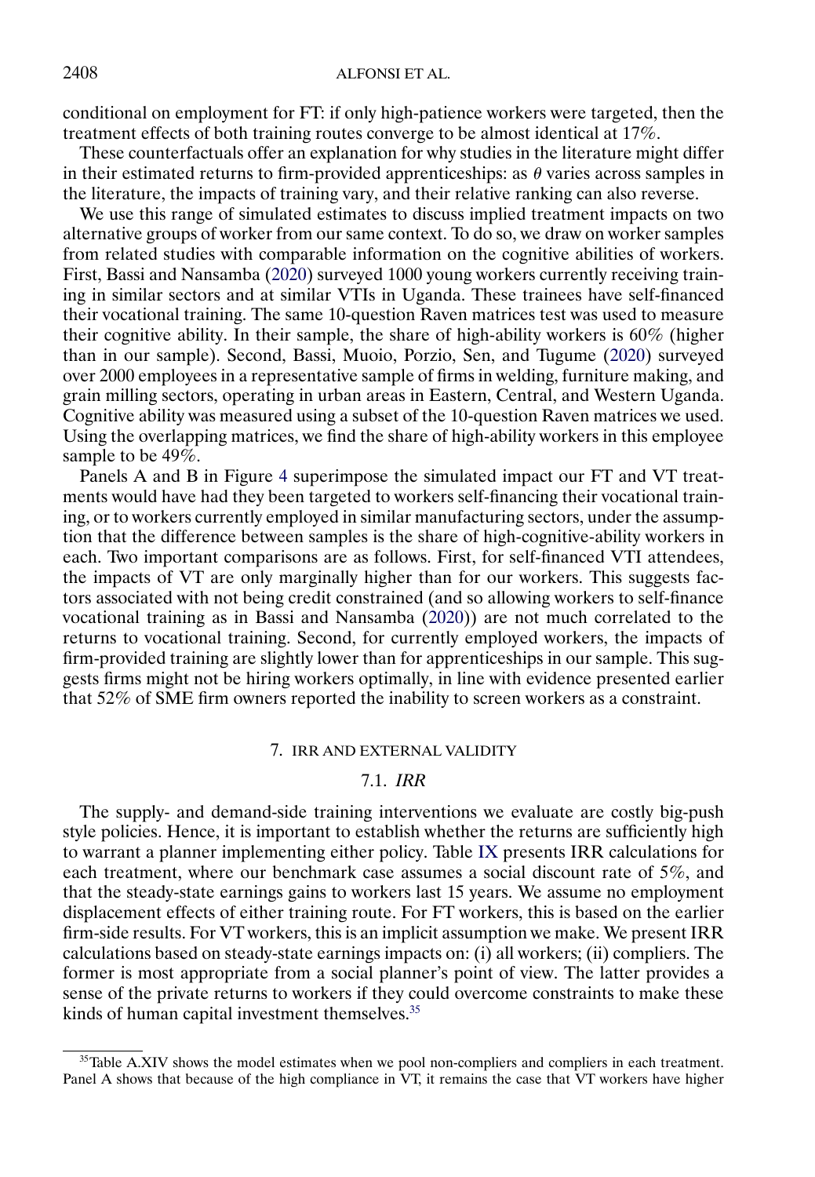conditional on employment for FT: if only high-patience workers were targeted, then the treatment effects of both training routes converge to be almost identical at 17%.

These counterfactuals offer an explanation for why studies in the literature might differ in their estimated returns to firm-provided apprenticeships: as $\theta$ varies across samples in the literature, the impacts of training vary, and their relative ranking can also reverse.

We use this range of simulated estimates to discuss implied treatment impacts on two alternative groups of worker from our same context. To do so, we draw on worker samples from related studies with comparable information on the cognitive abilities of workers. First, Bassi and Nansamba (2020) surveyed 1000 young workers currently receiving training in similar sectors and at similar VTIs in Uganda. These trainees have self-financed their vocational training. The same 10-question Raven matrices test was used to measure their cognitive ability. In their sample, the share of high-ability workers is 60% (higher than in our sample). Second, Bassi, Muoio, Porzio, Sen, and Tugume (2020) surveyed over 2000 employees in a representative sample of firms in welding, furniture making, and grain milling sectors, operating in urban areas in Eastern, Central, and Western Uganda. Cognitive ability was measured using a subset of the 10-question Raven matrices we used. Using the overlapping matrices, we find the share of high-ability workers in this employee sample to be 49%.

Panels A and B in Figure 4 superimpose the simulated impact our FT and VT treatments would have had they been targeted to workers self-financing their vocational training, or to workers currently employed in similar manufacturing sectors, under the assumption that the difference between samples is the share of high-cognitive-ability workers in each. Two important comparisons are as follows. First, for self-financed VTI attendees, the impacts of VT are only marginally higher than for our workers. This suggests factors associated with not being credit constrained (and so allowing workers to self-finance vocational training as in Bassi and Nansamba (2020)) are not much correlated to the returns to vocational training. Second, for currently employed workers, the impacts of firm-provided training are slightly lower than for apprenticeships in our sample. This suggests firms might not be hiring workers optimally, in line with evidence presented earlier that 52% of SME firm owners reported the inability to screen workers as a constraint.

## 7. IRR AND EXTERNAL VALIDITY

### 7.1. *IRR*

The supply- and demand-side training interventions we evaluate are costly big-push style policies. Hence, it is important to establish whether the returns are sufficiently high to warrant a planner implementing either policy. Table IX presents IRR calculations for each treatment, where our benchmark case assumes a social discount rate of 5%, and that the steady-state earnings gains to workers last 15 years. We assume no employment displacement effects of either training route. For FT workers, this is based on the earlier firm-side results. For VT workers, this is an implicit assumption we make. We present IRR calculations based on steady-state earnings impacts on: (i) all workers; (ii) compliers. The former is most appropriate from a social planner's point of view. The latter provides a sense of the private returns to workers if they could overcome constraints to make these kinds of human capital investment themselves.[35]

---

[35] Table A.XIV shows the model estimates when we pool non-compliers and compliers in each treatment. Panel A shows that because of the high compliance in VT, it remains the case that VT workers have higher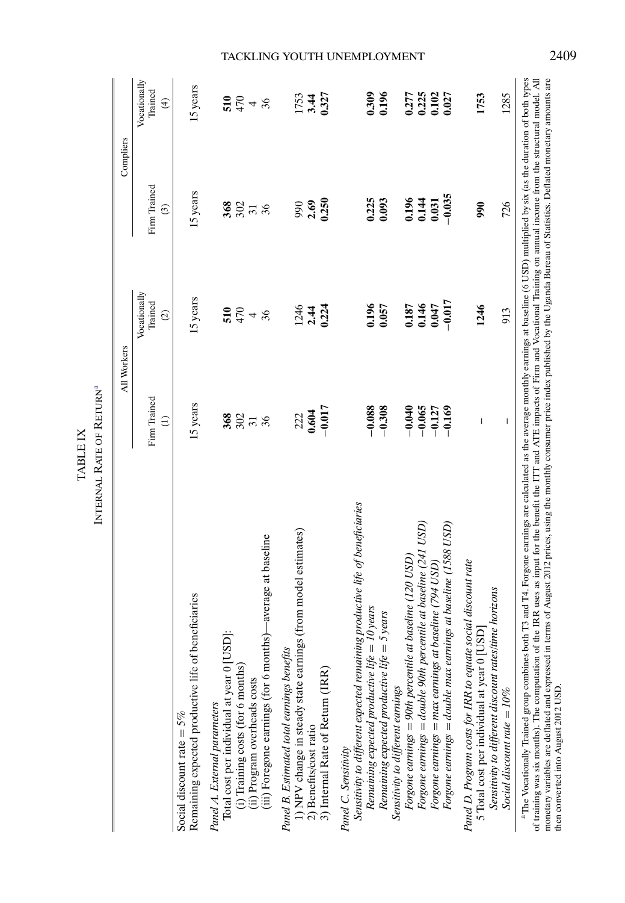TABLE IX

INTERNAL RATE OF RETURN[a]

| | All Workers | | Compliers | |
|---|---|---|---|---|
| | Firm Trained (1) | Vocationally Trained (2) | Firm Trained (3) | Vocationally Trained (4) |
| Social discount rate = 5% | | | | |
| Remaining expected productive life of beneficiaries | 15 years | 15 years | 15 years | 15 years |
| *Panel A. External parameters* | | | | |
| Total cost per individual at year 0 [USD]: | **368** | **510** | **368** | **510** |
| (i) Training costs (for 6 months) | 302 | 470 | 302 | 470 |
| (ii) Program overheads costs | 31 | 4 | 31 | 4 |
| (iii) Foregone earnings (for 6 months)—average at baseline | 36 | 36 | 36 | 36 |
| *Panel B. Estimated total earnings benefits* | | | | |
| 1) NPV change in steady state earnings (from model estimates) | 222 | 1246 | 990 | 1753 |
| 2) Benefits/cost ratio | **0.604** | **2.44** | **2.69** | **3.44** |
| 3) Internal Rate of Return (IRR) | **−0.017** | **0.224** | **0.250** | **0.327** |
| *Panel C. Sensitivity* | | | | |
| *Sensitivity to different expected remaining productive life of beneficiaries* | | | | |
| *Remaining expected productive life = 10 years* | **−0.088** | **0.196** | **0.225** | **0.309** |
| *Remaining expected productive life = 5 years* | **−0.308** | **0.057** | **0.093** | **0.196** |
| *Sensitivity to different earnings* | | | | |
| *Forgone earnings = 90th percentile at baseline (120 USD)* | **−0.040** | **0.187** | **0.196** | **0.277** |
| *Forgone earnings = double 90th percentile at baseline (241 USD)* | **−0.065** | **0.146** | **0.144** | **0.225** |
| *Forgone earnings = max earnings at baseline (794 USD)* | **−0.127** | **0.047** | **0.031** | **0.102** |
| *Forgone earnings = double max earnings at baseline (1588 USD)* | **−0.169** | **−0.017** | **−0.035** | **0.027** |
| *Panel D. Program costs for IRR to equate social discount rate* | | | | |
| 5 Total cost per individual at year 0 [USD] | – | **1246** | **990** | **1753** |
| *Sensitivity to different discount rates/time horizons* | | | | |
| *Social discount rate = 10%* | – | 913 | 726 | 1285 |

[a] The Vocationally Trained group combines both T3 and T4. Forgone earnings are calculated as the average monthly earnings at baseline (6 USD) multiplied by six (as the duration of both types of training was six months). The computation of the IRR uses as input for the benefit the ITT and ATE impacts of Firm and Vocational Training on annual income from the structural model. All monetary variables are deflated and expressed in terms of August 2012 prices, using the monthly consumer price index published by the Uganda Bureau of Statistics. Deflated monetary amounts are then converted into August 2012 USD.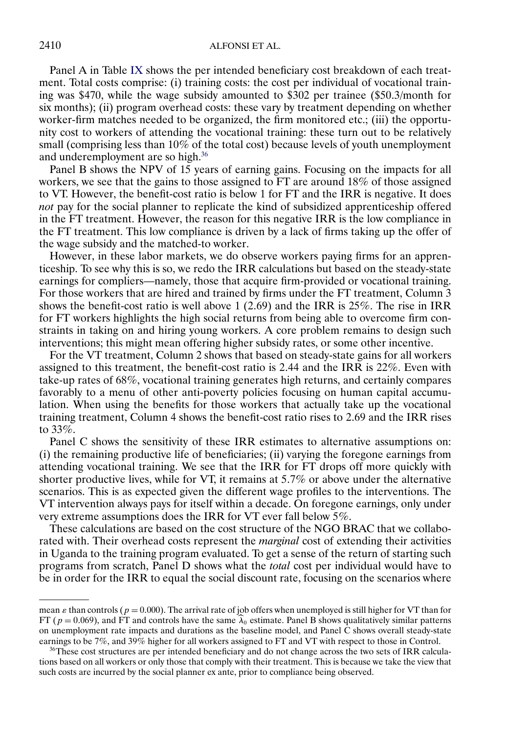Panel A in Table IX shows the per intended beneficiary cost breakdown of each treatment. Total costs comprise: (i) training costs: the cost per individual of vocational training was \$470, while the wage subsidy amounted to \$302 per trainee (\$50.3/month for six months); (ii) program overhead costs: these vary by treatment depending on whether worker-firm matches needed to be organized, the firm monitored etc.; (iii) the opportunity cost to workers of attending the vocational training: these turn out to be relatively small (comprising less than 10% of the total cost) because levels of youth unemployment and underemployment are so high.[36]

Panel B shows the NPV of 15 years of earning gains. Focusing on the impacts for all workers, we see that the gains to those assigned to FT are around 18% of those assigned to VT. However, the benefit-cost ratio is below 1 for FT and the IRR is negative. It does *not* pay for the social planner to replicate the kind of subsidized apprenticeship offered in the FT treatment. However, the reason for this negative IRR is the low compliance in the FT treatment. This low compliance is driven by a lack of firms taking up the offer of the wage subsidy and the matched-to worker.

However, in these labor markets, we do observe workers paying firms for an apprenticeship. To see why this is so, we redo the IRR calculations but based on the steady-state earnings for compliers—namely, those that acquire firm-provided or vocational training. For those workers that are hired and trained by firms under the FT treatment, Column 3 shows the benefit-cost ratio is well above 1 (2.69) and the IRR is 25%. The rise in IRR for FT workers highlights the high social returns from being able to overcome firm constraints in taking on and hiring young workers. A core problem remains to design such interventions; this might mean offering higher subsidy rates, or some other incentive.

For the VT treatment, Column 2 shows that based on steady-state gains for all workers assigned to this treatment, the benefit-cost ratio is 2.44 and the IRR is 22%. Even with take-up rates of 68%, vocational training generates high returns, and certainly compares favorably to a menu of other anti-poverty policies focusing on human capital accumulation. When using the benefits for those workers that actually take up the vocational training treatment, Column 4 shows the benefit-cost ratio rises to 2.69 and the IRR rises to 33%.

Panel C shows the sensitivity of these IRR estimates to alternative assumptions on: (i) the remaining productive life of beneficiaries; (ii) varying the foregone earnings from attending vocational training. We see that the IRR for FT drops off more quickly with shorter productive lives, while for VT, it remains at 5.7% or above under the alternative scenarios. This is as expected given the different wage profiles to the interventions. The VT intervention always pays for itself within a decade. On foregone earnings, only under very extreme assumptions does the IRR for VT ever fall below 5%.

These calculations are based on the cost structure of the NGO BRAC that we collaborated with. Their overhead costs represent the *marginal* cost of extending their activities in Uganda to the training program evaluated. To get a sense of the return of starting such programs from scratch, Panel D shows what the *total* cost per individual would have to be in order for the IRR to equal the social discount rate, focusing on the scenarios where

---

mean $\varepsilon$ than controls ($p = 0.000$). The arrival rate of job offers when unemployed is still higher for VT than for FT ($p = 0.069$), and FT and controls have the same $\widehat{\lambda}_0$ estimate. Panel B shows qualitatively similar patterns on unemployment rate impacts and durations as the baseline model, and Panel C shows overall steady-state earnings to be 7%, and 39% higher for all workers assigned to FT and VT with respect to those in Control.

[36]These cost structures are per intended beneficiary and do not change across the two sets of IRR calculations based on all workers or only those that comply with their treatment. This is because we take the view that such costs are incurred by the social planner ex ante, prior to compliance being observed.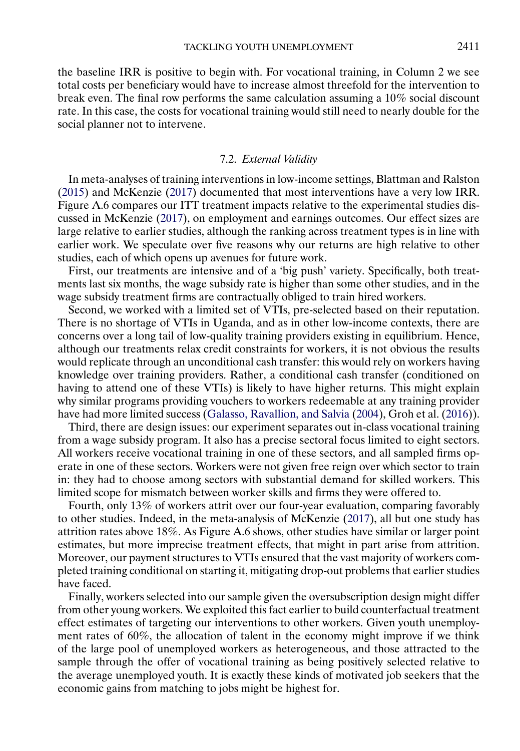the baseline IRR is positive to begin with. For vocational training, in Column 2 we see total costs per beneficiary would have to increase almost threefold for the intervention to break even. The final row performs the same calculation assuming a 10% social discount rate. In this case, the costs for vocational training would still need to nearly double for the social planner not to intervene.

### 7.2. *External Validity*

In meta-analyses of training interventions in low-income settings, Blattman and Ralston (2015) and McKenzie (2017) documented that most interventions have a very low IRR. Figure A.6 compares our ITT treatment impacts relative to the experimental studies discussed in McKenzie (2017), on employment and earnings outcomes. Our effect sizes are large relative to earlier studies, although the ranking across treatment types is in line with earlier work. We speculate over five reasons why our returns are high relative to other studies, each of which opens up avenues for future work.

First, our treatments are intensive and of a 'big push' variety. Specifically, both treatments last six months, the wage subsidy rate is higher than some other studies, and in the wage subsidy treatment firms are contractually obliged to train hired workers.

Second, we worked with a limited set of VTIs, pre-selected based on their reputation. There is no shortage of VTIs in Uganda, and as in other low-income contexts, there are concerns over a long tail of low-quality training providers existing in equilibrium. Hence, although our treatments relax credit constraints for workers, it is not obvious the results would replicate through an unconditional cash transfer: this would rely on workers having knowledge over training providers. Rather, a conditional cash transfer (conditioned on having to attend one of these VTIs) is likely to have higher returns. This might explain why similar programs providing vouchers to workers redeemable at any training provider have had more limited success (Galasso, Ravallion, and Salvia (2004), Groh et al. (2016)).

Third, there are design issues: our experiment separates out in-class vocational training from a wage subsidy program. It also has a precise sectoral focus limited to eight sectors. All workers receive vocational training in one of these sectors, and all sampled firms operate in one of these sectors. Workers were not given free reign over which sector to train in: they had to choose among sectors with substantial demand for skilled workers. This limited scope for mismatch between worker skills and firms they were offered to.

Fourth, only 13% of workers attrit over our four-year evaluation, comparing favorably to other studies. Indeed, in the meta-analysis of McKenzie (2017), all but one study has attrition rates above 18%. As Figure A.6 shows, other studies have similar or larger point estimates, but more imprecise treatment effects, that might in part arise from attrition. Moreover, our payment structures to VTIs ensured that the vast majority of workers completed training conditional on starting it, mitigating drop-out problems that earlier studies have faced.

Finally, workers selected into our sample given the oversubscription design might differ from other young workers. We exploited this fact earlier to build counterfactual treatment effect estimates of targeting our interventions to other workers. Given youth unemployment rates of 60%, the allocation of talent in the economy might improve if we think of the large pool of unemployed workers as heterogeneous, and those attracted to the sample through the offer of vocational training as being positively selected relative to the average unemployed youth. It is exactly these kinds of motivated job seekers that the economic gains from matching to jobs might be highest for.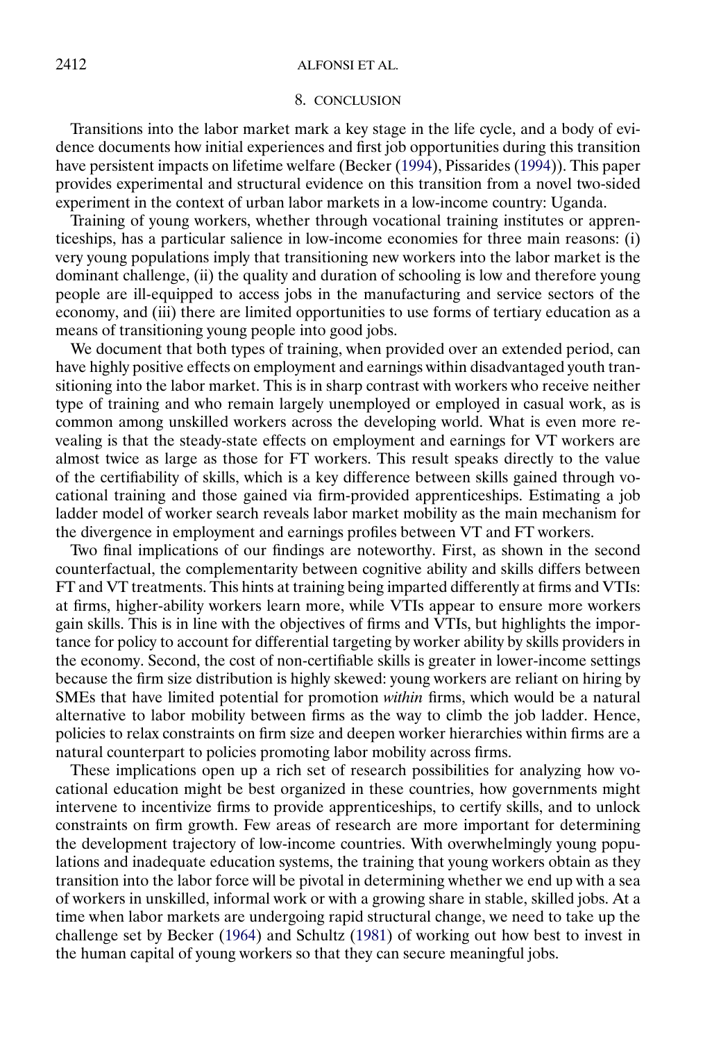## 8. CONCLUSION

Transitions into the labor market mark a key stage in the life cycle, and a body of evidence documents how initial experiences and first job opportunities during this transition have persistent impacts on lifetime welfare (Becker (1994), Pissarides (1994)). This paper provides experimental and structural evidence on this transition from a novel two-sided experiment in the context of urban labor markets in a low-income country: Uganda.

Training of young workers, whether through vocational training institutes or apprenticeships, has a particular salience in low-income economies for three main reasons: (i) very young populations imply that transitioning new workers into the labor market is the dominant challenge, (ii) the quality and duration of schooling is low and therefore young people are ill-equipped to access jobs in the manufacturing and service sectors of the economy, and (iii) there are limited opportunities to use forms of tertiary education as a means of transitioning young people into good jobs.

We document that both types of training, when provided over an extended period, can have highly positive effects on employment and earnings within disadvantaged youth transitioning into the labor market. This is in sharp contrast with workers who receive neither type of training and who remain largely unemployed or employed in casual work, as is common among unskilled workers across the developing world. What is even more revealing is that the steady-state effects on employment and earnings for VT workers are almost twice as large as those for FT workers. This result speaks directly to the value of the certifiability of skills, which is a key difference between skills gained through vocational training and those gained via firm-provided apprenticeships. Estimating a job ladder model of worker search reveals labor market mobility as the main mechanism for the divergence in employment and earnings profiles between VT and FT workers.

Two final implications of our findings are noteworthy. First, as shown in the second counterfactual, the complementarity between cognitive ability and skills differs between FT and VT treatments. This hints at training being imparted differently at firms and VTIs: at firms, higher-ability workers learn more, while VTIs appear to ensure more workers gain skills. This is in line with the objectives of firms and VTIs, but highlights the importance for policy to account for differential targeting by worker ability by skills providers in the economy. Second, the cost of non-certifiable skills is greater in lower-income settings because the firm size distribution is highly skewed: young workers are reliant on hiring by SMEs that have limited potential for promotion *within* firms, which would be a natural alternative to labor mobility between firms as the way to climb the job ladder. Hence, policies to relax constraints on firm size and deepen worker hierarchies within firms are a natural counterpart to policies promoting labor mobility across firms.

These implications open up a rich set of research possibilities for analyzing how vocational education might be best organized in these countries, how governments might intervene to incentivize firms to provide apprenticeships, to certify skills, and to unlock constraints on firm growth. Few areas of research are more important for determining the development trajectory of low-income countries. With overwhelmingly young populations and inadequate education systems, the training that young workers obtain as they transition into the labor force will be pivotal in determining whether we end up with a sea of workers in unskilled, informal work or with a growing share in stable, skilled jobs. At a time when labor markets are undergoing rapid structural change, we need to take up the challenge set by Becker (1964) and Schultz (1981) of working out how best to invest in the human capital of young workers so that they can secure meaningful jobs.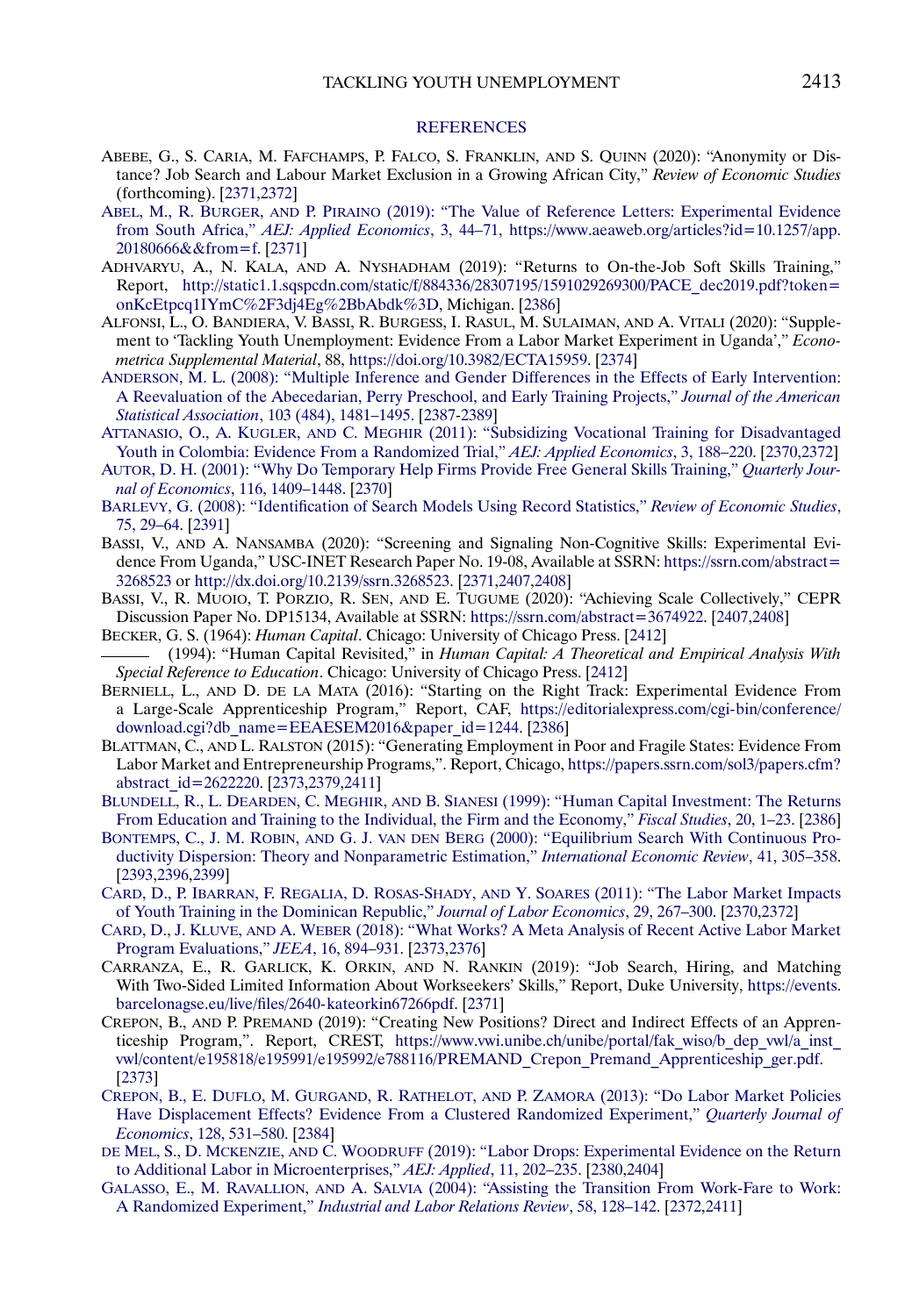## REFERENCES

ABEBE, G., S. CARIA, M. FAFCHAMPS, P. FALCO, S. FRANKLIN, AND S. QUINN (2020): "Anonymity or Distance? Job Search and Labour Market Exclusion in a Growing African City," *Review of Economic Studies* (forthcoming). [2371,2372]

ABEL, M., R. BURGER, AND P. PIRAINO (2019): "The Value of Reference Letters: Experimental Evidence from South Africa," *AEJ: Applied Economics*, 3, 44–71, https://www.aeaweb.org/articles?id=10.1257/app.20180666&&from=f. [2371]

ADHVARYU, A., N. KALA, AND A. NYSHADHAM (2019): "Returns to On-the-Job Soft Skills Training," Report, http://static1.1.sqspcdn.com/static/f/884336/28307195/1591029269300/PACE_dec2019.pdf?token=onKcEtpcq1IYmC%2F3dj4Eg%2BbAbdk%3D, Michigan. [2386]

ALFONSI, L., O. BANDIERA, V. BASSI, R. BURGESS, I. RASUL, M. SULAIMAN, AND A. VITALI (2020): "Supplement to 'Tackling Youth Unemployment: Evidence From a Labor Market Experiment in Uganda'," *Econometrica Supplemental Material*, 88, https://doi.org/10.3982/ECTA15959. [2374]

ANDERSON, M. L. (2008): "Multiple Inference and Gender Differences in the Effects of Early Intervention: A Reevaluation of the Abecedarian, Perry Preschool, and Early Training Projects," *Journal of the American Statistical Association*, 103 (484), 1481–1495. [2387-2389]

ATTANASIO, O., A. KUGLER, AND C. MEGHIR (2011): "Subsidizing Vocational Training for Disadvantaged Youth in Colombia: Evidence From a Randomized Trial," *AEJ: Applied Economics*, 3, 188–220. [2370,2372]

AUTOR, D. H. (2001): "Why Do Temporary Help Firms Provide Free General Skills Training," *Quarterly Journal of Economics*, 116, 1409–1448. [2370]

BARLEVY, G. (2008): "Identification of Search Models Using Record Statistics," *Review of Economic Studies*, 75, 29–64. [2391]

BASSI, V., AND A. NANSAMBA (2020): "Screening and Signaling Non-Cognitive Skills: Experimental Evidence From Uganda," USC-INET Research Paper No. 19-08, Available at SSRN: https://ssrn.com/abstract=3268523 or http://dx.doi.org/10.2139/ssrn.3268523. [2371,2407,2408]

BASSI, V., R. MUOIO, T. PORZIO, R. SEN, AND E. TUGUME (2020): "Achieving Scale Collectively," CEPR Discussion Paper No. DP15134, Available at SSRN: https://ssrn.com/abstract=3674922. [2407,2408]

BECKER, G. S. (1964): *Human Capital*. Chicago: University of Chicago Press. [2412]

——— (1994): "Human Capital Revisited," in *Human Capital: A Theoretical and Empirical Analysis With Special Reference to Education*. Chicago: University of Chicago Press. [2412]

BERNIELL, L., AND D. DE LA MATA (2016): "Starting on the Right Track: Experimental Evidence From a Large-Scale Apprenticeship Program," Report, CAF, https://editorialexpress.com/cgi-bin/conference/download.cgi?db_name=EEAESEM2016&paper_id=1244. [2386]

BLATTMAN, C., AND L. RALSTON (2015): "Generating Employment in Poor and Fragile States: Evidence From Labor Market and Entrepreneurship Programs,". Report, Chicago, https://papers.ssrn.com/sol3/papers.cfm?abstract_id=2622220. [2373,2379,2411]

BLUNDELL, R., L. DEARDEN, C. MEGHIR, AND B. SIANESI (1999): "Human Capital Investment: The Returns From Education and Training to the Individual, the Firm and the Economy," *Fiscal Studies*, 20, 1–23. [2386]

BONTEMPS, C., J. M. ROBIN, AND G. J. VAN DEN BERG (2000): "Equilibrium Search With Continuous Productivity Dispersion: Theory and Nonparametric Estimation," *International Economic Review*, 41, 305–358. [2393,2396,2399]

CARD, D., P. IBARRAN, F. REGALIA, D. ROSAS-SHADY, AND Y. SOARES (2011): "The Labor Market Impacts of Youth Training in the Dominican Republic," *Journal of Labor Economics*, 29, 267–300. [2370,2372]

CARD, D., J. KLUVE, AND A. WEBER (2018): "What Works? A Meta Analysis of Recent Active Labor Market Program Evaluations," *JEEA*, 16, 894–931. [2373,2376]

CARRANZA, E., R. GARLICK, K. ORKIN, AND N. RANKIN (2019): "Job Search, Hiring, and Matching With Two-Sided Limited Information About Workseekers' Skills," Report, Duke University, https://events.barcelonagse.eu/live/files/2640-kateorkin67266pdf. [2371]

CREPON, B., AND P. PREMAND (2019): "Creating New Positions? Direct and Indirect Effects of an Apprenticeship Program,". Report, CREST, https://www.vwi.unibe.ch/unibe/portal/fak_wiso/b_dep_vwl/a_inst_vwl/content/e195818/e195991/e195992/e788116/PREMAND_Crepon_Premand_Apprenticeship_ger.pdf. [2373]

CREPON, B., E. DUFLO, M. GURGAND, R. RATHELOT, AND P. ZAMORA (2013): "Do Labor Market Policies Have Displacement Effects? Evidence From a Clustered Randomized Experiment," *Quarterly Journal of Economics*, 128, 531–580. [2384]

DE MEL, S., D. MCKENZIE, AND C. WOODRUFF (2019): "Labor Drops: Experimental Evidence on the Return to Additional Labor in Microenterprises," *AEJ: Applied*, 11, 202–235. [2380,2404]

GALASSO, E., M. RAVALLION, AND A. SALVIA (2004): "Assisting the Transition From Work-Fare to Work: A Randomized Experiment," *Industrial and Labor Relations Review*, 58, 128–142. [2372,2411]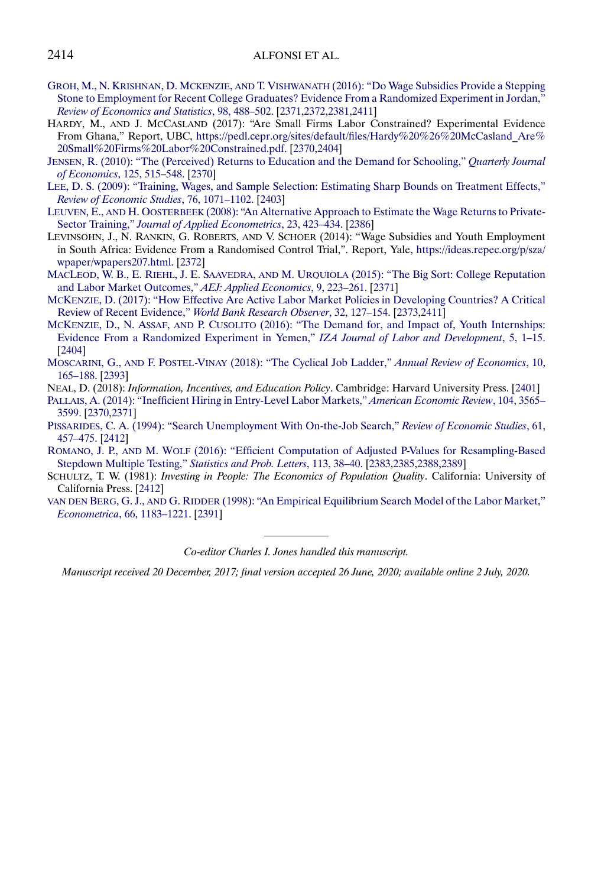GROH, M., N. KRISHNAN, D. MCKENZIE, AND T. VISHWANATH (2016): "Do Wage Subsidies Provide a Stepping Stone to Employment for Recent College Graduates? Evidence From a Randomized Experiment in Jordan," *Review of Economics and Statistics*, 98, 488–502. [2371,2372,2381,2411]

HARDY, M., AND J. MCCASLAND (2017): "Are Small Firms Labor Constrained? Experimental Evidence From Ghana," Report, UBC, https://pedl.cepr.org/sites/default/files/Hardy%20%26%20McCasland_Are%20Small%20Firms%20Labor%20Constrained.pdf. [2370,2404]

JENSEN, R. (2010): "The (Perceived) Returns to Education and the Demand for Schooling," *Quarterly Journal of Economics*, 125, 515–548. [2370]

LEE, D. S. (2009): "Training, Wages, and Sample Selection: Estimating Sharp Bounds on Treatment Effects," *Review of Economic Studies*, 76, 1071–1102. [2403]

LEUVEN, E., AND H. OOSTERBEEK (2008): "An Alternative Approach to Estimate the Wage Returns to Private-Sector Training," *Journal of Applied Econometrics*, 23, 423–434. [2386]

LEVINSOHN, J., N. RANKIN, G. ROBERTS, AND V. SCHOER (2014): "Wage Subsidies and Youth Employment in South Africa: Evidence From a Randomised Control Trial,". Report, Yale, https://ideas.repec.org/p/sza/wpaper/wpapers207.html. [2372]

MACLEOD, W. B., E. RIEHL, J. E. SAAVEDRA, AND M. URQUIOLA (2015): "The Big Sort: College Reputation and Labor Market Outcomes," *AEJ: Applied Economics*, 9, 223–261. [2371]

MCKENZIE, D. (2017): "How Effective Are Active Labor Market Policies in Developing Countries? A Critical Review of Recent Evidence," *World Bank Research Observer*, 32, 127–154. [2373,2411]

MCKENZIE, D., N. ASSAF, AND P. CUSOLITO (2016): "The Demand for, and Impact of, Youth Internships: Evidence From a Randomized Experiment in Yemen," *IZA Journal of Labor and Development*, 5, 1–15. [2404]

MOSCARINI, G., AND F. POSTEL-VINAY (2018): "The Cyclical Job Ladder," *Annual Review of Economics*, 10, 165–188. [2393]

NEAL, D. (2018): *Information, Incentives, and Education Policy*. Cambridge: Harvard University Press. [2401]

PALLAIS, A. (2014): "Inefficient Hiring in Entry-Level Labor Markets," *American Economic Review*, 104, 3565–3599. [2370,2371]

PISSARIDES, C. A. (1994): "Search Unemployment With On-the-Job Search," *Review of Economic Studies*, 61, 457–475. [2412]

ROMANO, J. P., AND M. WOLF (2016): "Efficient Computation of Adjusted P-Values for Resampling-Based Stepdown Multiple Testing," *Statistics and Prob. Letters*, 113, 38–40. [2383,2385,2388,2389]

SCHULTZ, T. W. (1981): *Investing in People: The Economics of Population Quality*. California: University of California Press. [2412]

VAN DEN BERG, G. J., AND G. RIDDER (1998): "An Empirical Equilibrium Search Model of the Labor Market," *Econometrica*, 66, 1183–1221. [2391]

---

*Co-editor Charles I. Jones handled this manuscript.*

*Manuscript received 20 December, 2017; final version accepted 26 June, 2020; available online 2 July, 2020.*